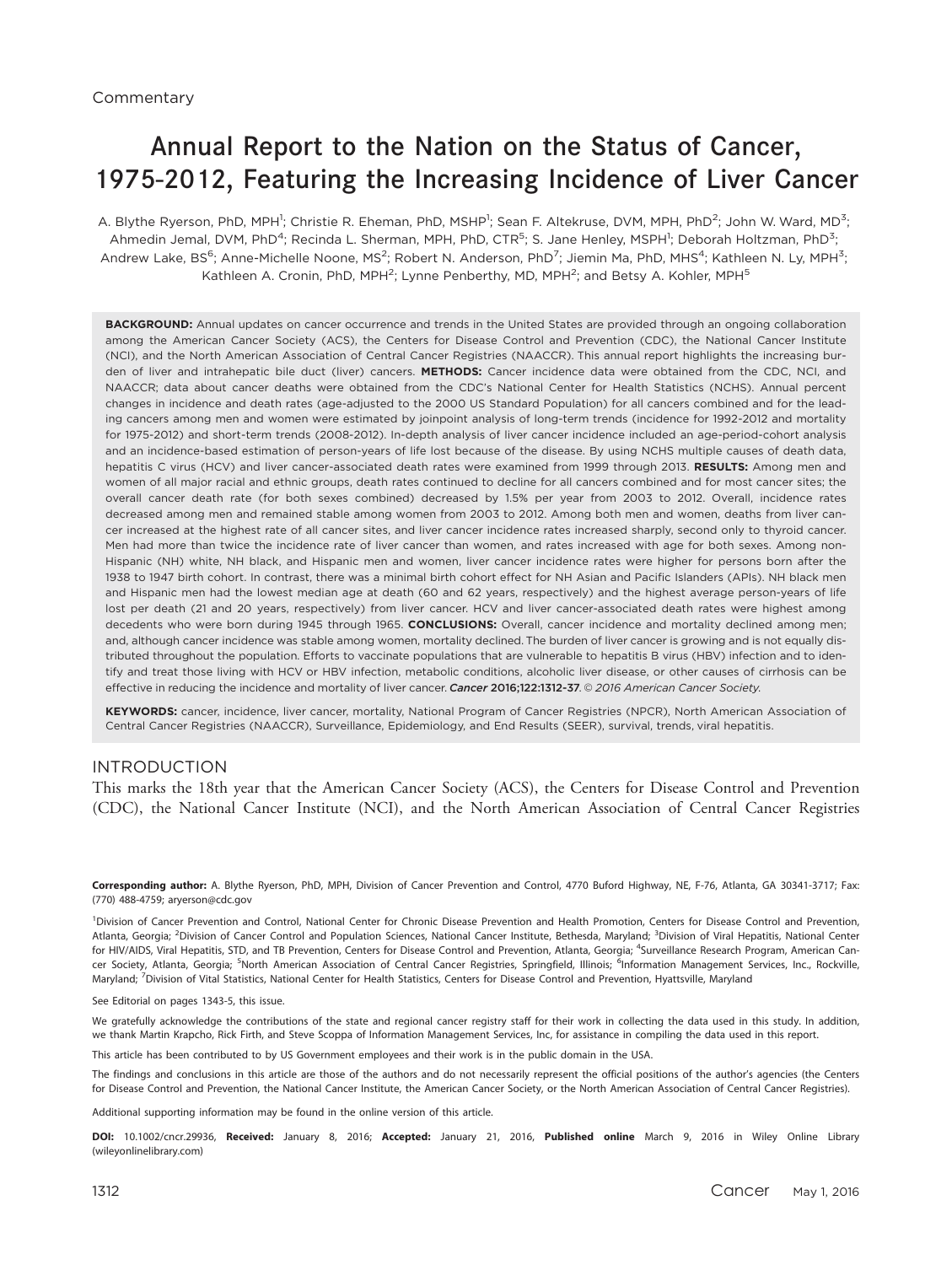Commentary

# Annual Report to the Nation on the Status of Cancer, 1975-2012, Featuring the Increasing Incidence of Liver Cancer

A. Blythe Ryerson, PhD, MPH[1]; Christie R. Eheman, PhD, MSHP[1]; Sean F. Altekruse, DVM, MPH, PhD[2]; John W. Ward, MD[3]; Ahmedin Jemal, DVM, PhD[4]; Recinda L. Sherman, MPH, PhD, CTR[5]; S. Jane Henley, MSPH[1]; Deborah Holtzman, PhD[3]; Andrew Lake, BS[6]; Anne-Michelle Noone, MS[2]; Robert N. Anderson, PhD[7]; Jiemin Ma, PhD, MHS[4]; Kathleen N. Ly, MPH[3]; Kathleen A. Cronin, PhD, MPH[2]; Lynne Penberthy, MD, MPH[2]; and Betsy A. Kohler, MPH[5]

**BACKGROUND:** Annual updates on cancer occurrence and trends in the United States are provided through an ongoing collaboration among the American Cancer Society (ACS), the Centers for Disease Control and Prevention (CDC), the National Cancer Institute (NCI), and the North American Association of Central Cancer Registries (NAACCR). This annual report highlights the increasing burden of liver and intrahepatic bile duct (liver) cancers. **METHODS:** Cancer incidence data were obtained from the CDC, NCI, and NAACCR; data about cancer deaths were obtained from the CDC's National Center for Health Statistics (NCHS). Annual percent changes in incidence and death rates (age-adjusted to the 2000 US Standard Population) for all cancers combined and for the leading cancers among men and women were estimated by joinpoint analysis of long-term trends (incidence for 1992-2012 and mortality for 1975-2012) and short-term trends (2008-2012). In-depth analysis of liver cancer incidence included an age-period-cohort analysis and an incidence-based estimation of person-years of life lost because of the disease. By using NCHS multiple causes of death data, hepatitis C virus (HCV) and liver cancer-associated death rates were examined from 1999 through 2013. **RESULTS:** Among men and women of all major racial and ethnic groups, death rates continued to decline for all cancers combined and for most cancer sites; the overall cancer death rate (for both sexes combined) decreased by 1.5% per year from 2003 to 2012. Overall, incidence rates decreased among men and remained stable among women from 2003 to 2012. Among both men and women, deaths from liver cancer increased at the highest rate of all cancer sites, and liver cancer incidence rates increased sharply, second only to thyroid cancer. Men had more than twice the incidence rate of liver cancer than women, and rates increased with age for both sexes. Among non-Hispanic (NH) white, NH black, and Hispanic men and women, liver cancer incidence rates were higher for persons born after the 1938 to 1947 birth cohort. In contrast, there was a minimal birth cohort effect for NH Asian and Pacific Islanders (APIs). NH black men and Hispanic men had the lowest median age at death (60 and 62 years, respectively) and the highest average person-years of life lost per death (21 and 20 years, respectively) from liver cancer. HCV and liver cancer-associated death rates were highest among decedents who were born during 1945 through 1965. **CONCLUSIONS:** Overall, cancer incidence and mortality declined among men; and, although cancer incidence was stable among women, mortality declined. The burden of liver cancer is growing and is not equally distributed throughout the population. Efforts to vaccinate populations that are vulnerable to hepatitis B virus (HBV) infection and to identify and treat those living with HCV or HBV infection, metabolic conditions, alcoholic liver disease, or other causes of cirrhosis can be effective in reducing the incidence and mortality of liver cancer. *Cancer* **2016;122:1312-37**. *© 2016 American Cancer Society.*

**KEYWORDS:** cancer, incidence, liver cancer, mortality, National Program of Cancer Registries (NPCR), North American Association of Central Cancer Registries (NAACCR), Surveillance, Epidemiology, and End Results (SEER), survival, trends, viral hepatitis.

## INTRODUCTION

This marks the 18th year that the American Cancer Society (ACS), the Centers for Disease Control and Prevention (CDC), the National Cancer Institute (NCI), and the North American Association of Central Cancer Registries

**Corresponding author:** A. Blythe Ryerson, PhD, MPH, Division of Cancer Prevention and Control, 4770 Buford Highway, NE, F-76, Atlanta, GA 30341-3717; Fax: (770) 488-4759; aryerson@cdc.gov

[1]Division of Cancer Prevention and Control, National Center for Chronic Disease Prevention and Health Promotion, Centers for Disease Control and Prevention, Atlanta, Georgia; [2]Division of Cancer Control and Population Sciences, National Cancer Institute, Bethesda, Maryland; [3]Division of Viral Hepatitis, National Center for HIV/AIDS, Viral Hepatitis, STD, and TB Prevention, Centers for Disease Control and Prevention, Atlanta, Georgia; [4]Surveillance Research Program, American Cancer Society, Atlanta, Georgia; [5]North American Association of Central Cancer Registries, Springfield, Illinois; [6]Information Management Services, Inc., Rockville, Maryland; [7]Division of Vital Statistics, National Center for Health Statistics, Centers for Disease Control and Prevention, Hyattsville, Maryland

See Editorial on pages 1343-5, this issue.

We gratefully acknowledge the contributions of the state and regional cancer registry staff for their work in collecting the data used in this study. In addition, we thank Martin Krapcho, Rick Firth, and Steve Scoppa of Information Management Services, Inc, for assistance in compiling the data used in this report.

This article has been contributed to by US Government employees and their work is in the public domain in the USA.

The findings and conclusions in this article are those of the authors and do not necessarily represent the official positions of the author's agencies (the Centers for Disease Control and Prevention, the National Cancer Institute, the American Cancer Society, or the North American Association of Central Cancer Registries).

Additional supporting information may be found in the online version of this article.

**DOI:** 10.1002/cncr.29936, **Received:** January 8, 2016; **Accepted:** January 21, 2016, **Published online** March 9, 2016 in Wiley Online Library (wileyonlinelibrary.com)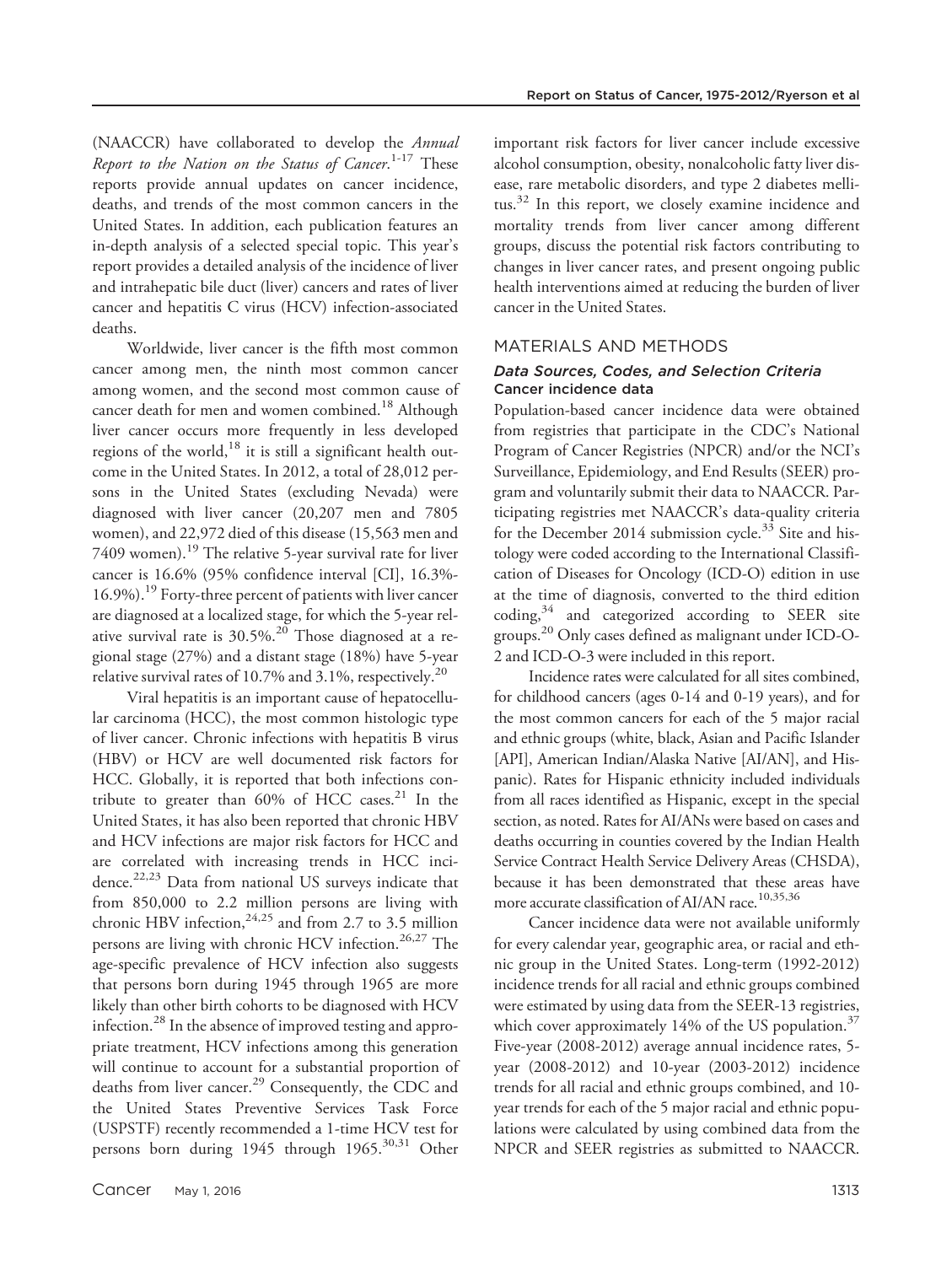(NAACCR) have collaborated to develop the *Annual Report to the Nation on the Status of Cancer*.[1-17] These reports provide annual updates on cancer incidence, deaths, and trends of the most common cancers in the United States. In addition, each publication features an in-depth analysis of a selected special topic. This year's report provides a detailed analysis of the incidence of liver and intrahepatic bile duct (liver) cancers and rates of liver cancer and hepatitis C virus (HCV) infection-associated deaths.

Worldwide, liver cancer is the fifth most common cancer among men, the ninth most common cancer among women, and the second most common cause of cancer death for men and women combined.[18] Although liver cancer occurs more frequently in less developed regions of the world,[18] it is still a significant health outcome in the United States. In 2012, a total of 28,012 persons in the United States (excluding Nevada) were diagnosed with liver cancer (20,207 men and 7805 women), and 22,972 died of this disease (15,563 men and 7409 women).[19] The relative 5-year survival rate for liver cancer is 16.6% (95% confidence interval [CI], 16.3%-16.9%).[19] Forty-three percent of patients with liver cancer are diagnosed at a localized stage, for which the 5-year relative survival rate is 30.5%.[20] Those diagnosed at a regional stage (27%) and a distant stage (18%) have 5-year relative survival rates of 10.7% and 3.1%, respectively.[20]

Viral hepatitis is an important cause of hepatocellular carcinoma (HCC), the most common histologic type of liver cancer. Chronic infections with hepatitis B virus (HBV) or HCV are well documented risk factors for HCC. Globally, it is reported that both infections contribute to greater than 60% of HCC cases.[21] In the United States, it has also been reported that chronic HBV and HCV infections are major risk factors for HCC and are correlated with increasing trends in HCC incidence.[22,23] Data from national US surveys indicate that from 850,000 to 2.2 million persons are living with chronic HBV infection,[24,25] and from 2.7 to 3.5 million persons are living with chronic HCV infection.[26,27] The age-specific prevalence of HCV infection also suggests that persons born during 1945 through 1965 are more likely than other birth cohorts to be diagnosed with HCV infection.[28] In the absence of improved testing and appropriate treatment, HCV infections among this generation will continue to account for a substantial proportion of deaths from liver cancer.[29] Consequently, the CDC and the United States Preventive Services Task Force (USPSTF) recently recommended a 1-time HCV test for persons born during 1945 through 1965.[30,31] Other important risk factors for liver cancer include excessive alcohol consumption, obesity, nonalcoholic fatty liver disease, rare metabolic disorders, and type 2 diabetes mellitus.[32] In this report, we closely examine incidence and mortality trends from liver cancer among different groups, discuss the potential risk factors contributing to changes in liver cancer rates, and present ongoing public health interventions aimed at reducing the burden of liver cancer in the United States.

## MATERIALS AND METHODS

### *Data Sources, Codes, and Selection Criteria*

#### Cancer incidence data

Population-based cancer incidence data were obtained from registries that participate in the CDC's National Program of Cancer Registries (NPCR) and/or the NCI's Surveillance, Epidemiology, and End Results (SEER) program and voluntarily submit their data to NAACCR. Participating registries met NAACCR's data-quality criteria for the December 2014 submission cycle.[33] Site and histology were coded according to the International Classification of Diseases for Oncology (ICD-O) edition in use at the time of diagnosis, converted to the third edition coding,[34] and categorized according to SEER site groups.[20] Only cases defined as malignant under ICD-O-2 and ICD-O-3 were included in this report.

Incidence rates were calculated for all sites combined, for childhood cancers (ages 0-14 and 0-19 years), and for the most common cancers for each of the 5 major racial and ethnic groups (white, black, Asian and Pacific Islander [API], American Indian/Alaska Native [AI/AN], and Hispanic). Rates for Hispanic ethnicity included individuals from all races identified as Hispanic, except in the special section, as noted. Rates for AI/ANs were based on cases and deaths occurring in counties covered by the Indian Health Service Contract Health Service Delivery Areas (CHSDA), because it has been demonstrated that these areas have more accurate classification of AI/AN race.[10,35,36]

Cancer incidence data were not available uniformly for every calendar year, geographic area, or racial and ethnic group in the United States. Long-term (1992-2012) incidence trends for all racial and ethnic groups combined were estimated by using data from the SEER-13 registries, which cover approximately 14% of the US population.[37] Five-year (2008-2012) average annual incidence rates, 5-year (2008-2012) and 10-year (2003-2012) incidence trends for all racial and ethnic groups combined, and 10-year trends for each of the 5 major racial and ethnic populations were calculated by using combined data from the NPCR and SEER registries as submitted to NAACCR.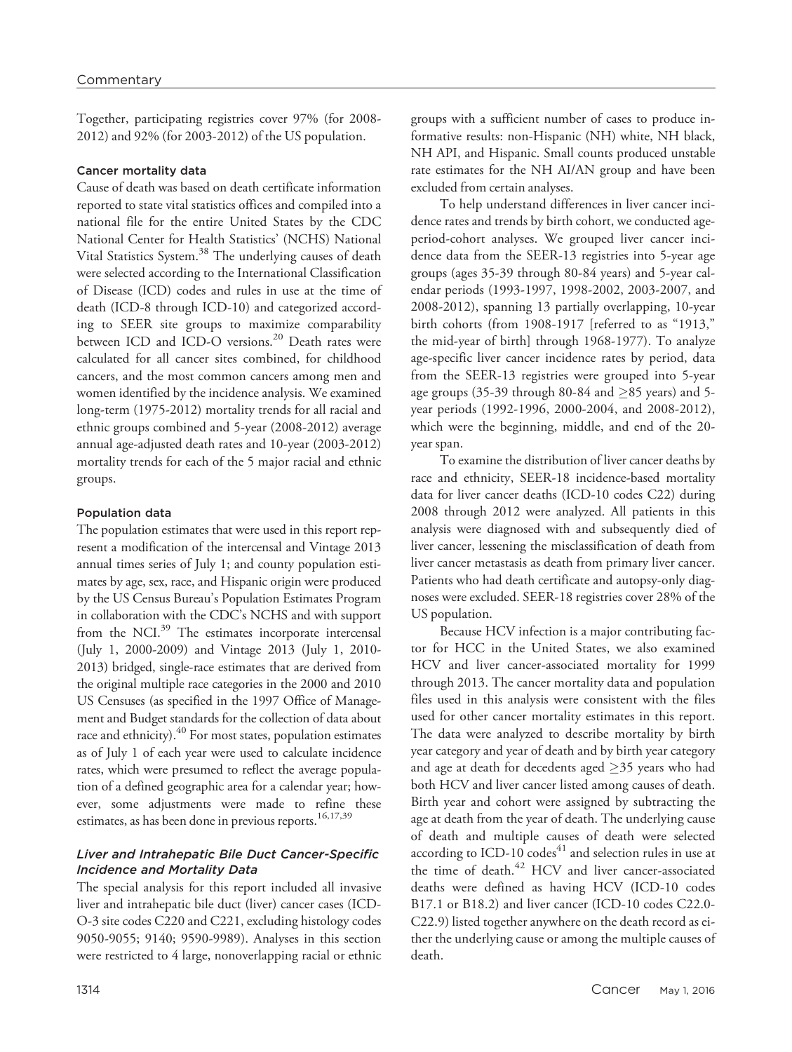Together, participating registries cover 97% (for 2008-2012) and 92% (for 2003-2012) of the US population.

#### Cancer mortality data

Cause of death was based on death certificate information reported to state vital statistics offices and compiled into a national file for the entire United States by the CDC National Center for Health Statistics' (NCHS) National Vital Statistics System.[38] The underlying causes of death were selected according to the International Classification of Disease (ICD) codes and rules in use at the time of death (ICD-8 through ICD-10) and categorized according to SEER site groups to maximize comparability between ICD and ICD-O versions.[20] Death rates were calculated for all cancer sites combined, for childhood cancers, and the most common cancers among men and women identified by the incidence analysis. We examined long-term (1975-2012) mortality trends for all racial and ethnic groups combined and 5-year (2008-2012) average annual age-adjusted death rates and 10-year (2003-2012) mortality trends for each of the 5 major racial and ethnic groups.

#### Population data

The population estimates that were used in this report represent a modification of the intercensal and Vintage 2013 annual times series of July 1; and county population estimates by age, sex, race, and Hispanic origin were produced by the US Census Bureau's Population Estimates Program in collaboration with the CDC's NCHS and with support from the NCI.[39] The estimates incorporate intercensal (July 1, 2000-2009) and Vintage 2013 (July 1, 2010-2013) bridged, single-race estimates that are derived from the original multiple race categories in the 2000 and 2010 US Censuses (as specified in the 1997 Office of Management and Budget standards for the collection of data about race and ethnicity).[40] For most states, population estimates as of July 1 of each year were used to calculate incidence rates, which were presumed to reflect the average population of a defined geographic area for a calendar year; however, some adjustments were made to refine these estimates, as has been done in previous reports.[16,17,39]

### *Liver and Intrahepatic Bile Duct Cancer-Specific Incidence and Mortality Data*

The special analysis for this report included all invasive liver and intrahepatic bile duct (liver) cancer cases (ICD-O-3 site codes C220 and C221, excluding histology codes 9050-9055; 9140; 9590-9989). Analyses in this section were restricted to 4 large, nonoverlapping racial or ethnic groups with a sufficient number of cases to produce informative results: non-Hispanic (NH) white, NH black, NH API, and Hispanic. Small counts produced unstable rate estimates for the NH AI/AN group and have been excluded from certain analyses.

To help understand differences in liver cancer incidence rates and trends by birth cohort, we conducted age-period-cohort analyses. We grouped liver cancer incidence data from the SEER-13 registries into 5-year age groups (ages 35-39 through 80-84 years) and 5-year calendar periods (1993-1997, 1998-2002, 2003-2007, and 2008-2012), spanning 13 partially overlapping, 10-year birth cohorts (from 1908-1917 [referred to as "1913," the mid-year of birth] through 1968-1977). To analyze age-specific liver cancer incidence rates by period, data from the SEER-13 registries were grouped into 5-year age groups (35-39 through 80-84 and $\geq$85 years) and 5-year periods (1992-1996, 2000-2004, and 2008-2012), which were the beginning, middle, and end of the 20-year span.

To examine the distribution of liver cancer deaths by race and ethnicity, SEER-18 incidence-based mortality data for liver cancer deaths (ICD-10 codes C22) during 2008 through 2012 were analyzed. All patients in this analysis were diagnosed with and subsequently died of liver cancer, lessening the misclassification of death from liver cancer metastasis as death from primary liver cancer. Patients who had death certificate and autopsy-only diagnoses were excluded. SEER-18 registries cover 28% of the US population.

Because HCV infection is a major contributing factor for HCC in the United States, we also examined HCV and liver cancer-associated mortality for 1999 through 2013. The cancer mortality data and population files used in this analysis were consistent with the files used for other cancer mortality estimates in this report. The data were analyzed to describe mortality by birth year category and year of death and by birth year category and age at death for decedents aged $\geq$35 years who had both HCV and liver cancer listed among causes of death. Birth year and cohort were assigned by subtracting the age at death from the year of death. The underlying cause of death and multiple causes of death were selected according to ICD-10 codes[41] and selection rules in use at the time of death.[42] HCV and liver cancer-associated deaths were defined as having HCV (ICD-10 codes B17.1 or B18.2) and liver cancer (ICD-10 codes C22.0-C22.9) listed together anywhere on the death record as either the underlying cause or among the multiple causes of death.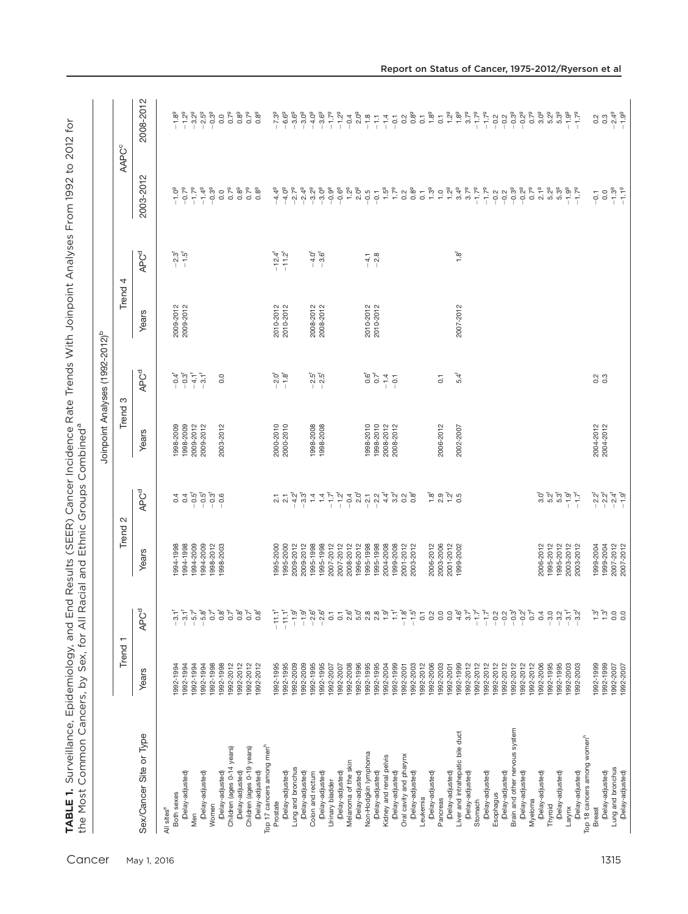**TABLE 1.** Surveillance, Epidemiology, and End Results (SEER) Cancer Incidence Rate Trends With Joinpoint Analyses From 1992 to 2012 for the Most Common Cancers, by Sex, for All Racial and Ethnic Groups Combined[a]

| Sex/Cancer Site or Type | Joinpoint Analyses (1992-2012)[b] | | | | | | | | AAPC[c] | |
|---|---|---|---|---|---|---|---|---|---|---|
| | Trend 1 | | Trend 2 | | Trend 3 | | Trend 4 | | | |
| | Years | APC[d] | Years | APC[d] | Years | APC[d] | Years | APC[d] | 2003-2012 | 2008-2012 |
| All sites[e] | | | | | | | | | | |
| Both sexes | 1992-1994 | −3.1[f] | 1994-1998 | 0.4 | 1998-2009 | −0.4[f] | 2009-2012 | −2.3[f] | −1.0[g] | −1.8[g] |
| (Delay-adjusted) | 1992-1994 | −3.1[f] | 1994-1998 | 0.4 | 1998-2009 | −0.3[f] | 2009-2012 | −1.5[f] | −0.7[g] | −1.2[g] |
| Men | 1992-1994 | −5.7[f] | 1994-2009 | −0.5[f] | 2009-2012 | −4.1[f] | | | −1.7[g] | −3.2[g] |
| (Delay-adjusted) | 1992-1994 | −5.8[f] | 1994-2009 | −0.5[f] | 2009-2012 | −3.1[f] | | | −1.4[g] | −2.5[g] |
| Women | 1992-1998 | 0.7[f] | 1998-2012 | −0.3[f] | | | | | −0.3[g] | −0.3[g] |
| (Delay-adjusted) | 1992-1998 | 0.8[f] | 1998-2003 | −0.6 | 2003-2012 | 0.0 | | | 0.0 | 0.0 |
| Children (ages 0-14 years) | 1992-2012 | 0.7[f] | | | | | | | 0.7[g] | 0.7[g] |
| (Delay-adjusted) | 1992-2012 | 0.8[f] | | | | | | | 0.8[g] | 0.8[g] |
| Children (ages 0-19 years) | 1992-2012 | 0.7[f] | | | | | | | 0.7[g] | 0.7[g] |
| (Delay-adjusted) | 1992-2012 | 0.8[f] | | | | | | | 0.8[g] | 0.8[g] |
| Top 17 cancers among men[h] | | | | | | | | | | |
| Prostate | 1992-1995 | −11.1[f] | 1995-2000 | 2.1 | 2000-2010 | −2.0[f] | 2010-2012 | −12.4[f] | −4.4[g] | −7.3[g] |
| (Delay-adjusted) | 1992-1995 | −11.1[f] | 1995-2000 | 2.1 | 2000-2010 | −1.8[f] | 2010-2012 | −11.2[f] | −4.0[g] | −6.6[g] |
| Lung and bronchus | 1992-2009 | −1.9[f] | 2009-2012 | −4.2[f] | | | | | −2.7[g] | −3.6[g] |
| (Delay-adjusted) | 1992-2009 | −1.9[f] | 2009-2012 | −3.3[f] | | | | | −2.4[g] | −3.0[g] |
| Colon and rectum | 1992-1995 | −2.6[f] | 1995-1998 | 1.4 | 1998-2008 | −2.5[f] | 2008-2012 | −4.0[f] | −3.2[g] | −4.0[g] |
| (Delay-adjusted) | 1992-1995 | −2.6[f] | 1995-1998 | 1.4 | 1998-2008 | −2.5[f] | 2008-2012 | −3.6[f] | −3.0[g] | −3.6[g] |
| Urinary bladder | 1992-2007 | 0.1 | 2007-2012 | −1.7[f] | | | | | −0.9[g] | −1.7[g] |
| (Delay-adjusted) | 1992-2007 | 0.1 | 2007-2012 | −1.2[f] | | | | | −0.6[g] | −1.2[g] |
| Melanoma of the skin | 1992-2008 | 2.6[f] | 2008-2012 | −0.4 | | | | | 1.2[g] | −0.4 |
| (Delay-adjusted) | 1992-1996 | 5.0[f] | 1996-2012 | 2.0[f] | | | | | 2.0[g] | 2.0[g] |
| Non-Hodgkin lymphoma | 1992-1995 | 2.8 | 1995-1998 | −2.1 | 1998-2010 | 0.6[f] | 2010-2012 | −4.1 | −0.5 | −1.8 |
| (Delay-adjusted) | 1992-1995 | 2.8 | 1995-1998 | −2.2 | 1998-2010 | 0.7[f] | 2010-2012 | −2.8 | −0.1 | −1.1 |
| Kidney and renal pelvis | 1992-2004 | 1.9[f] | 2004-2008 | 4.4[f] | 2008-2012 | −1.4 | | | 1.5[g] | −1.4 |
| (Delay-adjusted) | 1992-1999 | 1.1[f] | 1999-2008 | 3.2[f] | 2008-2012 | −0.1 | | | 1.7[g] | −0.1 |
| Oral cavity and pharynx | 1992-2001 | −1.8[f] | 2001-2012 | 0.2 | | | | | 0.2 | 0.2 |
| (Delay-adjusted) | 1992-2003 | −1.5[f] | 2003-2012 | 0.8[f] | | | | | 0.8[g] | 0.8[g] |
| Leukemia | 1992-2012 | 0.1 | | | | | | | 0.1 | 0.1 |
| (Delay-adjusted) | 1992-2006 | 0.2 | 2006-2012 | 1.8[f] | | | | | 1.3[g] | 1.8[g] |
| Pancreas | 1992-2003 | 0.0 | 2003-2006 | 2.9 | 2006-2012 | 0.1 | | | 1.0 | 0.1 |
| (Delay-adjusted) | 1992-2001 | 0.0 | 2001-2012 | 1.2[f] | | | | | 1.2[g] | 1.2[g] |
| Liver and intrahepatic bile duct | 1992-1999 | 4.6[f] | 1999-2002 | 0.5 | 2002-2007 | 5.4[f] | 2007-2012 | 1.8[f] | 3.4[g] | 1.8[g] |
| (Delay-adjusted) | 1992-2012 | 3.7[f] | | | | | | | 3.7[g] | 3.7[g] |
| Stomach | 1992-2012 | −1.7[f] | | | | | | | −1.7[g] | −1.7[g] |
| (Delay-adjusted) | 1992-2012 | −1.7[f] | | | | | | | −1.7[g] | −1.7[g] |
| Esophagus | 1992-2012 | −0.2 | | | | | | | −0.2 | −0.2 |
| (Delay-adjusted) | 1992-2012 | −0.2 | | | | | | | −0.2 | −0.2 |
| Brain and other nervous system | 1992-2012 | −0.3[f] | | | | | | | −0.3[g] | −0.3[g] |
| (Delay-adjusted) | 1992-2012 | −0.2[f] | | | | | | | −0.2[g] | −0.2[g] |
| Myeloma | 1992-2012 | 0.7[f] | | | | | | | 0.7[g] | 0.7[g] |
| (Delay-adjusted) | 1992-2006 | 0.4 | 2006-2012 | 3.0[f] | | | | | 2.1[g] | 3.0[g] |
| Thyroid | 1992-1995 | −3.0 | 1995-2012 | 5.2[f] | | | | | 5.2[g] | 5.2[g] |
| (Delay-adjusted) | 1992-1995 | −3.2 | 1995-2012 | 5.3[f] | | | | | 5.3[g] | 5.3[g] |
| Larynx | 1992-2003 | −3.1[f] | 2003-2012 | −1.9[f] | | | | | −1.9[g] | −1.9[g] |
| (Delay-adjusted) | 1992-2003 | −3.2[f] | 2003-2012 | −1.7[f] | | | | | −1.7[g] | −1.7[g] |
| Top 18 cancers among women[h] | | | | | | | | | | |
| Breast | 1992-1999 | 1.3[f] | 1999-2004 | −2.2[f] | 2004-2012 | 0.2 | | | −0.1 | 0.2 |
| (Delay-adjusted) | 1992-1999 | 1.3[f] | 1999-2004 | −2.2[f] | 2004-2012 | 0.3 | | | 0.0 | 0.3 |
| Lung and bronchus | 1992-2007 | 0.0 | 2007-2012 | −2.4[f] | | | | | −1.3[g] | −2.4[g] |
| (Delay-adjusted) | 1992-2007 | 0.0 | 2007-2012 | −1.9[f] | | | | | −1.1[g] | −1.9[g] |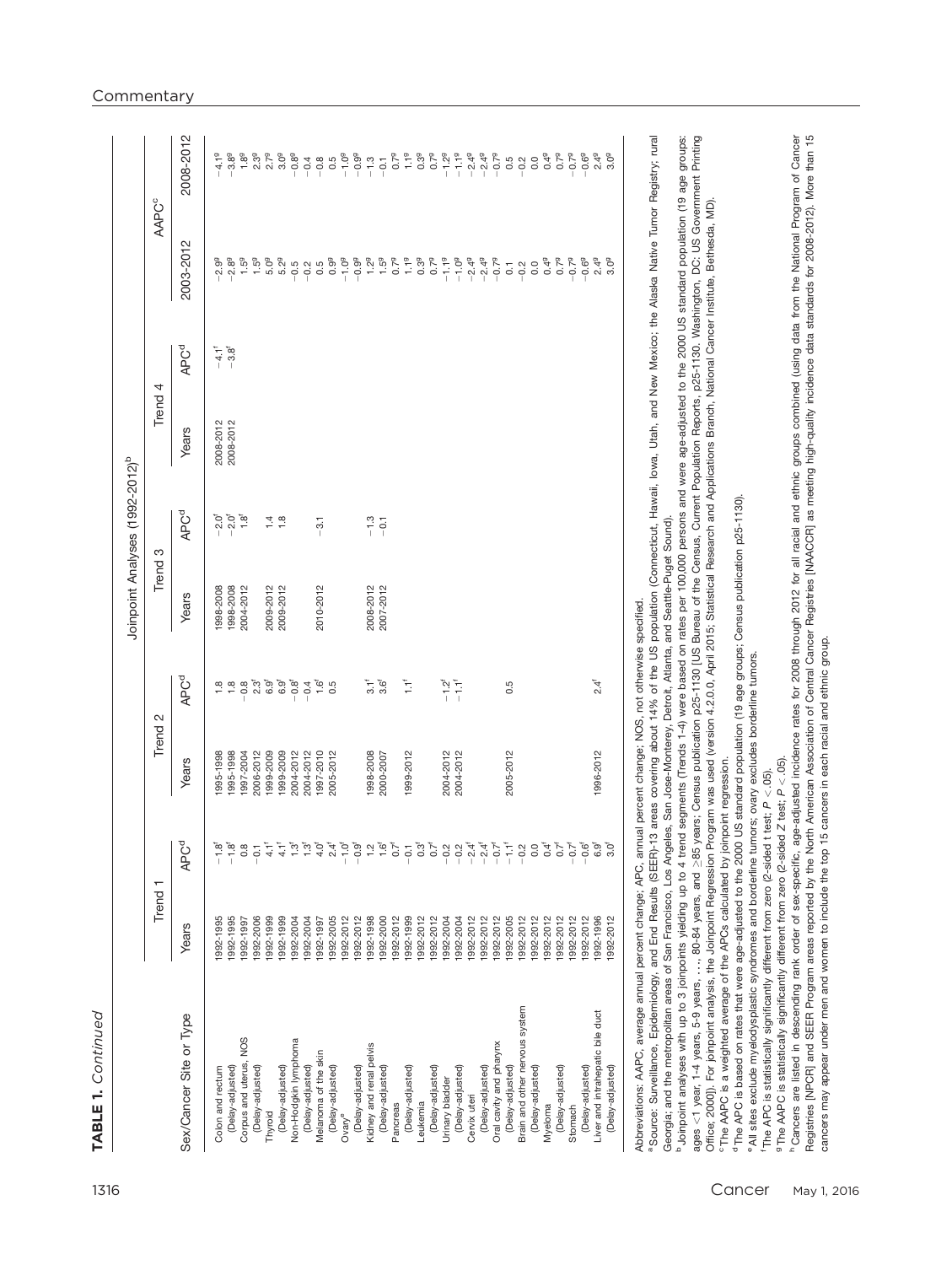**TABLE 1.** *Continued*

| Sex/Cancer Site or Type | Joinpoint Analyses (1992-2012)[b] | | | | | | | | AAPC[c] | |
|---|---|---|---|---|---|---|---|---|---|---|
| | Trend 1 | | Trend 2 | | Trend 3 | | Trend 4 | | | |
| | Years | APC[d] | Years | APC[d] | Years | APC[d] | Years | APC[d] | 2003-2012 | 2008-2012 |
| Colon and rectum | 1992-1995 | −1.8[f] | 1995-1998 | 1.8 | 1998-2008 | −2.0[f] | 2008-2012 | −4.1[f] | −2.9[g] | −4.1[g] |
| (Delay-adjusted) | 1992-1995 | −1.8[f] | 1995-1998 | 1.8 | 1998-2008 | −2.0[f] | 2008-2012 | −3.8[f] | −2.8[g] | −3.8[g] |
| Corpus and uterus, NOS | 1992-1997 | 0.8 | 1997-2004 | −0.8 | 2004-2012 | 1.8[f] | | | 1.5[g] | 1.8[g] |
| (Delay-adjusted) | 1992-2006 | −0.1 | 2006-2012 | 2.3[f] | | | | | 1.5[g] | 2.3[g] |
| Thyroid | 1992-1999 | 4.1[f] | 1999-2009 | 6.9[f] | 2009-2012 | 1.4 | | | 5.0[g] | 2.7[g] |
| (Delay-adjusted) | 1992-1999 | 4.1[f] | 1999-2009 | 6.9[f] | 2009-2012 | 1.8 | | | 5.2[g] | 3.0[g] |
| Non-Hodgkin lymphoma | 1992-2004 | 1.3[f] | 2004-2012 | −0.8[f] | | | | | −0.5 | −0.8[g] |
| (Delay-adjusted) | 1992-2004 | 1.3[f] | 2004-2012 | −0.4 | | | | | −0.2 | −0.4 |
| Melanoma of the skin | 1992-1997 | 4.0[f] | 1997-2010 | 1.6[f] | 2010-2012 | −3.1 | | | 0.5 | −0.8 |
| (Delay-adjusted) | 1992-2005 | 2.4[f] | 2005-2012 | 0.5 | | | | | 0.9[g] | 0.5 |
| Ovary[e] | 1992-2012 | −1.0[f] | | | | | | | −1.0[g] | −1.0[g] |
| (Delay-adjusted) | 1992-2012 | −0.9[f] | | | | | | | −0.9[g] | −0.9[g] |
| Kidney and renal pelvis | 1992-1998 | 1.2 | 1998-2008 | 3.1[f] | 2008-2012 | −1.3 | | | 1.2[g] | −1.3 |
| (Delay-adjusted) | 1992-2000 | 1.6[f] | 2000-2007 | 3.6[f] | 2007-2012 | −0.1 | | | 1.5[g] | −0.1 |
| Pancreas | 1992-2012 | 0.7[f] | | | | | | | 0.7[g] | 0.7[g] |
| (Delay-adjusted) | 1992-1999 | −0.1 | 1999-2012 | 1.1[f] | | | | | 1.1[g] | 1.1[g] |
| Leukemia | 1992-2012 | 0.3[f] | | | | | | | 0.3[g] | 0.3[g] |
| (Delay-adjusted) | 1992-2012 | 0.7[f] | | | | | | | 0.7[g] | 0.7[g] |
| Urinary bladder | 1992-2004 | −0.2 | 2004-2012 | −1.2[f] | | | | | −1.1[g] | −1.2[g] |
| (Delay-adjusted) | 1992-2004 | −0.2 | 2004-2012 | −1.1[f] | | | | | −1.0[g] | −1.1[g] |
| Cervix uteri | 1992-2012 | −2.4[f] | | | | | | | −2.4[g] | −2.4[g] |
| (Delay-adjusted) | 1992-2012 | −2.4[f] | | | | | | | −2.4[g] | −2.4[g] |
| Oral cavity and pharynx | 1992-2012 | −0.7[f] | | | | | | | −0.7[g] | −0.7[g] |
| (Delay-adjusted) | 1992-2005 | −1.1[f] | 2005-2012 | 0.5 | | | | | 0.1 | 0.5 |
| Brain and other nervous system | 1992-2012 | −0.2 | | | | | | | −0.2 | −0.2 |
| (Delay-adjusted) | 1992-2012 | 0.0 | | | | | | | 0.0 | 0.0 |
| Myeloma | 1992-2012 | 0.4[f] | | | | | | | 0.4[g] | 0.4[g] |
| (Delay-adjusted) | 1992-2012 | 0.7[f] | | | | | | | 0.7[g] | 0.7[g] |
| Stomach | 1992-2012 | −0.7[f] | | | | | | | −0.7[g] | −0.7[g] |
| (Delay-adjusted) | 1992-2012 | −0.6[f] | | | | | | | −0.6[g] | −0.6[g] |
| Liver and intrahepatic bile duct | 1992-1996 | 6.9[f] | 1996-2012 | 2.4[f] | | | | | 2.4[g] | 2.4[g] |
| (Delay-adjusted) | 1992-2012 | 3.0[f] | | | | | | | 3.0[g] | 3.0[g] |

Abbreviations: AAPC, average annual percent change; APC, annual percent change; NOS, not otherwise specified.

[a] Source: Surveillance, Epidemiology, and End Results (SEER)-13 areas covering about 14% of the US population (Connecticut, Hawaii, Iowa, Utah, and New Mexico; the Alaska Native Tumor Registry; rural Georgia; and the metropolitan areas of San Francisco, Los Angeles, San Jose-Monterey, Detroit, Atlanta, and Seattle-Puget Sound).

[b] Joinpoint analyses with up to 3 joinpoints yielding up to 4 trend segments (Trends 1-4) were based on rates per 100,000 persons and were age-adjusted to the 2000 US standard population (19 age groups: ages <1 year, 1-4 years, 5-9 years, . . ., 80-84 years, and ≥85 years; Census publication p25-1130 [US Bureau of the Census, Current Population Reports, p25-1130. Washington, DC: US Government Printing Office; 2000]). For joinpoint analysis, the Joinpoint Regression Program was used (version 4.2.0.0, April 2015; Statistical Research and Applications Branch, National Cancer Institute, Bethesda, MD).

[c] The AAPC is a weighted average of the APCs calculated by joinpoint regression.

[d] The APC is based on rates that were age-adjusted to the 2000 US standard population (19 age groups; Census publication p25-1130).

[e] All sites exclude myelodysplastic syndromes and borderline tumors; ovary excludes borderline tumors.

[f] The APC is statistically significantly different from zero (2-sided t test; $P < .05$).

[g] The AAPC is statistically significantly different from zero (2-sided Z test; $P < .05$).

[h] Cancers are listed in descending rank order of sex-specific, age-adjusted incidence rates for 2008 through 2012 for all racial and ethnic groups combined (using data from the National Program of Cancer Registries [NPCR] and SEER Program areas reported by the North American Association of Central Cancer Registries [NAACCR] as meeting high-quality incidence data standards for 2008-2012). More than 15 cancers may appear under men and women to include the top 15 cancers in each racial and ethnic group.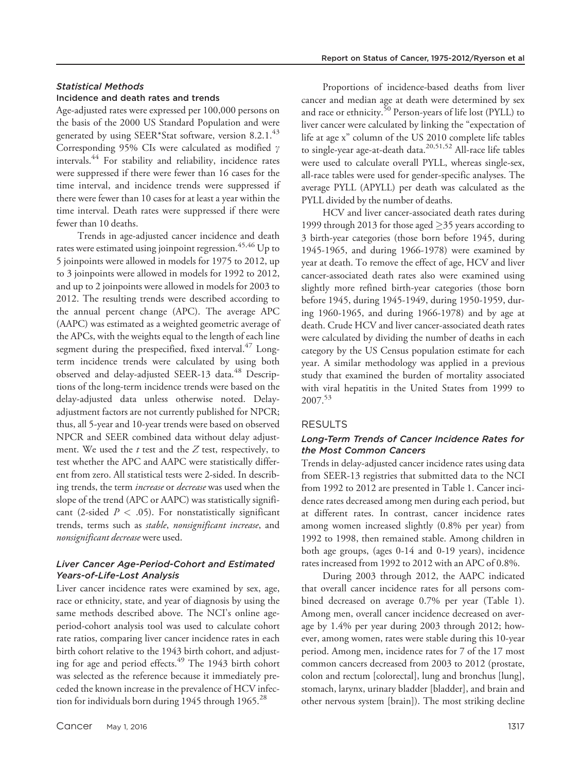### *Statistical Methods*

#### Incidence and death rates and trends

Age-adjusted rates were expressed per 100,000 persons on the basis of the 2000 US Standard Population and were generated by using SEER*Stat software, version 8.2.1.[43] Corresponding 95% CIs were calculated as modified $\gamma$ intervals.[44] For stability and reliability, incidence rates were suppressed if there were fewer than 16 cases for the time interval, and incidence trends were suppressed if there were fewer than 10 cases for at least a year within the time interval. Death rates were suppressed if there were fewer than 10 deaths.

Trends in age-adjusted cancer incidence and death rates were estimated using joinpoint regression.[45,46] Up to 5 joinpoints were allowed in models for 1975 to 2012, up to 3 joinpoints were allowed in models for 1992 to 2012, and up to 2 joinpoints were allowed in models for 2003 to 2012. The resulting trends were described according to the annual percent change (APC). The average APC (AAPC) was estimated as a weighted geometric average of the APCs, with the weights equal to the length of each line segment during the prespecified, fixed interval.[47] Long-term incidence trends were calculated by using both observed and delay-adjusted SEER-13 data.[48] Descriptions of the long-term incidence trends were based on the delay-adjusted data unless otherwise noted. Delay-adjustment factors are not currently published for NPCR; thus, all 5-year and 10-year trends were based on observed NPCR and SEER combined data without delay adjustment. We used the $t$ test and the $Z$ test, respectively, to test whether the APC and AAPC were statistically different from zero. All statistical tests were 2-sided. In describing trends, the term *increase* or *decrease* was used when the slope of the trend (APC or AAPC) was statistically significant (2-sided $P < .05$). For nonstatistically significant trends, terms such as *stable*, *nonsignificant increase*, and *nonsignificant decrease* were used.

### *Liver Cancer Age-Period-Cohort and Estimated Years-of-Life-Lost Analysis*

Liver cancer incidence rates were examined by sex, age, race or ethnicity, state, and year of diagnosis by using the same methods described above. The NCI's online age-period-cohort analysis tool was used to calculate cohort rate ratios, comparing liver cancer incidence rates in each birth cohort relative to the 1943 birth cohort, and adjusting for age and period effects.[49] The 1943 birth cohort was selected as the reference because it immediately preceded the known increase in the prevalence of HCV infection for individuals born during 1945 through 1965.[28]

Proportions of incidence-based deaths from liver cancer and median age at death were determined by sex and race or ethnicity.[50] Person-years of life lost (PYLL) to liver cancer were calculated by linking the "expectation of life at age x" column of the US 2010 complete life tables to single-year age-at-death data.[20,51,52] All-race life tables were used to calculate overall PYLL, whereas single-sex, all-race tables were used for gender-specific analyses. The average PYLL (APYLL) per death was calculated as the PYLL divided by the number of deaths.

HCV and liver cancer-associated death rates during 1999 through 2013 for those aged ≥35 years according to 3 birth-year categories (those born before 1945, during 1945-1965, and during 1966-1978) were examined by year at death. To remove the effect of age, HCV and liver cancer-associated death rates also were examined using slightly more refined birth-year categories (those born before 1945, during 1945-1949, during 1950-1959, during 1960-1965, and during 1966-1978) and by age at death. Crude HCV and liver cancer-associated death rates were calculated by dividing the number of deaths in each category by the US Census population estimate for each year. A similar methodology was applied in a previous study that examined the burden of mortality associated with viral hepatitis in the United States from 1999 to 2007.[53]

## RESULTS

### *Long-Term Trends of Cancer Incidence Rates for the Most Common Cancers*

Trends in delay-adjusted cancer incidence rates using data from SEER-13 registries that submitted data to the NCI from 1992 to 2012 are presented in Table 1. Cancer incidence rates decreased among men during each period, but at different rates. In contrast, cancer incidence rates among women increased slightly (0.8% per year) from 1992 to 1998, then remained stable. Among children in both age groups, (ages 0-14 and 0-19 years), incidence rates increased from 1992 to 2012 with an APC of 0.8%.

During 2003 through 2012, the AAPC indicated that overall cancer incidence rates for all persons combined decreased on average 0.7% per year (Table 1). Among men, overall cancer incidence decreased on average by 1.4% per year during 2003 through 2012; however, among women, rates were stable during this 10-year period. Among men, incidence rates for 7 of the 17 most common cancers decreased from 2003 to 2012 (prostate, colon and rectum [colorectal], lung and bronchus [lung], stomach, larynx, urinary bladder [bladder], and brain and other nervous system [brain]). The most striking decline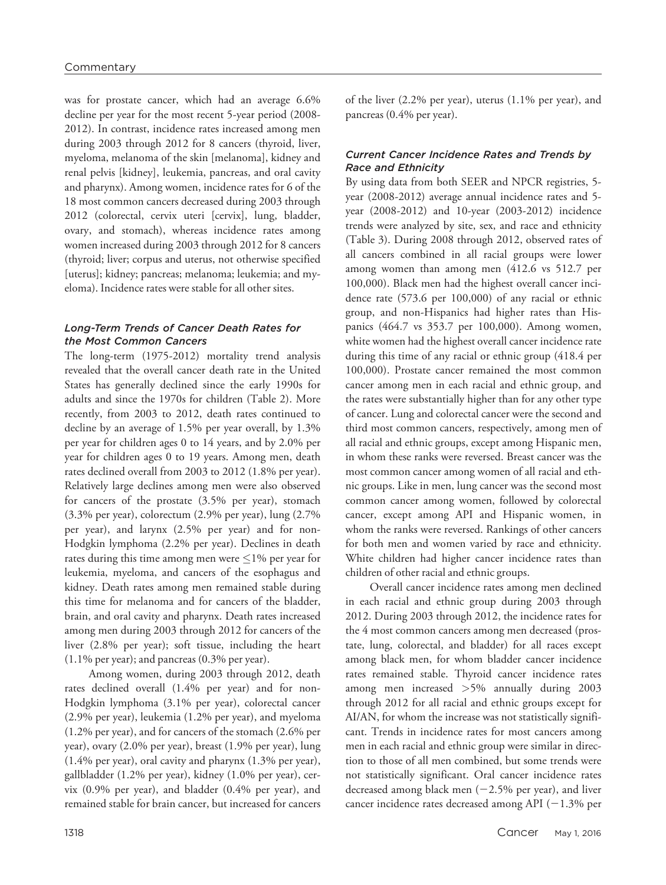was for prostate cancer, which had an average 6.6% decline per year for the most recent 5-year period (2008-2012). In contrast, incidence rates increased among men during 2003 through 2012 for 8 cancers (thyroid, liver, myeloma, melanoma of the skin [melanoma], kidney and renal pelvis [kidney], leukemia, pancreas, and oral cavity and pharynx). Among women, incidence rates for 6 of the 18 most common cancers decreased during 2003 through 2012 (colorectal, cervix uteri [cervix], lung, bladder, ovary, and stomach), whereas incidence rates among women increased during 2003 through 2012 for 8 cancers (thyroid; liver; corpus and uterus, not otherwise specified [uterus]; kidney; pancreas; melanoma; leukemia; and myeloma). Incidence rates were stable for all other sites.

### *Long-Term Trends of Cancer Death Rates for the Most Common Cancers*

The long-term (1975-2012) mortality trend analysis revealed that the overall cancer death rate in the United States has generally declined since the early 1990s for adults and since the 1970s for children (Table 2). More recently, from 2003 to 2012, death rates continued to decline by an average of 1.5% per year overall, by 1.3% per year for children ages 0 to 14 years, and by 2.0% per year for children ages 0 to 19 years. Among men, death rates declined overall from 2003 to 2012 (1.8% per year). Relatively large declines among men were also observed for cancers of the prostate (3.5% per year), stomach (3.3% per year), colorectum (2.9% per year), lung (2.7% per year), and larynx (2.5% per year) and for non-Hodgkin lymphoma (2.2% per year). Declines in death rates during this time among men were ≤1% per year for leukemia, myeloma, and cancers of the esophagus and kidney. Death rates among men remained stable during this time for melanoma and for cancers of the bladder, brain, and oral cavity and pharynx. Death rates increased among men during 2003 through 2012 for cancers of the liver (2.8% per year); soft tissue, including the heart (1.1% per year); and pancreas (0.3% per year).

Among women, during 2003 through 2012, death rates declined overall (1.4% per year) and for non-Hodgkin lymphoma (3.1% per year), colorectal cancer (2.9% per year), leukemia (1.2% per year), and myeloma (1.2% per year), and for cancers of the stomach (2.6% per year), ovary (2.0% per year), breast (1.9% per year), lung (1.4% per year), oral cavity and pharynx (1.3% per year), gallbladder (1.2% per year), kidney (1.0% per year), cervix (0.9% per year), and bladder (0.4% per year), and remained stable for brain cancer, but increased for cancers of the liver (2.2% per year), uterus (1.1% per year), and pancreas (0.4% per year).

### *Current Cancer Incidence Rates and Trends by Race and Ethnicity*

By using data from both SEER and NPCR registries, 5-year (2008-2012) average annual incidence rates and 5-year (2008-2012) and 10-year (2003-2012) incidence trends were analyzed by site, sex, and race and ethnicity (Table 3). During 2008 through 2012, observed rates of all cancers combined in all racial groups were lower among women than among men (412.6 vs 512.7 per 100,000). Black men had the highest overall cancer incidence rate (573.6 per 100,000) of any racial or ethnic group, and non-Hispanics had higher rates than Hispanics (464.7 vs 353.7 per 100,000). Among women, white women had the highest overall cancer incidence rate during this time of any racial or ethnic group (418.4 per 100,000). Prostate cancer remained the most common cancer among men in each racial and ethnic group, and the rates were substantially higher than for any other type of cancer. Lung and colorectal cancer were the second and third most common cancers, respectively, among men of all racial and ethnic groups, except among Hispanic men, in whom these ranks were reversed. Breast cancer was the most common cancer among women of all racial and ethnic groups. Like in men, lung cancer was the second most common cancer among women, followed by colorectal cancer, except among API and Hispanic women, in whom the ranks were reversed. Rankings of other cancers for both men and women varied by race and ethnicity. White children had higher cancer incidence rates than children of other racial and ethnic groups.

Overall cancer incidence rates among men declined in each racial and ethnic group during 2003 through 2012. During 2003 through 2012, the incidence rates for the 4 most common cancers among men decreased (prostate, lung, colorectal, and bladder) for all races except among black men, for whom bladder cancer incidence rates remained stable. Thyroid cancer incidence rates among men increased >5% annually during 2003 through 2012 for all racial and ethnic groups except for AI/AN, for whom the increase was not statistically significant. Trends in incidence rates for most cancers among men in each racial and ethnic group were similar in direction to those of all men combined, but some trends were not statistically significant. Oral cancer incidence rates decreased among black men (−2.5% per year), and liver cancer incidence rates decreased among API (−1.3% per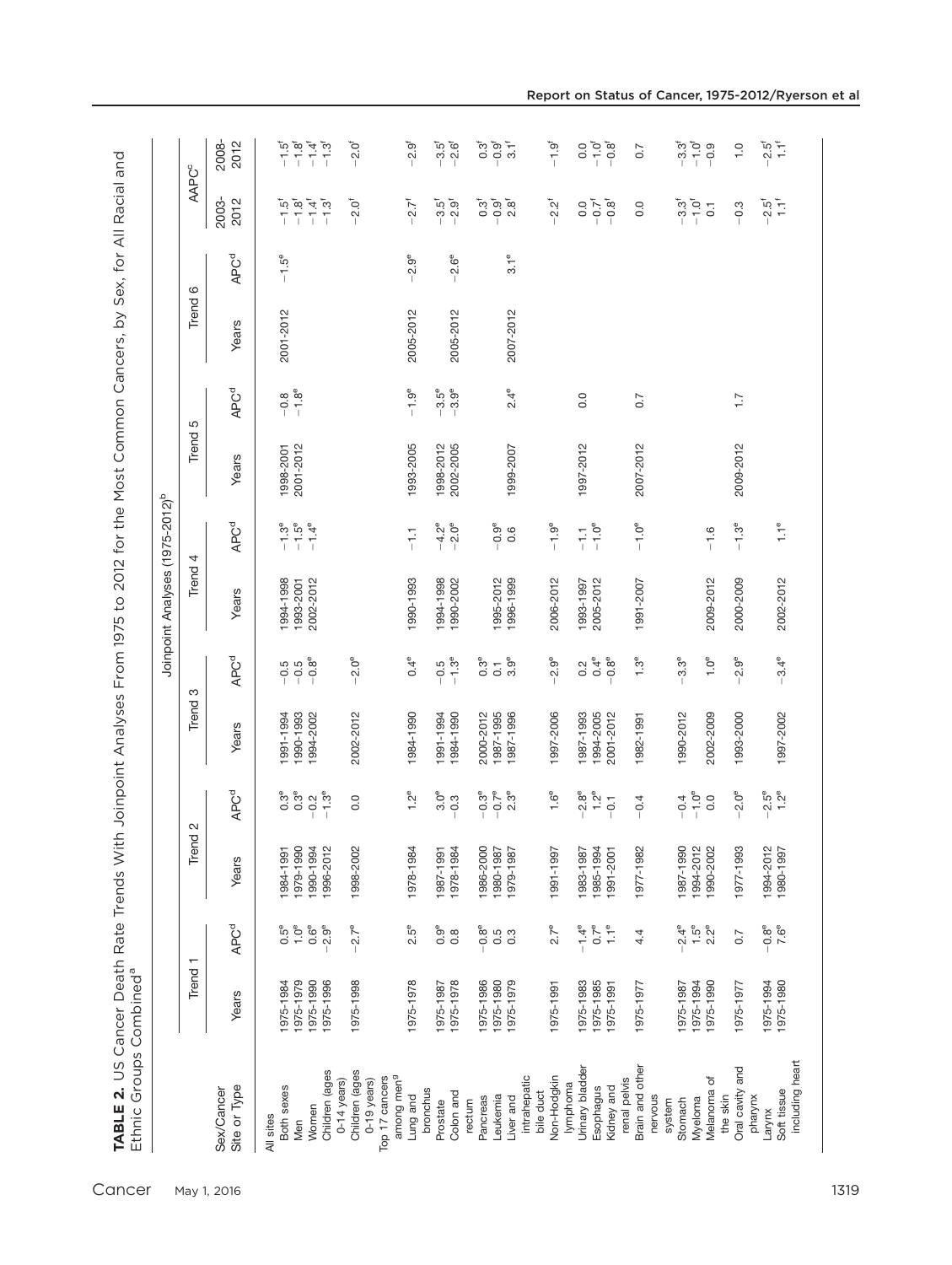**TABLE 2.** US Cancer Death Rate Trends With Joinpoint Analyses From 1975 to 2012 for the Most Common Cancers, by Sex, for All Racial and Ethnic Groups Combined[a]

| Sex/Cancer Site or Type | Joinpoint Analyses (1975-2012)[b] | | | | | | | | | | | | AAPC[c] | |
|---|---|---|---|---|---|---|---|---|---|---|---|---|---|---|
| | Trend 1 | | Trend 2 | | Trend 3 | | Trend 4 | | Trend 5 | | Trend 6 | | | |
| | Years | APC[d] | Years | APC[d] | Years | APC[d] | Years | APC[d] | Years | APC[d] | Years | APC[d] | 2003-2012 | 2008-2012 |
| All sites | | | | | | | | | | | | | | |
| Both sexes | 1975-1984 | 0.5[e] | 1984-1991 | 0.3[e] | 1991-1994 | −0.5 | 1994-1998 | −1.3[e] | 1998-2001 | −0.8 | 2001-2012 | −1.5[e] | −1.5[f] | −1.5[f] |
| Men | 1975-1979 | 1.0[e] | 1979-1990 | 0.3[e] | 1990-1993 | −0.5 | 1993-2001 | −1.5[e] | 2001-2012 | −1.8[e] | | | −1.8[f] | −1.8[f] |
| Women | 1975-1990 | 0.6[e] | 1990-1994 | −0.2 | 1994-2002 | −0.8[e] | 2002-2012 | −1.4[e] | | | | | −1.4[f] | −1.4[f] |
| Children (ages 0-14 years) | 1975-1996 | −2.9[e] | 1996-2012 | −1.3[e] | | | | | | | | | −1.3[f] | −1.3[f] |
| Children (ages 0-19 years) | 1975-1998 | −2.7[e] | 1998-2002 | 0.0 | 2002-2012 | −2.0[e] | | | | | | | −2.0[f] | −2.0[f] |
| Top 17 cancers among men[g] | | | | | | | | | | | | | | |
| Lung and bronchus | 1975-1978 | 2.5[e] | 1978-1984 | 1.2[e] | 1984-1990 | 0.4[e] | 1990-1993 | −1.1 | 1993-2005 | −1.9[e] | 2005-2012 | −2.9[e] | −2.7[f] | −2.9[f] |
| Prostate | 1975-1987 | 0.9[e] | 1987-1991 | 3.0[e] | 1991-1994 | −0.5 | 1994-1998 | −4.2[e] | 1998-2012 | −3.5[e] | | | −3.5[f] | −3.5[f] |
| Colon and rectum | 1975-1978 | 0.8 | 1978-1984 | −0.3 | 1984-1990 | −1.3[e] | 1990-2002 | −2.0[e] | 2002-2005 | −3.9[e] | 2005-2012 | −2.6[e] | −2.9[f] | −2.6[f] |
| Pancreas | 1975-1986 | −0.8[e] | 1986-2000 | −0.3[e] | 2000-2012 | 0.3[e] | | | | | | | 0.3[f] | 0.3[f] |
| Leukemia | 1975-1980 | 0.5 | 1980-1987 | −0.7[e] | 1987-1995 | 0.1 | 1995-2012 | −0.9[e] | | | | | −0.9[f] | −0.9[f] |
| Liver and intrahepatic bile duct | 1975-1979 | 0.3 | 1979-1987 | 2.3[e] | 1987-1996 | 3.9[e] | 1996-1999 | 0.6 | 1999-2007 | 2.4[e] | 2007-2012 | 3.1[e] | 2.8[f] | 3.1[f] |
| Non-Hodgkin lymphoma | 1975-1991 | 2.7[e] | 1991-1997 | 1.6[e] | 1997-2006 | −2.9[e] | 2006-2012 | −1.9[e] | | | | | −2.2[f] | −1.9[f] |
| Urinary bladder | 1975-1983 | −1.4[e] | 1983-1987 | −2.8[e] | 1987-1993 | 0.2 | 1993-1997 | −1.1 | 1997-2012 | 0.0 | | | 0.0 | 0.0 |
| Esophagus | 1975-1985 | 0.7[e] | 1985-1994 | 1.2[e] | 1994-2005 | 0.4[e] | 2005-2012 | −1.0[e] | | | | | −0.7[f] | −1.0[f] |
| Kidney and renal pelvis | 1975-1991 | 1.1[e] | 1991-2001 | −0.1 | 2001-2012 | −0.8[e] | | | | | | | −0.8[f] | −0.8[f] |
| Brain and other nervous system | 1975-1977 | 4.4 | 1977-1982 | −0.4 | 1982-1991 | 1.3[e] | 1991-2007 | −1.0[e] | 2007-2012 | 0.7 | | | 0.0 | 0.7 |
| Stomach | 1975-1987 | −2.4[e] | 1987-1990 | −0.4 | 1990-2012 | −3.3[e] | | | | | | | −3.3[f] | −3.3[f] |
| Myeloma | 1975-1994 | 1.5[e] | 1994-2012 | −1.0[e] | | | | | | | | | −1.0[f] | −1.0[f] |
| Melanoma of the skin | 1975-1990 | 2.2[e] | 1990-2002 | 0.0 | 2002-2009 | 1.0[e] | 2009-2012 | −1.6 | | | | | 0.1 | −0.9 |
| Oral cavity and pharynx | 1975-1977 | 0.7 | 1977-1993 | −2.0[e] | 1993-2000 | −2.9[e] | 2000-2009 | −1.3[e] | 2009-2012 | 1.7 | | | −0.3 | 1.0 |
| Larynx | 1975-1994 | −0.8[e] | 1994-2012 | −2.5[e] | | | | | | | | | −2.5[f] | −2.5[f] |
| Soft tissue including heart | 1975-1980 | 7.6[e] | 1980-1997 | 1.2[e] | 1997-2002 | −3.4[e] | 2002-2012 | 1.1[e] | | | | | 1.1[f] | 1.1[f] |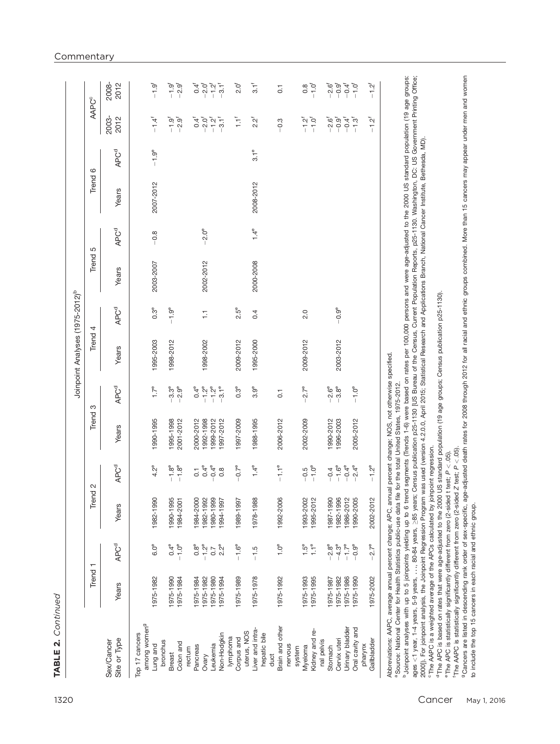**TABLE 2.** *Continued*

| Sex/Cancer Site or Type | Joinpoint Analyses (1975-2012)[b] | | | | | | | | | | | | AAPC[c] | |
|---|---|---|---|---|---|---|---|---|---|---|---|---|---|---|
| | Trend 1 | | Trend 2 | | Trend 3 | | Trend 4 | | Trend 5 | | Trend 6 | | | |
| | Years | APC[d] | Years | APC[d] | Years | APC[d] | Years | APC[d] | Years | APC[d] | Years | APC[d] | 2003-2012 | 2008-2012 |
| Top 17 cancers among women[g] | | | | | | | | | | | | | | |
| Lung and bronchus | 1975-1982 | 6.0[e] | 1982-1990 | 4.2[e] | 1990-1995 | 1.7[e] | 1995-2003 | 0.3[e] | 2003-2007 | −0.8 | 2007-2012 | −1.9[e] | −1.4[f] | −1.9[f] |
| Breast | 1975-1990 | 0.4[e] | 1990-1995 | −1.8[e] | 1995-1998 | −3.3[e] | 1998-2012 | −1.9[e] | | | | | −1.9[f] | −1.9[f] |
| Colon and rectum | 1975-1984 | −1.0[e] | 1984-2001 | −1.8[e] | 2001-2012 | −2.9[e] | | | | | | | −2.9[f] | −2.9[f] |
| Pancreas | 1975-1984 | 0.8[e] | 1984-2000 | 0.1 | 2000-2012 | 0.4[e] | | | | | | | 0.4[f] | 0.4[f] |
| Ovary | 1975-1982 | −1.2[e] | 1982-1992 | 0.4[e] | 1992-1998 | −1.2[e] | 1998-2002 | 1.1 | 2002-2012 | −2.0[e] | | | −2.0[f] | −2.0[f] |
| Leukemia | 1975-1980 | 0.7 | 1980-1999 | −0.4[e] | 1999-2012 | −1.2[e] | | | | | | | −1.2[f] | −1.2[f] |
| Non-Hodgkin lymphoma | 1975-1994 | 2.2[e] | 1994-1997 | 0.8 | 1997-2012 | −3.1[e] | | | | | | | −3.1[f] | −3.1[f] |
| Corpus and uterus, NOS | 1975-1989 | −1.6[e] | 1989-1997 | −0.7[e] | 1997-2009 | 0.3[e] | 2009-2012 | 2.5[e] | | | | | 1.1[f] | 2.0[f] |
| Liver and intrahepatic bile duct | 1975-1978 | −1.5 | 1978-1988 | 1.4[e] | 1988-1995 | 3.9[e] | 1995-2000 | 0.4 | 2000-2008 | 1.4[e] | 2008-2012 | 3.1[e] | 2.2[f] | 3.1[f] |
| Brain and other nervous system | 1975-1992 | 1.0[e] | 1992-2006 | −1.1[e] | 2006-2012 | 0.1 | | | | | | | −0.3 | 0.1 |
| Myeloma | 1975-1993 | 1.5[e] | 1993-2002 | −0.5 | 2002-2009 | −2.7[e] | 2009-2012 | 2.0 | | | | | −1.2[f] | 0.8 |
| Kidney and renal pelvis | 1975-1995 | 1.1[e] | 1995-2012 | −1.0[e] | | | | | | | | | −1.0[f] | −1.0[f] |
| Stomach | 1975-1987 | −2.8[e] | 1987-1990 | −0.4 | 1990-2012 | −2.6[e] | | | | | | | −2.6[f] | −2.6[f] |
| Cervix uteri | 1975-1982 | −4.3[e] | 1982-1996 | −1.6[e] | 1996-2003 | −3.8[e] | 2003-2012 | −0.9[e] | | | | | −0.9[f] | −0.9[f] |
| Urinary bladder | 1975-1986 | −1.7[e] | 1986-2012 | −0.4[e] | | | | | | | | | −0.4[f] | −0.4[f] |
| Oral cavity and pharynx | 1975-1990 | −0.9[e] | 1990-2005 | −2.4[e] | 2005-2012 | −1.0[e] | | | | | | | −1.3[f] | −1.0[f] |
| Gallbladder | 1975-2002 | −2.7[e] | 2002-2012 | −1.2[e] | | | | | | | | | −1.2[f] | −1.2[f] |

Abbreviations: AAPC, average annual percent change; APC, annual percent change; NOS, not otherwise specified.

[a] Source: National Center for Health Statistics public-use data file for the total United States, 1975-2012.

[b] Joinpoint analyses with up to 5 joinpoints yielding up to 6 trend segments (Trends 1-6) were based on rates per 100,000 persons and were age-adjusted to the 2000 US standard population (19 age groups: ages <1 year, 1-4 years, 5-9 years, ..., 80-84 years, ≥85 years; Census publication p25-1130 [US Bureau of the Census, Current Population Reports, p25-1130. Washington, DC: US Government Printing Office; 2000]). For joinpoint analysis, the Joinpoint Regression Program was used (version 4.2.0.0, April 2015; Statistical Research and Applications Branch, National Cancer Institute, Bethesda, MD).

[c] The AAPC is a weighted average of the APCs calculated by joinpoint regression.

[d] The APC is based on rates that were age-adjusted to the 2000 US standard population (19 age groups; Census publication p25-1130).

[e] The APC is statistically significantly different from zero (2-sided t test; $P < .05$).

[f] The AAPC is statistically significantly different from zero (2-sided Z test; $P < .05$).

[g] Cancers are listed in descending rank order of sex-specific, age-adjusted death rates for 2008 through 2012 for all racial and ethnic groups combined. More than 15 cancers may appear under men and women to include the top 15 cancers in each racial and ethnic group.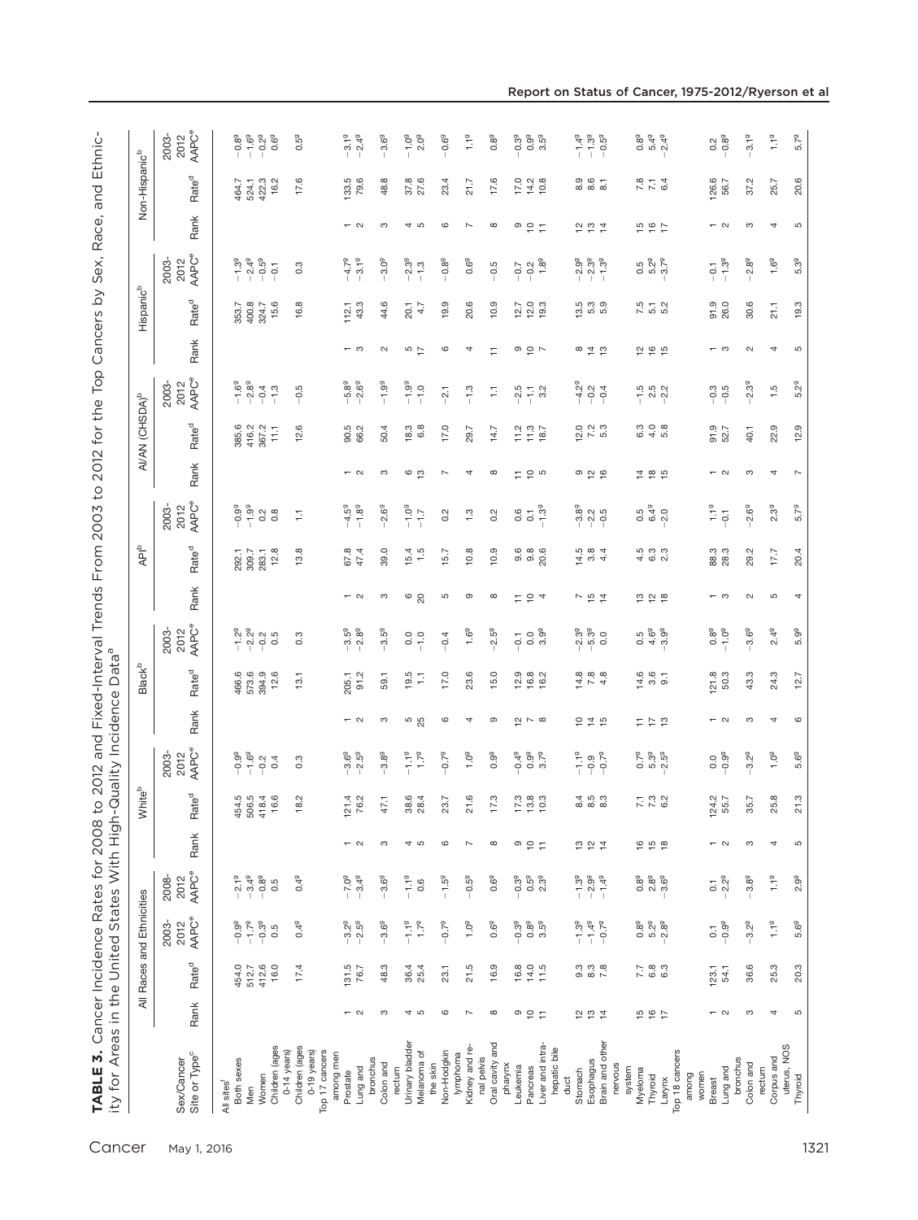**TABLE 3.** Cancer Incidence Rates for 2008 to 2012 and Fixed-Interval Trends From 2003 to 2012 for the Top Cancers by Sex, Race, and Ethnicity for Areas in the United States With High-Quality Incidence Data[a]

| Sex/Cancer Site or Type[c] | All Races and Ethnicities | | | | White[b] | | | Black[b] | | | API[b] | | | AI/AN (CHSDA)[b] | | | Hispanic[b] | | | Non-Hispanic[b] | | |
|---|---|---|---|---|---|---|---|---|---|---|---|---|---|---|---|---|---|---|---|---|---|---|
| | Rank | Rate[d] | 2003-2012 AAPC[e] | 2008-2012 AAPC[e] | Rank | Rate[d] | 2003-2012 AAPC[e] | Rank | Rate[d] | 2003-2012 AAPC[e] | Rank | Rate[d] | 2003-2012 AAPC[e] | Rank | Rate[d] | 2003-2012 AAPC[e] | Rank | Rate[d] | 2003-2012 AAPC[e] | Rank | Rate[d] | 2003-2012 AAPC[e] |
| All sites[f] | | | | | | | | | | | | | | | | | | | | | | |
| Both sexes | | 454.0 | −0.9[g] | −2.1[g] | | 454.5 | −0.9[g] | | 466.6 | −1.2[g] | | 292.1 | −0.9[g] | | 385.6 | −1.6[g] | | 353.7 | −1.3[g] | | 464.7 | −0.8[g] |
| Men | | 512.7 | −1.7[g] | −3.4[g] | | 506.5 | −1.6[g] | | 573.6 | −2.2[g] | | 309.7 | −1.9[g] | | 416.2 | −2.8[g] | | 400.8 | −2.4[g] | | 524.1 | −1.6[g] |
| Women | | 412.6 | −0.3[g] | −0.8[g] | | 418.4 | −0.2 | | 394.9 | −0.2 | | 283.1 | 0.2 | | 367.2 | −0.4 | | 324.7 | −0.5[g] | | 422.3 | −0.2[g] |
| Children (ages 0-14 years) | | 16.0 | 0.5 | 0.5 | | 16.6 | 0.4 | | 12.6 | 0.5 | | 12.8 | 0.8 | | 11.1 | −1.3 | | 15.6 | −0.1 | | 16.2 | 0.6[g] |
| Children (ages 0-19 years) | | 17.4 | 0.4[g] | 0.4[g] | | 18.2 | 0.3 | | 13.1 | 0.3 | | 13.8 | 1.1 | | 12.6 | −0.5 | | 16.8 | 0.3 | | 17.6 | 0.5[g] |
| Top 17 cancers among men | | | | | | | | | | | | | | | | | | | | | | |
| Prostate | 1 | 131.5 | −3.2[g] | −7.0[g] | 1 | 121.4 | −3.6[g] | 1 | 205.1 | −3.5[g] | 1 | 67.8 | −4.5[g] | 1 | 90.5 | −5.8[g] | 1 | 112.1 | −4.7[g] | 1 | 133.5 | −3.1[g] |
| Lung and bronchus | 2 | 76.7 | −2.5[g] | −3.4[g] | 2 | 76.2 | −2.5[g] | 2 | 91.2 | −2.8[g] | 2 | 47.4 | −1.8[g] | 2 | 66.2 | −2.6[g] | 3 | 43.3 | −3.1[g] | 2 | 79.6 | −2.4[g] |
| Colon and rectum | 3 | 48.3 | −3.6[g] | −3.6[g] | 3 | 47.1 | −3.8[g] | 3 | 59.1 | −3.5[g] | 3 | 39.0 | −2.6[g] | 3 | 50.4 | −1.9[g] | 2 | 44.6 | −3.0[g] | 3 | 48.8 | −3.6[g] |
| Urinary bladder | 4 | 36.4 | −1.1[g] | −1.1[g] | 4 | 38.6 | −1.1[g] | 5 | 19.5 | 0.0 | 6 | 15.4 | −1.0[g] | 6 | 18.3 | −1.9[g] | 5 | 20.1 | −2.3[g] | 4 | 37.8 | −1.0[g] |
| Melanoma of the skin | 5 | 25.4 | 1.7[g] | 0.6 | 5 | 28.4 | 1.7[g] | 25 | 1.1 | −1.0 | 20 | 1.5 | −1.7 | 13 | 6.8 | −1.0 | 17 | 4.7 | −1.3 | 5 | 27.6 | 2.0[g] |
| Non-Hodgkin lymphoma | 6 | 23.1 | −0.7[g] | −1.5[g] | 6 | 23.7 | −0.7[g] | 6 | 17.0 | −0.4 | 5 | 15.7 | 0.2 | 7 | 17.0 | −2.1 | 6 | 19.9 | −0.8[g] | 6 | 23.4 | −0.6[g] |
| Kidney and renal pelvis | 7 | 21.5 | 1.0[g] | −0.5[g] | 7 | 21.6 | 1.0[g] | 4 | 23.6 | 1.6[g] | 9 | 10.8 | 1.3 | 4 | 29.7 | −1.3 | 4 | 20.6 | 0.6[g] | 7 | 21.7 | 1.1[g] |
| Oral cavity and pharynx | 8 | 16.9 | 0.6[g] | 0.6[g] | 8 | 17.3 | 0.9[g] | 9 | 15.0 | −2.5[g] | 8 | 10.9 | 0.2 | 8 | 14.7 | 1.1 | 11 | 10.9 | −0.5 | 8 | 17.6 | 0.8[g] |
| Leukemia | 9 | 16.8 | −0.3[g] | −0.3[g] | 9 | 17.3 | −0.4[g] | 12 | 12.9 | −0.1 | 11 | 9.6 | 0.6 | 11 | 11.2 | −2.5 | 9 | 12.7 | −0.7 | 9 | 17.0 | −0.3[g] |
| Pancreas | 10 | 14.0 | 0.8[g] | 0.5[g] | 10 | 13.8 | 0.9[g] | 7 | 16.8 | 0.0 | 10 | 9.8 | 0.1 | 10 | 11.3 | −1.1 | 10 | 12.0 | −0.2 | 10 | 14.2 | 0.9[g] |
| Liver and intrahepatic bile duct | 11 | 11.5 | 3.5[g] | 2.3[g] | 11 | 10.3 | 3.7[g] | 8 | 16.2 | 3.9[g] | 4 | 20.6 | −1.3[g] | 5 | 18.7 | 3.2 | 7 | 19.3 | 1.8[g] | 11 | 10.8 | 3.5[g] |
| Stomach | 12 | 9.3 | −1.3[g] | −1.3[g] | 13 | 8.4 | −1.1[g] | 10 | 14.8 | −2.3[g] | 7 | 14.5 | −3.8[g] | 9 | 12.0 | −4.2[g] | 8 | 13.5 | −2.9[g] | 12 | 8.9 | −1.4[g] |
| Esophagus | 13 | 8.3 | −1.4[g] | −2.9[g] | 12 | 8.5 | −0.9 | 14 | 7.8 | −5.3[g] | 15 | 3.8 | −2.2 | 12 | 7.2 | −0.2 | 14 | 5.3 | −2.3[g] | 13 | 8.6 | −1.3[g] |
| Brain and other nervous system | 14 | 7.8 | −0.7[g] | −1.4[g] | 14 | 8.3 | −0.7[g] | 15 | 4.8 | 0.0 | 14 | 4.4 | −0.5 | 16 | 5.3 | −0.4 | 13 | 5.9 | −1.3[g] | 14 | 8.1 | −0.5[g] |
| Myeloma | 15 | 7.7 | 0.8[g] | 0.8[g] | 16 | 7.1 | 0.7[g] | 11 | 14.6 | 0.5 | 13 | 4.5 | 0.5 | 14 | 6.3 | −1.5 | 12 | 7.5 | 0.5 | 15 | 7.8 | 0.8[g] |
| Thyroid | 16 | 6.8 | 5.2[g] | 2.8[g] | 15 | 7.3 | 5.3[g] | 17 | 3.6 | 4.6[g] | 12 | 6.3 | 6.4[g] | 18 | 4.0 | 2.5 | 16 | 5.1 | 5.2[g] | 16 | 7.1 | 5.4[g] |
| Larynx | 17 | 6.3 | −2.8[g] | −3.6[g] | 18 | 6.2 | −2.5[g] | 13 | 9.1 | −3.9[g] | 18 | 2.3 | −2.0 | 15 | 5.8 | −2.2 | 15 | 5.2 | −3.7[g] | 17 | 6.4 | −2.4[g] |
| Top 18 cancers among women | | | | | | | | | | | | | | | | | | | | | | |
| Breast | 1 | 123.1 | 0.1 | 0.1 | 1 | 124.2 | 0.0 | 1 | 121.8 | 0.8[g] | 1 | 88.3 | 1.1[g] | 1 | 91.9 | −0.3 | 1 | 91.9 | −0.1 | 1 | 126.6 | 0.2 |
| Lung and bronchus | 2 | 54.1 | −0.9[g] | −2.2[g] | 2 | 55.7 | −0.9[g] | 2 | 50.3 | −1.0[g] | 3 | 28.3 | −0.1 | 2 | 52.7 | −0.5 | 3 | 26.0 | −1.3[g] | 2 | 56.7 | −0.8[g] |
| Colon and rectum | 3 | 36.6 | −3.2[g] | −3.8[g] | 3 | 35.7 | −3.2[g] | 3 | 43.3 | −3.6[g] | 2 | 29.2 | −2.6[g] | 3 | 40.1 | −2.3[g] | 2 | 30.6 | −2.8[g] | 3 | 37.2 | −3.1[g] |
| Corpus and uterus, NOS | 4 | 25.3 | 1.1[g] | 1.1[g] | 4 | 25.8 | 1.0[g] | 4 | 24.3 | 2.4[g] | 5 | 17.7 | 2.3[g] | 4 | 22.9 | 1.5 | 4 | 21.1 | 1.6[g] | 4 | 25.7 | 1.1[g] |
| Thyroid | 5 | 20.3 | 5.6[g] | 2.9[g] | 5 | 21.3 | 5.6[g] | 6 | 12.7 | 5.9[g] | 4 | 20.4 | 5.7[g] | 7 | 12.9 | 5.2[g] | 5 | 19.3 | 5.3[g] | 5 | 20.6 | 5.7[g] |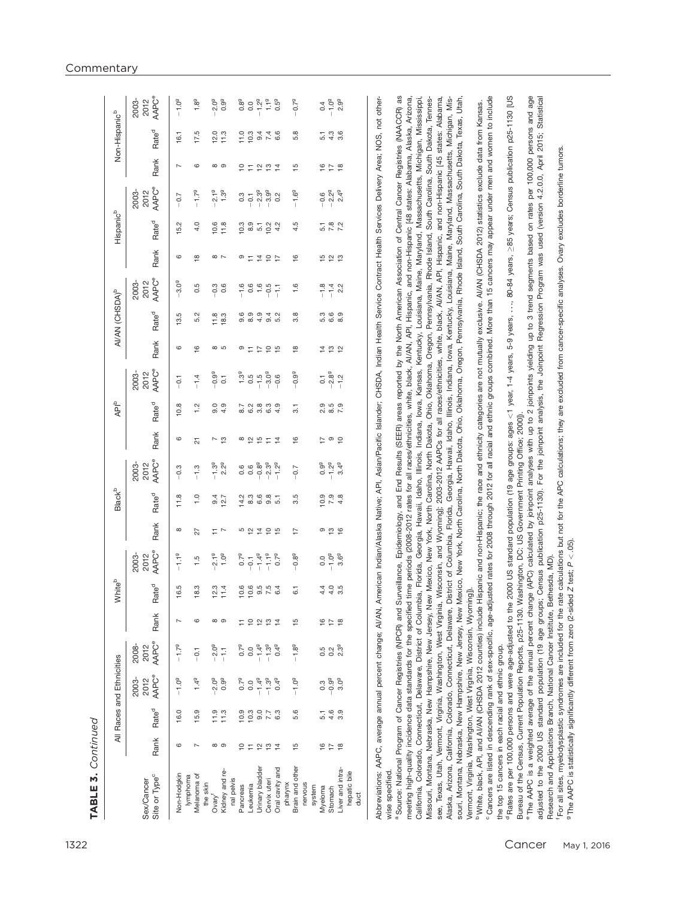**TABLE 3.** *Continued*

| Sex/Cancer Site or Type[c] | All Races and Ethnicities | | | | White[b] | | | Black[b] | | | API[b] | | | AI/AN (CHSDA)[b] | | | Hispanic[b] | | | Non-Hispanic[b] | | |
|---|---|---|---|---|---|---|---|---|---|---|---|---|---|---|---|---|---|---|---|---|---|---|
| | Rank | Rate[d] | 2003-2012 AAPC[e] | 2008-2012 AAPC[e] | Rank | Rate[d] | 2003-2012 AAPC[e] | Rank | Rate[d] | 2003-2012 AAPC[e] | Rank | Rate[d] | 2003-2012 AAPC[e] | Rank | Rate[d] | 2003-2012 AAPC[e] | Rank | Rate[d] | 2003-2012 AAPC[e] | Rank | Rate[d] | 2003-2012 AAPC[e] |
| Non-Hodgkin lymphoma | 6 | 16.0 | −1.0[g] | −1.7[g] | 7 | 16.5 | −1.1[g] | 8 | 11.8 | −0.3 | 6 | 10.8 | −0.1 | 6 | 13.5 | −3.0[g] | 6 | 15.2 | −0.7 | 7 | 16.1 | −1.0[g] |
| Melanoma of the skin | 7 | 15.9 | 1.4[g] | −0.1 | 6 | 18.3 | 1.5 | 27 | 1.0 | −1.3 | 21 | 1.2 | −1.4 | 16 | 5.2 | 0.5 | 18 | 4.0 | −1.7[g] | 6 | 17.5 | 1.8[g] |
| Ovary[f] | 8 | 11.9 | −2.0[g] | −2.0[g] | 8 | 12.3 | −2.1[g] | 11 | 9.4 | −1.3[g] | 7 | 9.0 | −0.9[g] | 8 | 11.8 | −0.3 | 8 | 10.6 | −2.1[g] | 8 | 12.0 | −2.0[g] |
| Kidney and renal pelvis | 9 | 11.3 | 0.9[g] | −1.1 | 9 | 11.4 | 1.0[g] | 7 | 12.7 | 2.2[g] | 13 | 4.9 | 0.1 | 5 | 18.3 | 0.6 | 7 | 11.8 | 1.3[g] | 9 | 11.3 | 0.9[g] |
| Pancreas | 10 | 10.9 | 0.7[g] | 0.7[g] | 11 | 10.6 | 0.7[g] | 5 | 14.2 | 0.6 | 8 | 8.7 | 1.3[g] | 9 | 9.6 | −1.6 | 9 | 10.3 | 0.3 | 10 | 11.0 | 0.8[g] |
| Leukemia | 11 | 10.3 | 0.0 | 0.0 | 10 | 10.6 | −0.1 | 12 | 8.3 | 0.6 | 12 | 6.2 | 0.5 | 11 | 8.9 | 0.6 | 11 | 8.9 | −0.1 | 11 | 10.3 | 0.0 |
| Urinary bladder | 12 | 9.0 | −1.4[g] | −1.4[g] | 12 | 9.5 | −1.4[g] | 14 | 6.6 | −0.8[g] | 15 | 3.8 | −1.5 | 17 | 4.9 | 1.6 | 14 | 5.1 | −2.3[g] | 12 | 9.4 | −1.2[g] |
| Cervix uteri | 13 | 7.7 | −1.3[g] | −1.3[g] | 13 | 7.5 | −1.1[g] | 10 | 9.8 | −2.3[g] | 11 | 6.3 | −3.0[g] | 10 | 9.4 | −0.5 | 10 | 10.2 | −3.9[g] | 13 | 7.4 | 1.1[g] |
| Oral cavity and pharynx | 14 | 6.3 | 0.4[g] | 0.4[g] | 14 | 6.4 | 0.7[g] | 15 | 5.1 | −1.2[g] | 14 | 4.9 | −0.6 | 15 | 5.2 | −1.1 | 17 | 4.2 | 0.2 | 14 | 6.6 | 0.5[g] |
| Brain and other nervous system | 15 | 5.6 | −1.0[g] | −1.8[g] | 15 | 6.1 | −0.8[g] | 17 | 3.5 | −0.7 | 16 | 3.1 | −0.9[g] | 18 | 3.8 | 1.6 | 16 | 4.5 | −1.6[g] | 15 | 5.8 | −0.7[g] |
| Myeloma | 16 | 5.1 | 0.3 | 0.5 | 16 | 4.4 | 0.0 | 9 | 10.9 | 0.9[g] | 17 | 2.9 | 0.1 | 14 | 5.3 | −1.8 | 15 | 5.1 | −0.6 | 16 | 5.1 | 0.4 |
| Stomach | 17 | 4.6 | −0.9[g] | 0.2 | 17 | 4.0 | −1.0[g] | 13 | 7.9 | −1.2[g] | 9 | 8.5 | −2.8[g] | 13 | 6.6 | −1.4 | 12 | 7.8 | −2.2[g] | 17 | 4.3 | −1.0[g] |
| Liver and intrahepatic bile duct | 18 | 3.9 | 3.0[g] | 2.3[g] | 18 | 3.5 | 3.6[g] | 16 | 4.8 | 3.4[g] | 10 | 7.9 | −1.2 | 12 | 8.9 | 2.2 | 13 | 7.2 | 2.4[g] | 18 | 3.6 | 2.9[g] |

Abbreviations: AAPC, average annual percent change; AI/AN, American Indian/Alaska Native; API, Asian/Pacific Islander; CHSDA, Indian Health Service Contract Health Services Delivery Area; NOS, not otherwise specified.

[a] Source: National Program of Cancer Registries (NPCR) and Surveillance, Epidemiology, and End Results (SEER) areas reported by the North American Association of Central Cancer Registries (NAACCR) as meeting high-quality incidence data standards for the specified time periods (2008-2012 rates for all races/ethnicities, white, black, AI/AN, API, Hispanic, and non-Hispanic [48 states: Alabama, Alaska, Arizona, California, Colorado, Connecticut, Delaware, District of Columbia, Florida, Georgia, Hawaii, Idaho, Illinois, Indiana, Iowa, Kansas, Kentucky, Louisiana, Maine, Maryland, Massachusetts, Michigan, Mississippi, Missouri, Montana, Nebraska, New Hampshire, New Jersey, New Mexico, New York, North Carolina, North Dakota, Ohio, Oklahoma, Oregon, Pennsylvania, Rhode Island, South Carolina, South Dakota, Tennessee, Texas, Utah, Vermont, Virginia, Washington, West Virginia, Wisconsin, and Wyoming]; 2003-2012 AAPCs for all races/ethnicities, white, black, AI/AN, API, Hispanic, and non-Hispanic [45 states: Alabama, Alaska, Arizona, California, Colorado, Connecticut, Delaware, District of Columbia, Florida, Georgia, Hawaii, Idaho, Illinois, Indiana, Iowa, Kentucky, Louisiana, Maine, Maryland, Massachusetts, Michigan, Missouri, Montana, Nebraska, New Hampshire, New Jersey, New Mexico, New York, North Carolina, North Dakota, Ohio, Oklahoma, Oregon, Pennsylvania, Rhode Island, South Carolina, South Dakota, Texas, Utah, Vermont, Virginia, Washington, West Virginia, Wisconsin, Wyoming]).

[b] White, black, API, and AI/AN (CHSDA 2012 counties) include Hispanic and non-Hispanic; the race and ethnicity categories are not mutually exclusive. AI/AN (CHSDA 2012) statistics exclude data from Kansas.

[c] Cancers are listed in descending rank of sex-specific, age-adjusted rates for 2008 through 2012 for all racial and ethnic groups combined. More than 15 cancers may appear under men and women to include the top 15 cancers in each racial and ethnic group.

[d] Rates are per 100,000 persons and were age-adjusted to the 2000 US standard population (19 age groups: ages <1 year, 1-4 years, 5-9 years, ..., 80-84 years, ≥85 years; Census publication p25-1130 [US Bureau of the Census, Current Population Reports, p25-1130. Washington, DC: US Government Printing Office; 2000]).

[e] The AAPC is a weighted average of the annual percent change (APC) calculated by joinpoint analyses with up to 2 joinpoints yielding up to 3 trend segments based on rates per 100,000 persons and age adjusted to the 2000 US standard population (19 age groups; Census publication p25-1130). For the joinpoint analysis, the Joinpoint Regression Program was used (version 4.2.0.0, April 2015; Statistical Research and Applications Branch, National Cancer Institute, Bethesda, MD).

[f] For all sites, myelodysplastic syndromes are included for the rate calculations but not for the APC calculations; they are excluded from cancer-specific analyses. Ovary excludes borderline tumors.

[g] The AAPC is statistically significantly different from zero (2-sided Z test; $P < .05$).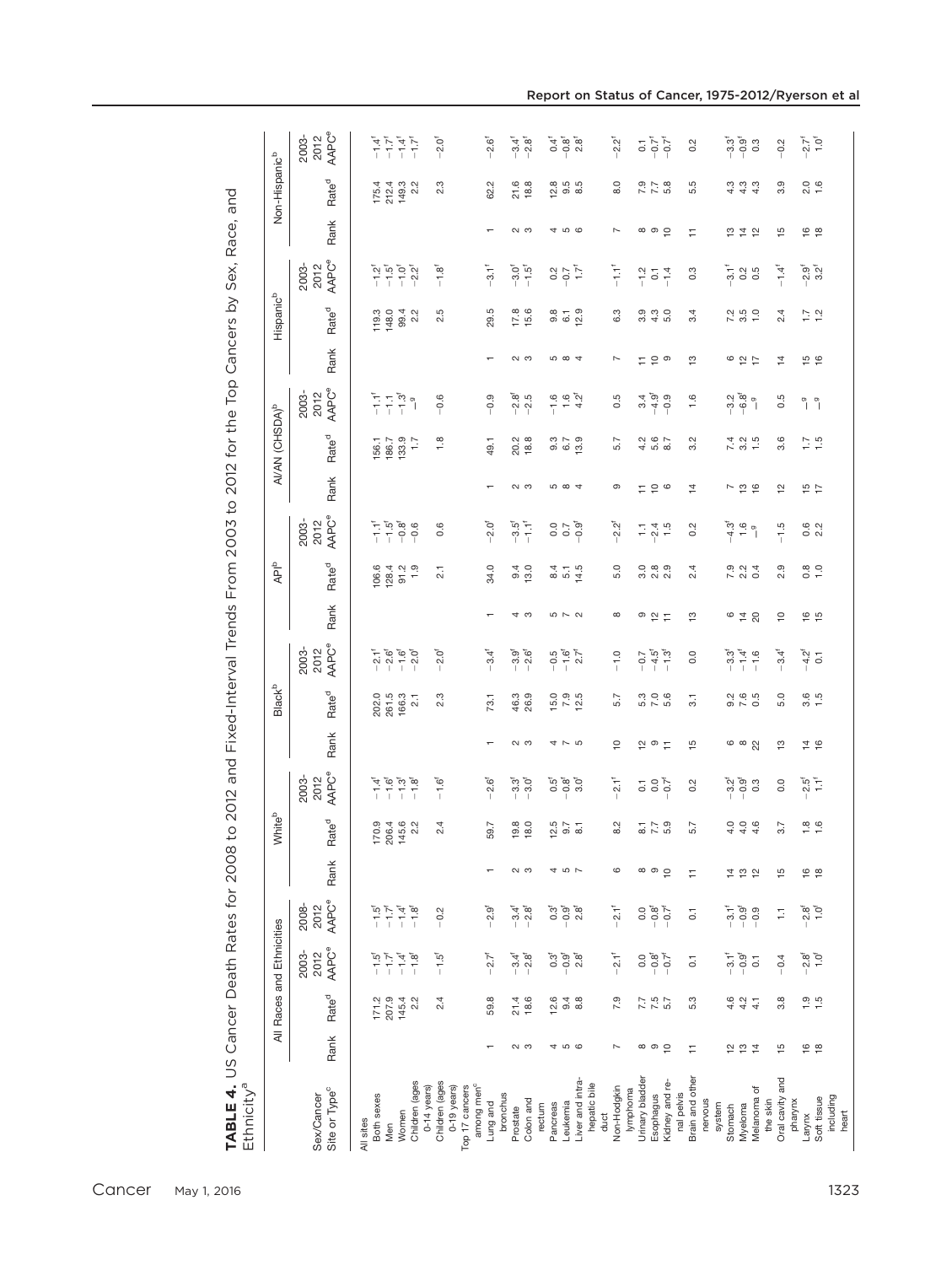**TABLE 4.** US Cancer Death Rates for 2008 to 2012 and Fixed-Interval Trends From 2003 to 2012 for the Top Cancers by Sex, Race, and Ethnicity[a]

| Sex/Cancer Site or Type[c] | All Races and Ethnicities | | | | White[b] | | | Black[b] | | | API[b] | | | AI/AN (CHSDA)[b] | | | Hispanic[b] | | | Non-Hispanic[b] | | |
|---|---|---|---|---|---|---|---|---|---|---|---|---|---|---|---|---|---|---|---|---|---|---|
| | Rank | Rate[d] | 2003-2012 AAPC[e] | 2008-2012 AAPC[e] | Rank | Rate[d] | 2003-2012 AAPC[e] | Rank | Rate[d] | 2003-2012 AAPC[e] | Rank | Rate[d] | 2003-2012 AAPC[e] | Rank | Rate[d] | 2003-2012 AAPC[e] | Rank | Rate[d] | 2003-2012 AAPC[e] | Rank | Rate[d] | 2003-2012 AAPC[e] |
| All sites | | | | | | | | | | | | | | | | | | | | | | |
| Both sexes | | 171.2 | −1.5[f] | −1.5[f] | | 170.9 | −1.4[f] | | 202.0 | −2.1[f] | | 106.6 | −1.1[f] | | 156.1 | −1.1[f] | | 119.3 | −1.2[f] | | 175.4 | −1.4[f] |
| Men | | 207.9 | −1.7[f] | −1.7[f] | | 206.4 | −1.6[f] | | 261.5 | −2.6[f] | | 128.4 | −1.5[f] | | 186.7 | −1.1 | | 148.0 | −1.5[f] | | 212.4 | −1.7[f] |
| Women | | 145.4 | −1.4[f] | −1.4[f] | | 145.6 | −1.3[f] | | 166.3 | −1.6[f] | | 91.2 | −0.8[f] | | 133.9 | −1.3[f] | | 99.4 | −1.0[f] | | 149.3 | −1.4[f] |
| Children (ages 0-14 years) | | 2.2 | −1.8[f] | −1.8[f] | | 2.2 | −1.8[f] | | 2.1 | −2.0[f] | | 1.9 | −0.6 | | 1.7 | —[g] | | 2.2 | −2.2[f] | | 2.2 | −1.7[f] |
| Children (ages 0-19 years) | | 2.4 | −1.5[f] | −0.2 | | 2.4 | −1.6[f] | | 2.3 | −2.0[f] | | 2.1 | 0.6 | | 1.8 | −0.6 | | 2.5 | −1.8[f] | | 2.3 | −2.0[f] |
| Top 17 cancers among men[c] | | | | | | | | | | | | | | | | | | | | | | |
| Lung and bronchus | 1 | 59.8 | −2.7[f] | −2.9[f] | 1 | 59.7 | −2.6[f] | 1 | 73.1 | −3.4[f] | 1 | 34.0 | −2.0[f] | 1 | 49.1 | −0.9 | 1 | 29.5 | −3.1[f] | 1 | 62.2 | −2.6[f] |
| Prostate | 2 | 21.4 | −3.4[f] | −3.4[f] | 2 | 19.8 | −3.3[f] | 2 | 46.3 | −3.9[f] | 4 | 9.4 | −3.5[f] | 2 | 20.2 | −2.8[f] | 2 | 17.8 | −3.0[f] | 2 | 21.6 | −3.4[f] |
| Colon and rectum | 3 | 18.6 | −2.8[f] | −2.8[f] | 3 | 18.0 | −3.0[f] | 3 | 26.9 | −2.6[f] | 3 | 13.0 | −1.1[f] | 3 | 18.8 | −2.5 | 3 | 15.6 | −1.5[f] | 3 | 18.8 | −2.8[f] |
| Pancreas | 4 | 12.6 | 0.3[f] | 0.3[f] | 4 | 12.5 | 0.5[f] | 4 | 15.0 | −0.5 | 5 | 8.4 | 0.0 | 5 | 9.3 | −1.6 | 5 | 9.8 | 0.2 | 4 | 12.8 | 0.4[f] |
| Leukemia | 5 | 9.4 | −0.9[f] | −0.9[f] | 5 | 9.7 | −0.8[f] | 7 | 7.9 | −1.6[f] | 7 | 5.1 | 0.7 | 8 | 6.7 | 1.6 | 8 | 6.1 | −0.7 | 5 | 9.5 | −0.8[f] |
| Liver and intrahepatic bile duct | 6 | 8.8 | 2.8[f] | 2.8[f] | 7 | 8.1 | 3.0[f] | 5 | 12.5 | 2.7[f] | 2 | 14.5 | −0.9[f] | 4 | 13.9 | 4.2[f] | 4 | 12.9 | 1.7[f] | 6 | 8.5 | 2.8[f] |
| Non-Hodgkin lymphoma | 7 | 7.9 | −2.1[f] | −2.1[f] | 6 | 8.2 | −2.1[f] | 10 | 5.7 | −1.0 | 8 | 5.0 | −2.2[f] | 9 | 5.7 | 0.5 | 7 | 6.3 | −1.1[f] | 7 | 8.0 | −2.2[f] |
| Urinary bladder | 8 | 7.7 | 0.0 | 0.0 | 8 | 8.1 | 0.1 | 12 | 5.3 | −0.7 | 9 | 3.0 | 1.1 | 11 | 4.2 | 3.4 | 11 | 3.9 | −1.2 | 8 | 7.9 | 0.1 |
| Esophagus | 9 | 7.5 | −0.8[f] | −0.8[f] | 9 | 7.7 | 0.0 | 9 | 7.0 | −4.5[f] | 12 | 2.8 | −2.4 | 10 | 5.6 | −4.9[f] | 10 | 4.3 | 0.1 | 9 | 7.7 | −0.7[f] |
| Kidney and renal pelvis | 10 | 5.7 | −0.7[f] | −0.7[f] | 10 | 5.9 | −0.7[f] | 11 | 5.6 | −1.3[f] | 11 | 2.9 | 1.5 | 6 | 8.7 | −0.9 | 9 | 5.0 | −1.4 | 10 | 5.8 | −0.7[f] |
| Brain and other nervous system | 11 | 5.3 | 0.1 | 0.1 | 11 | 5.7 | 0.2 | 15 | 3.1 | 0.0 | 13 | 2.4 | 0.2 | 14 | 3.2 | 1.6 | 13 | 3.4 | 0.3 | 11 | 5.5 | 0.2 |
| Stomach | 12 | 4.6 | −3.1[f] | −3.1[f] | 14 | 4.0 | −3.2[f] | 6 | 9.2 | −3.3[f] | 6 | 7.9 | −4.3[f] | 7 | 7.4 | −3.2 | 6 | 7.2 | −3.1[f] | 13 | 4.3 | −3.3[f] |
| Myeloma | 13 | 4.2 | −0.9[f] | −0.9[f] | 13 | 4.0 | −0.9[f] | 8 | 7.6 | −1.4[f] | 14 | 2.2 | 1.6 | 13 | 3.2 | −6.8[f] | 12 | 3.5 | 0.2 | 14 | 4.3 | −0.9[f] |
| Melanoma of the skin | 14 | 4.1 | 0.1 | −0.9 | 12 | 4.6 | 0.3 | 22 | 0.5 | −1.6 | 20 | 0.4 | —[g] | 16 | 1.5 | —[g] | 17 | 1.0 | 0.5 | 12 | 4.3 | 0.3 |
| Oral cavity and pharynx | 15 | 3.8 | −0.4 | 1.1 | 15 | 3.7 | 0.0 | 13 | 5.0 | −3.4[f] | 10 | 2.9 | −1.5 | 12 | 3.6 | 0.5 | 14 | 2.4 | −1.4[f] | 15 | 3.9 | −0.2 |
| Larynx | 16 | 1.9 | −2.8[f] | −2.8[f] | 16 | 1.8 | −2.5[f] | 14 | 3.6 | −4.2[f] | 16 | 0.8 | 0.6 | 15 | 1.7 | —[g] | 15 | 1.7 | −2.9[f] | 16 | 2.0 | −2.7[f] |
| Soft tissue including heart | 18 | 1.5 | 1.0[f] | 1.0[f] | 18 | 1.6 | 1.1[f] | 16 | 1.5 | 0.1 | 15 | 1.0 | 2.2 | 17 | 1.5 | —[g] | 16 | 1.2 | 3.2[f] | 18 | 1.6 | 1.0[f] |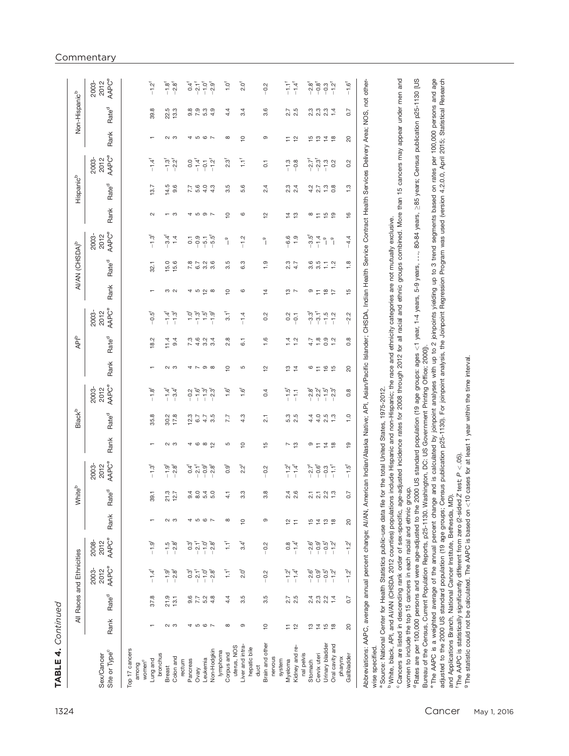**TABLE 4.** *Continued*

| Sex/Cancer Site or Type[c] | All Races and Ethnicities | | | | White[b] | | | Black[b] | | | API[b] | | | AI/AN (CHSDA)[b] | | | Hispanic[b] | | | Non-Hispanic[b] | | |
|---|---|---|---|---|---|---|---|---|---|---|---|---|---|---|---|---|---|---|---|---|---|---|
| | Rank | Rate[d] | 2003-2012 AAPC[e] | 2008-2012 AAPC[e] | Rank | Rate[d] | 2003-2012 AAPC[e] | Rank | Rate[d] | 2003-2012 AAPC[e] | Rank | Rate[d] | 2003-2012 AAPC[e] | Rank | Rate[d] | 2003-2012 AAPC[e] | Rank | Rate[d] | 2003-2012 AAPC[e] | Rank | Rate[d] | 2003-2012 AAPC[e] |
| Top 17 cancers among women[c] | | | | | | | | | | | | | | | | | | | | | | |
| Lung and bronchus | 1 | 37.8 | −1.4[f] | −1.9[f] | 1 | 39.1 | −1.3[f] | 1 | 35.8 | −1.8[f] | 1 | 18.2 | −0.5[f] | 1 | 32.1 | −1.3[f] | 2 | 13.7 | −1.4[f] | 1 | 39.8 | −1.2[f] |
| Breast | 2 | 21.9 | −1.9[f] | −1.5 | 2 | 21.3 | −1.9[f] | 2 | 30.2 | −1.4[f] | 2 | 11.4 | −1.4[f] | 3 | 15.0 | −3.4[f] | 1 | 14.5 | −1.3[f] | 2 | 22.5 | −1.8[f] |
| Colon and rectum | 3 | 13.1 | −2.8[f] | −2.8[f] | 3 | 12.7 | −2.8[f] | 3 | 17.8 | −3.4[f] | 3 | 9.4 | −1.3[f] | 2 | 15.6 | 1.4 | 3 | 9.6 | −2.2[f] | 3 | 13.3 | −2.8[f] |
| Pancreas | 4 | 9.6 | 0.3[f] | 0.3[f] | 4 | 9.4 | 0.4[f] | 4 | 12.3 | −0.2 | 4 | 7.3 | 1.0[f] | 4 | 7.8 | 0.1 | 4 | 7.7 | 0.0 | 4 | 9.8 | 0.4[f] |
| Ovary | 5 | 7.7 | −2.1[f] | −2.1[f] | 5 | 8.0 | −2.1[f] | 6 | 6.7 | −1.6[f] | 7 | 4.6 | −1.3[f] | 5 | 6.7 | −0.9 | 5 | 5.6 | −1.4[f] | 5 | 7.9 | −2.1[f] |
| Leukemia | 6 | 5.2 | −1.0[f] | −1.0[f] | 6 | 5.4 | −0.9[f] | 8 | 4.7 | −1.3[f] | 9 | 3.2 | 1.5[f] | 12 | 3.2 | −5.1 | 9 | 4.0 | −0.1 | 6 | 5.3 | −1.0[f] |
| Non-Hodgkin lymphoma | 7 | 4.8 | −2.8[f] | −2.8[f] | 7 | 5.0 | −2.8[f] | 12 | 3.5 | −2.3[f] | 8 | 3.4 | −1.9[f] | 8 | 3.6 | −5.5[f] | 7 | 4.3 | −1.2[f] | 7 | 4.9 | −2.9[f] |
| Corpus and uterus, NOS | 8 | 4.4 | 1.1[f] | 1.1[f] | 8 | 4.1 | 0.9[f] | 5 | 7.7 | 1.6[f] | 10 | 2.8 | 3.1[f] | 10 | 3.5 | —[g] | 10 | 3.5 | 2.3[f] | 8 | 4.4 | 1.0[f] |
| Liver and intrahepatic bile duct | 9 | 3.5 | 2.0[f] | 3.4[f] | 10 | 3.3 | 2.2[f] | 10 | 4.3 | 1.6[f] | 5 | 6.1 | −1.4 | 6 | 6.3 | −1.2 | 6 | 5.6 | 1.1[f] | 10 | 3.4 | 2.0[f] |
| Brain and other nervous system | 10 | 3.5 | −0.2 | −0.2 | 9 | 3.8 | −0.2 | 15 | 2.1 | 0.4 | 12 | 1.6 | 0.2 | 14 | 1.9 | —[g] | 12 | 2.4 | 0.1 | 9 | 3.6 | −0.2 |
| Myeloma | 11 | 2.7 | −1.2[f] | 0.8 | 12 | 2.4 | −1.2[f] | 7 | 5.3 | −1.5[f] | 13 | 1.4 | 0.2 | 13 | 2.3 | −6.6 | 14 | 2.3 | −1.3 | 11 | 2.7 | −1.1[f] |
| Kidney and renal pelvis | 12 | 2.5 | −1.4[f] | −1.4[f] | 11 | 2.6 | −1.4[f] | 13 | 2.5 | −1.1 | 14 | 1.2 | −0.1 | 7 | 4.7 | 1.9 | 13 | 2.4 | −0.8 | 12 | 2.5 | −1.4[f] |
| Stomach | 13 | 2.4 | −2.6[f] | −2.6[f] | 15 | 2.1 | −2.7[f] | 9 | 4.4 | −2.8[f] | 6 | 4.7 | −3.3[f] | 9 | 3.6 | −3.5[f] | 8 | 4.2 | −2.7[f] | 15 | 2.3 | −2.8[f] |
| Cervix uteri | 14 | 2.3 | −0.9[f] | −0.9[f] | 14 | 2.1 | −0.6[f] | 11 | 4.0 | −2.2[f] | 11 | 1.8 | −3.1[f] | 11 | 3.5 | −1.4 | 11 | 2.7 | −2.3[f] | 13 | 2.3 | −0.8[f] |
| Urinary bladder | 15 | 2.2 | −0.5[f] | −0.5[f] | 13 | 2.2 | −0.3 | 14 | 2.5 | −1.5[f] | 16 | 0.9 | −1.5 | 18 | 1.1 | —[g] | 15 | 1.3 | −1.3 | 14 | 2.3 | −0.3 |
| Oral cavity and pharynx | 18 | 1.4 | −1.2[f] | −1.2[f] | 18 | 1.3 | −1.1[f] | 18 | 1.3 | −2.3[f] | 15 | 1.2 | −1.2 | 17 | 1.2 | —[g] | 19 | 0.8 | 0.2 | 18 | 1.4 | −1.2[f] |
| Gallbladder | 20 | 0.7 | −1.2[f] | −1.2[f] | 20 | 0.7 | −1.5[f] | 19 | 1.0 | 0.8 | 20 | 0.8 | −2.2 | 15 | 1.8 | −4.4 | 16 | 1.3 | 0.2 | 20 | 0.7 | −1.6[f] |

Abbreviations: AAPC, average annual percent change; AI/AN, American Indian/Alaska Native; API, Asian/Pacific Islander; CHSDA, Indian Health Service Contract Health Services Delivery Area; NOS, not otherwise specified.

[a] Source: National Center for Health Statistics public-use data file for the total United States, 1975-2012.

[b] White, black, API, and AI/AN (CHSDA 2012 counties) populations include Hispanic and non-Hispanic; the race and ethnicity categories are not mutually exclusive.

[c] Cancers are listed in descending rank order of sex-specific, age-adjusted incidence rates for 2008 through 2012 for all racial and ethnic groups combined. More than 15 cancers may appear under men and women to include the top 15 cancers in each racial and ethnic group.

[d] Rates are per 100,000 persons and were age-adjusted to the 2000 US standard population (19 age groups: ages <1 year, 1-4 years, 5-9 years, ..., 80-84 years, ≥85 years; Census publication p25-1130 [US Bureau of the Census, Current Population Reports, p25-1130. Washington, DC: US Government Printing Office; 2000]).

[e] The AAPC is a weighted average of the annual percent change and is calculated by joinpoint analyses with up to 2 joinpoints yielding up to 3 trend segments based on rates per 100,000 persons and age adjusted to the 2000 US standard population (19 age groups; Census publication p25-1130). For joinpoint analysis, the Joinpoint Regression Program was used (version 4.2.0.0, April 2015; Statistical Research and Applications Branch, National Cancer Institute, Bethesda, MD).

[f] The AAPC is statistically significantly different from zero (2-sided Z test; $P < .05$).

[g] The statistic could not be calculated. The AAPC is based on <10 cases for at least 1 year within the time interval.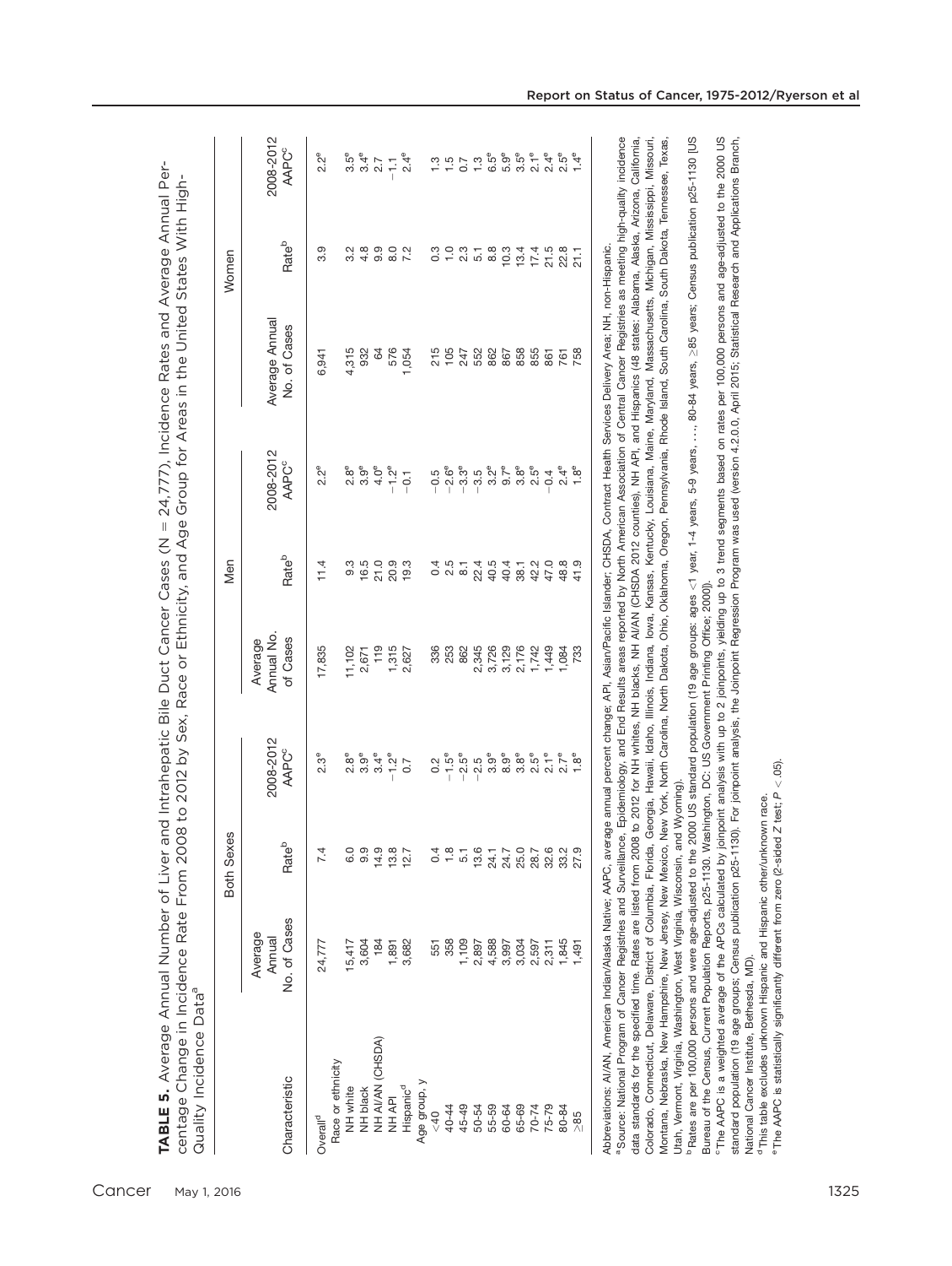**TABLE 5.** Average Annual Number of Liver and Intrahepatic Bile Duct Cancer Cases (N = 24,777), Incidence Rates and Average Annual Percentage Change in Incidence Rate From 2008 to 2012 by Sex, Race or Ethnicity, and Age Group for Areas in the United States With High-Quality Incidence Data[a]

| | Both Sexes | | | Men | | | Women | | |
|---|---|---|---|---|---|---|---|---|---|
| Characteristic | Average Annual No. of Cases | Rate[b] | 2008-2012 AAPC[c] | Average Annual No. of Cases | Rate[b] | 2008-2012 AAPC[c] | Average Annual No. of Cases | Rate[b] | 2008-2012 AAPC[c] |
| Overall[d] | 24,777 | 7.4 | 2.3[e] | 17,835 | 11.4 | 2.2[e] | 6,941 | 3.9 | 2.2[e] |
| Race or ethnicity | | | | | | | | | |
| NH white | 15,417 | 6.0 | 2.8[e] | 11,102 | 9.3 | 2.8[e] | 4,315 | 3.2 | 3.5[e] |
| NH black | 3,604 | 9.9 | 3.9[e] | 2,671 | 16.5 | 3.9[e] | 932 | 4.8 | 3.4[e] |
| NH AI/AN (CHSDA) | 184 | 14.9 | 3.4[e] | 119 | 21.0 | 4.0[e] | 64 | 9.9 | 2.7 |
| NH API | 1,891 | 13.8 | −1.2[e] | 1,315 | 20.9 | −1.2[e] | 576 | 8.0 | −1.1 |
| Hispanic[d] | 3,682 | 12.7 | 0.7 | 2,627 | 19.3 | −0.1 | 1,054 | 7.2 | 2.4[e] |
| Age group, y | | | | | | | | | |
| <40 | 551 | 0.4 | 0.2 | 336 | 0.4 | −0.5 | 215 | 0.3 | 1.3 |
| 40-44 | 358 | 1.8 | −1.5[e] | 253 | 2.5 | −2.6[e] | 105 | 1.0 | 1.5 |
| 45-49 | 1,109 | 5.1 | −2.5[e] | 862 | 8.1 | −3.3[e] | 247 | 2.3 | 0.7 |
| 50-54 | 2,897 | 13.6 | −2.5 | 2,345 | 22.4 | −3.5 | 552 | 5.1 | 1.3 |
| 55-59 | 4,588 | 24.1 | 3.9[e] | 3,726 | 40.5 | 3.2[e] | 862 | 8.8 | 6.5[e] |
| 60-64 | 3,997 | 24.7 | 8.9[e] | 3,129 | 40.4 | 9.7[e] | 867 | 10.3 | 5.9[e] |
| 65-69 | 3,034 | 25.0 | 3.8[e] | 2,176 | 38.1 | 3.8[e] | 858 | 13.4 | 3.5[e] |
| 70-74 | 2,597 | 28.7 | 2.5[e] | 1,742 | 42.2 | 2.5[e] | 855 | 17.4 | 2.1[e] |
| 75-79 | 2,311 | 32.6 | 2.1[e] | 1,449 | 47.0 | −0.4 | 861 | 21.5 | 2.4[e] |
| 80-84 | 1,845 | 33.2 | 2.7[e] | 1,084 | 48.8 | 2.4[e] | 761 | 22.8 | 2.5[e] |
| ≥85 | 1,491 | 27.9 | 1.8[e] | 733 | 41.9 | 1.8[e] | 758 | 21.1 | 1.4[e] |

Abbreviations: AI/AN, American Indian/Alaska Native; AAPC, average annual percent change; API, Asian/Pacific Islander; CHSDA, Contract Health Services Delivery Area; NH, non-Hispanic.

[a] Source: National Program of Cancer Registries and Surveillance, Epidemiology, and End Results areas reported by North American Association of Central Cancer Registries as meeting high-quality incidence data standards for the specified time. Rates are listed from 2008 to 2012 for NH whites, NH blacks, NH AI/AN (CHSDA 2012 counties), NH API, and Hispanics (48 states: Alabama, Alaska, Arizona, California, Colorado, Connecticut, Delaware, District of Columbia, Florida, Georgia, Hawaii, Idaho, Illinois, Indiana, Iowa, Kansas, Kentucky, Louisiana, Maine, Maryland, Massachusetts, Michigan, Mississippi, Missouri, Montana, Nebraska, New Hampshire, New Jersey, New Mexico, New York, North Carolina, North Dakota, Ohio, Oklahoma, Oregon, Pennsylvania, Rhode Island, South Carolina, South Dakota, Tennessee, Texas, Utah, Vermont, Virginia, Washington, West Virginia, Wisconsin, and Wyoming).

[b] Rates are per 100,000 persons and were age-adjusted to the 2000 US standard population (19 age groups: ages <1 year, 1-4 years, 5-9 years, ..., 80-84 years, ≥85 years; Census publication p25-1130 [US Bureau of the Census, Current Population Reports, p25-1130. Washington, DC: US Government Printing Office; 2000]).

[c] The AAPC is a weighted average of the APCs calculated by joinpoint analysis with up to 2 joinpoints, yielding up to 3 trend segments based on rates per 100,000 persons and age-adjusted to the 2000 US standard population (19 age groups; Census publication p25-1130). For joinpoint analysis, the Joinpoint Regression Program was used (version 4.2.0.0, April 2015; Statistical Research and Applications Branch, National Cancer Institute, Bethesda, MD).

[d] This table excludes unknown Hispanic and Hispanic other/unknown race.

[e] The AAPC is statistically significantly different from zero (2-sided Z test; $P < .05$).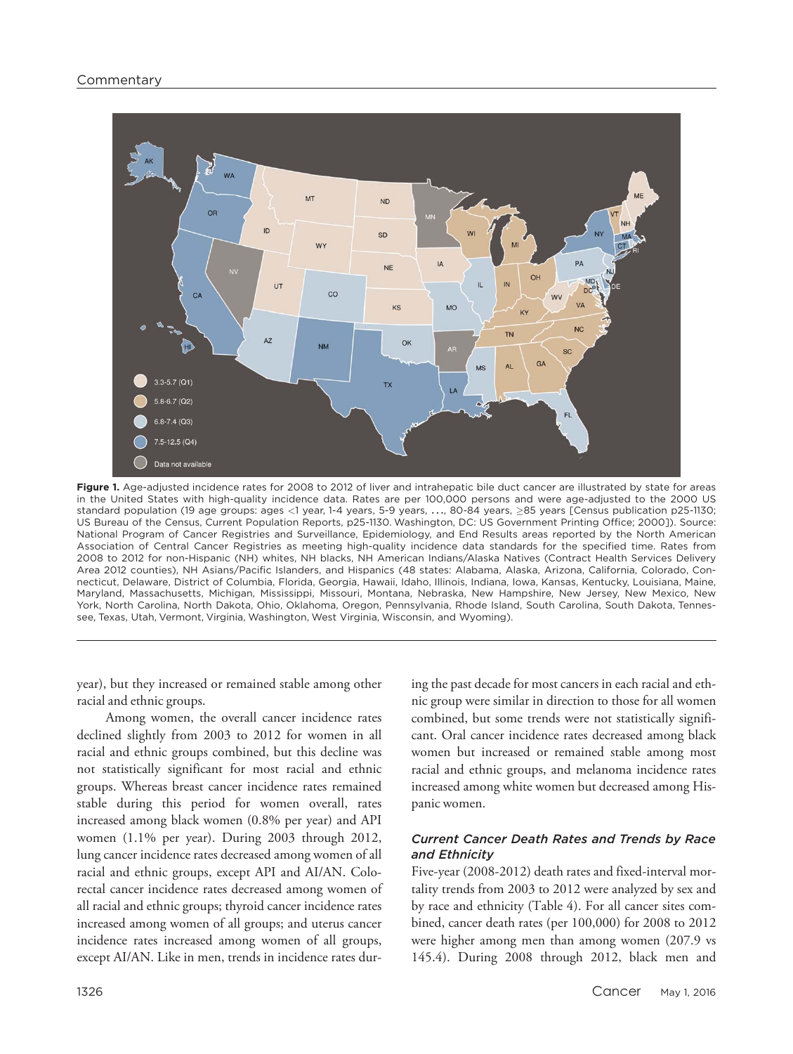**Figure 1.** Age-adjusted incidence rates for 2008 to 2012 of liver and intrahepatic bile duct cancer are illustrated by state for areas in the United States with high-quality incidence data. Rates are per 100,000 persons and were age-adjusted to the 2000 US standard population (19 age groups: ages <1 year, 1-4 years, 5-9 years, ..., 80-84 years, ≥85 years [Census publication p25-1130; US Bureau of the Census, Current Population Reports, p25-1130. Washington, DC: US Government Printing Office; 2000]). Source: National Program of Cancer Registries and Surveillance, Epidemiology, and End Results areas reported by the North American Association of Central Cancer Registries as meeting high-quality incidence data standards for the specified time. Rates from 2008 to 2012 for non-Hispanic (NH) whites, NH blacks, NH American Indians/Alaska Natives (Contract Health Services Delivery Area 2012 counties), NH Asians/Pacific Islanders, and Hispanics (48 states: Alabama, Alaska, Arizona, California, Colorado, Connecticut, Delaware, District of Columbia, Florida, Georgia, Hawaii, Idaho, Illinois, Indiana, Iowa, Kansas, Kentucky, Louisiana, Maine, Maryland, Massachusetts, Michigan, Mississippi, Missouri, Montana, Nebraska, New Hampshire, New Jersey, New Mexico, New York, North Carolina, North Dakota, Ohio, Oklahoma, Oregon, Pennsylvania, Rhode Island, South Carolina, South Dakota, Tennessee, Texas, Utah, Vermont, Virginia, Washington, West Virginia, Wisconsin, and Wyoming).

year), but they increased or remained stable among other racial and ethnic groups.

Among women, the overall cancer incidence rates declined slightly from 2003 to 2012 for women in all racial and ethnic groups combined, but this decline was not statistically significant for most racial and ethnic groups. Whereas breast cancer incidence rates remained stable during this period for women overall, rates increased among black women (0.8% per year) and API women (1.1% per year). During 2003 through 2012, lung cancer incidence rates decreased among women of all racial and ethnic groups, except API and AI/AN. Colorectal cancer incidence rates decreased among women of all racial and ethnic groups; thyroid cancer incidence rates increased among women of all groups; and uterus cancer incidence rates increased among women of all groups, except AI/AN. Like in men, trends in incidence rates during the past decade for most cancers in each racial and ethnic group were similar in direction to those for all women combined, but some trends were not statistically significant. Oral cancer incidence rates decreased among black women but increased or remained stable among most racial and ethnic groups, and melanoma incidence rates increased among white women but decreased among Hispanic women.

### *Current Cancer Death Rates and Trends by Race and Ethnicity*

Five-year (2008-2012) death rates and fixed-interval mortality trends from 2003 to 2012 were analyzed by sex and by race and ethnicity (Table 4). For all cancer sites combined, cancer death rates (per 100,000) for 2008 to 2012 were higher among men than among women (207.9 vs 145.4). During 2008 through 2012, black men and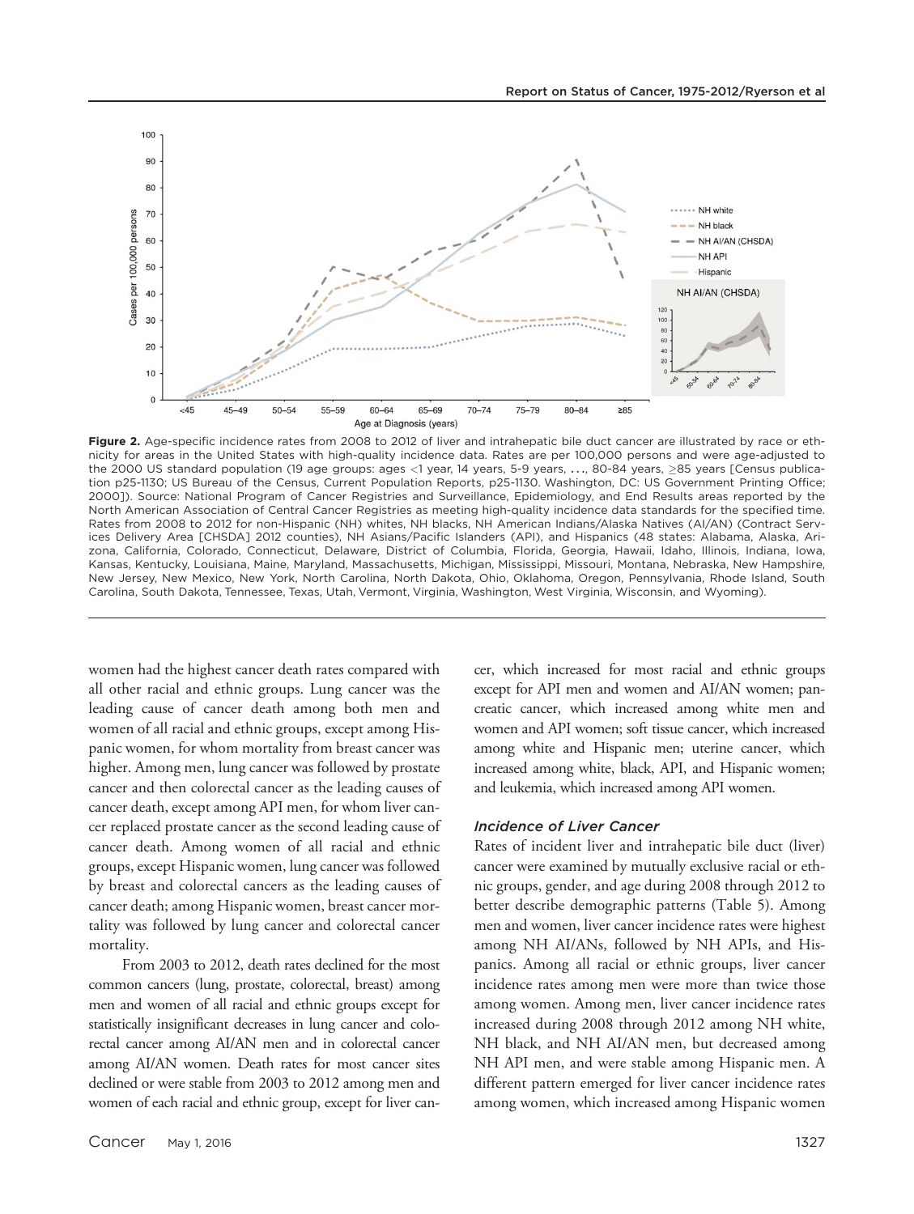Figure 2. Age-specific incidence rates from 2008 to 2012 of liver and intrahepatic bile duct cancer are illustrated by race or ethnicity for areas in the United States with high-quality incidence data. Rates are per 100,000 persons and were age-adjusted to the 2000 US standard population (19 age groups: ages <1 year, 14 years, 5-9 years, . . ., 80-84 years, ≥85 years [Census publication p25-1130; US Bureau of the Census, Current Population Reports, p25-1130. Washington, DC: US Government Printing Office; 2000]). Source: National Program of Cancer Registries and Surveillance, Epidemiology, and End Results areas reported by the North American Association of Central Cancer Registries as meeting high-quality incidence data standards for the specified time. Rates from 2008 to 2012 for non-Hispanic (NH) whites, NH blacks, NH American Indians/Alaska Natives (AI/AN) (Contract Services Delivery Area [CHSDA] 2012 counties), NH Asians/Pacific Islanders (API), and Hispanics (48 states: Alabama, Alaska, Arizona, California, Colorado, Connecticut, Delaware, District of Columbia, Florida, Georgia, Hawaii, Idaho, Illinois, Indiana, Iowa, Kansas, Kentucky, Louisiana, Maine, Maryland, Massachusetts, Michigan, Mississippi, Missouri, Montana, Nebraska, New Hampshire, New Jersey, New Mexico, New York, North Carolina, North Dakota, Ohio, Oklahoma, Oregon, Pennsylvania, Rhode Island, South Carolina, South Dakota, Tennessee, Texas, Utah, Vermont, Virginia, Washington, West Virginia, Wisconsin, and Wyoming).

women had the highest cancer death rates compared with all other racial and ethnic groups. Lung cancer was the leading cause of cancer death among both men and women of all racial and ethnic groups, except among Hispanic women, for whom mortality from breast cancer was higher. Among men, lung cancer was followed by prostate cancer and then colorectal cancer as the leading causes of cancer death, except among API men, for whom liver cancer replaced prostate cancer as the second leading cause of cancer death. Among women of all racial and ethnic groups, except Hispanic women, lung cancer was followed by breast and colorectal cancers as the leading causes of cancer death; among Hispanic women, breast cancer mortality was followed by lung cancer and colorectal cancer mortality.

From 2003 to 2012, death rates declined for the most common cancers (lung, prostate, colorectal, breast) among men and women of all racial and ethnic groups except for statistically insignificant decreases in lung cancer and colorectal cancer among AI/AN men and in colorectal cancer among AI/AN women. Death rates for most cancer sites declined or were stable from 2003 to 2012 among men and women of each racial and ethnic group, except for liver cancer, which increased for most racial and ethnic groups except for API men and women and AI/AN women; pancreatic cancer, which increased among white men and women and API women; soft tissue cancer, which increased among white and Hispanic men; uterine cancer, which increased among white, black, API, and Hispanic women; and leukemia, which increased among API women.

### *Incidence of Liver Cancer*

Rates of incident liver and intrahepatic bile duct (liver) cancer were examined by mutually exclusive racial or ethnic groups, gender, and age during 2008 through 2012 to better describe demographic patterns (Table 5). Among men and women, liver cancer incidence rates were highest among NH AI/ANs, followed by NH APIs, and Hispanics. Among all racial or ethnic groups, liver cancer incidence rates among men were more than twice those among women. Among men, liver cancer incidence rates increased during 2008 through 2012 among NH white, NH black, and NH AI/AN men, but decreased among NH API men, and were stable among Hispanic men. A different pattern emerged for liver cancer incidence rates among women, which increased among Hispanic women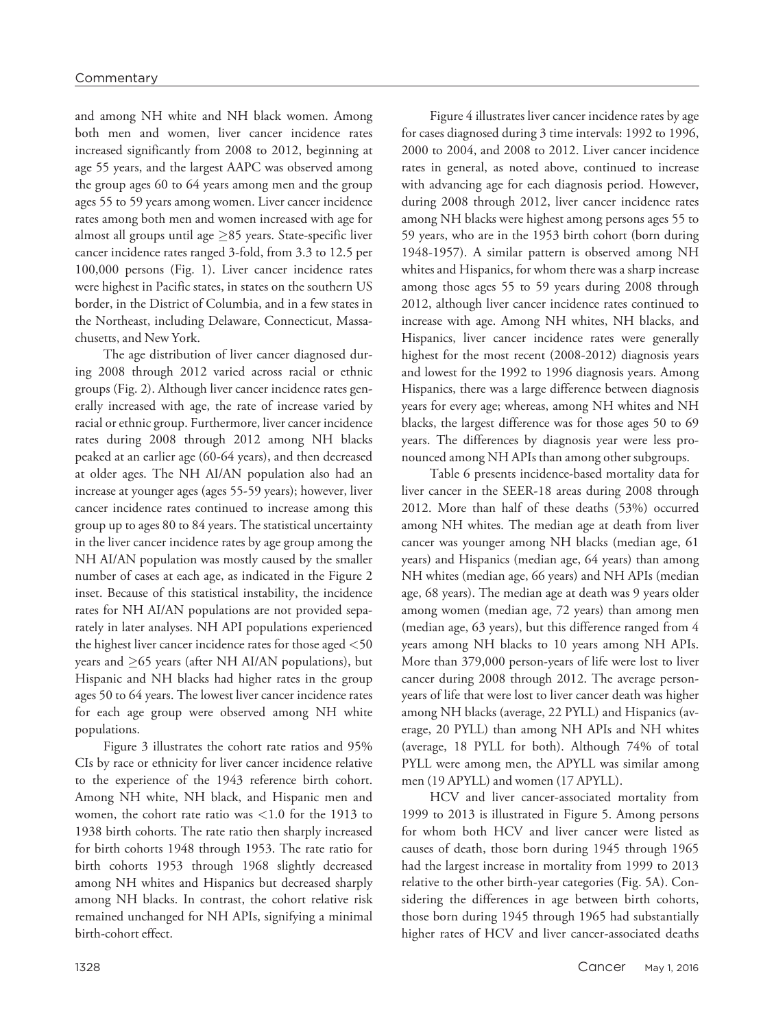and among NH white and NH black women. Among both men and women, liver cancer incidence rates increased significantly from 2008 to 2012, beginning at age 55 years, and the largest AAPC was observed among the group ages 60 to 64 years among men and the group ages 55 to 59 years among women. Liver cancer incidence rates among both men and women increased with age for almost all groups until age ≥85 years. State-specific liver cancer incidence rates ranged 3-fold, from 3.3 to 12.5 per 100,000 persons (Fig. 1). Liver cancer incidence rates were highest in Pacific states, in states on the southern US border, in the District of Columbia, and in a few states in the Northeast, including Delaware, Connecticut, Massachusetts, and New York.

The age distribution of liver cancer diagnosed during 2008 through 2012 varied across racial or ethnic groups (Fig. 2). Although liver cancer incidence rates generally increased with age, the rate of increase varied by racial or ethnic group. Furthermore, liver cancer incidence rates during 2008 through 2012 among NH blacks peaked at an earlier age (60-64 years), and then decreased at older ages. The NH AI/AN population also had an increase at younger ages (ages 55-59 years); however, liver cancer incidence rates continued to increase among this group up to ages 80 to 84 years. The statistical uncertainty in the liver cancer incidence rates by age group among the NH AI/AN population was mostly caused by the smaller number of cases at each age, as indicated in the Figure 2 inset. Because of this statistical instability, the incidence rates for NH AI/AN populations are not provided separately in later analyses. NH API populations experienced the highest liver cancer incidence rates for those aged <50 years and ≥65 years (after NH AI/AN populations), but Hispanic and NH blacks had higher rates in the group ages 50 to 64 years. The lowest liver cancer incidence rates for each age group were observed among NH white populations.

Figure 3 illustrates the cohort rate ratios and 95% CIs by race or ethnicity for liver cancer incidence relative to the experience of the 1943 reference birth cohort. Among NH white, NH black, and Hispanic men and women, the cohort rate ratio was <1.0 for the 1913 to 1938 birth cohorts. The rate ratio then sharply increased for birth cohorts 1948 through 1953. The rate ratio for birth cohorts 1953 through 1968 slightly decreased among NH whites and Hispanics but decreased sharply among NH blacks. In contrast, the cohort relative risk remained unchanged for NH APIs, signifying a minimal birth-cohort effect.

Figure 4 illustrates liver cancer incidence rates by age for cases diagnosed during 3 time intervals: 1992 to 1996, 2000 to 2004, and 2008 to 2012. Liver cancer incidence rates in general, as noted above, continued to increase with advancing age for each diagnosis period. However, during 2008 through 2012, liver cancer incidence rates among NH blacks were highest among persons ages 55 to 59 years, who are in the 1953 birth cohort (born during 1948-1957). A similar pattern is observed among NH whites and Hispanics, for whom there was a sharp increase among those ages 55 to 59 years during 2008 through 2012, although liver cancer incidence rates continued to increase with age. Among NH whites, NH blacks, and Hispanics, liver cancer incidence rates were generally highest for the most recent (2008-2012) diagnosis years and lowest for the 1992 to 1996 diagnosis years. Among Hispanics, there was a large difference between diagnosis years for every age; whereas, among NH whites and NH blacks, the largest difference was for those ages 50 to 69 years. The differences by diagnosis year were less pronounced among NH APIs than among other subgroups.

Table 6 presents incidence-based mortality data for liver cancer in the SEER-18 areas during 2008 through 2012. More than half of these deaths (53%) occurred among NH whites. The median age at death from liver cancer was younger among NH blacks (median age, 61 years) and Hispanics (median age, 64 years) than among NH whites (median age, 66 years) and NH APIs (median age, 68 years). The median age at death was 9 years older among women (median age, 72 years) than among men (median age, 63 years), but this difference ranged from 4 years among NH blacks to 10 years among NH APIs. More than 379,000 person-years of life were lost to liver cancer during 2008 through 2012. The average person-years of life that were lost to liver cancer death was higher among NH blacks (average, 22 PYLL) and Hispanics (average, 20 PYLL) than among NH APIs and NH whites (average, 18 PYLL for both). Although 74% of total PYLL were among men, the APYLL was similar among men (19 APYLL) and women (17 APYLL).

HCV and liver cancer-associated mortality from 1999 to 2013 is illustrated in Figure 5. Among persons for whom both HCV and liver cancer were listed as causes of death, those born during 1945 through 1965 had the largest increase in mortality from 1999 to 2013 relative to the other birth-year categories (Fig. 5A). Considering the differences in age between birth cohorts, those born during 1945 through 1965 had substantially higher rates of HCV and liver cancer-associated deaths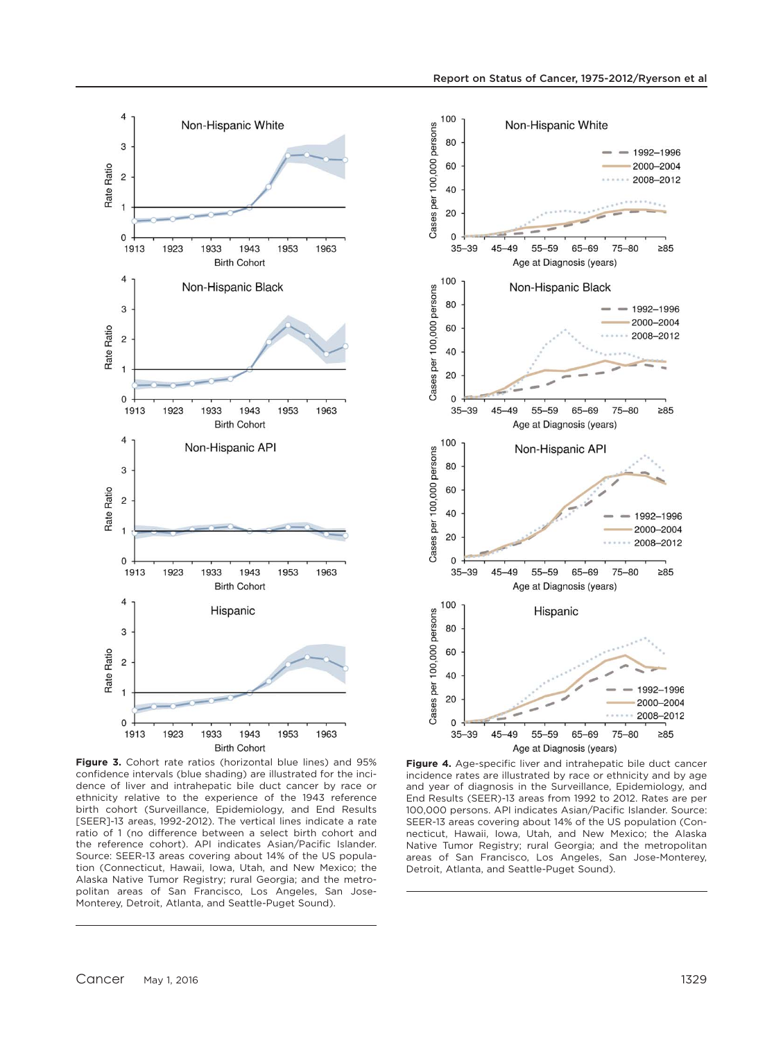**Figure 3.** Cohort rate ratios (horizontal blue lines) and 95% confidence intervals (blue shading) are illustrated for the incidence of liver and intrahepatic bile duct cancer by race or ethnicity relative to the experience of the 1943 reference birth cohort (Surveillance, Epidemiology, and End Results [SEER]-13 areas, 1992-2012). The vertical lines indicate a rate ratio of 1 (no difference between a select birth cohort and the reference cohort). API indicates Asian/Pacific Islander. Source: SEER-13 areas covering about 14% of the US population (Connecticut, Hawaii, Iowa, Utah, and New Mexico; the Alaska Native Tumor Registry; rural Georgia; and the metropolitan areas of San Francisco, Los Angeles, San Jose-Monterey, Detroit, Atlanta, and Seattle-Puget Sound).

**Figure 4.** Age-specific liver and intrahepatic bile duct cancer incidence rates are illustrated by race or ethnicity and by age and year of diagnosis in the Surveillance, Epidemiology, and End Results (SEER)-13 areas from 1992 to 2012. Rates are per 100,000 persons. API indicates Asian/Pacific Islander. Source: SEER-13 areas covering about 14% of the US population (Connecticut, Hawaii, Iowa, Utah, and New Mexico; the Alaska Native Tumor Registry; rural Georgia; and the metropolitan areas of San Francisco, Los Angeles, San Jose-Monterey, Detroit, Atlanta, and Seattle-Puget Sound).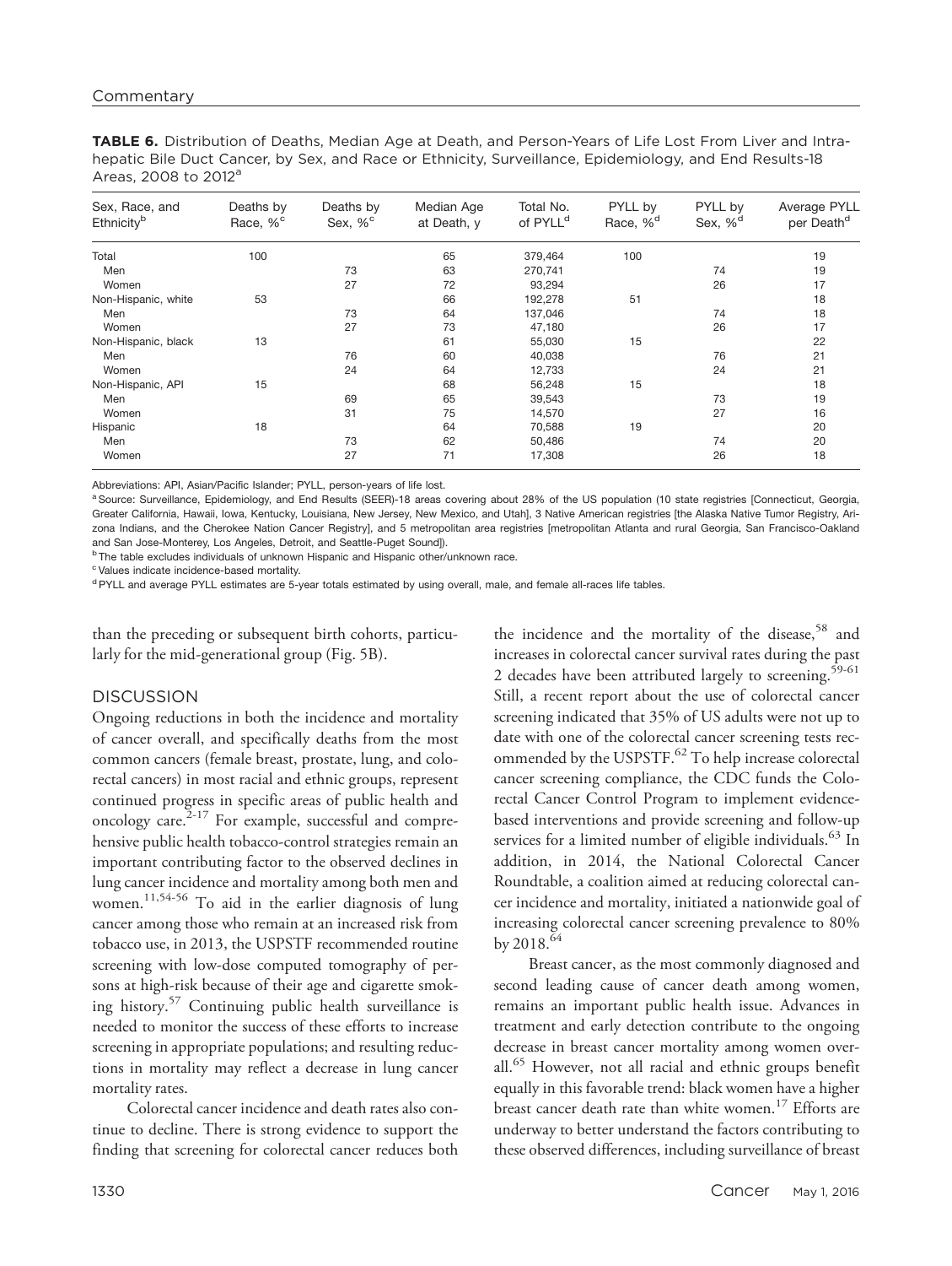**TABLE 6.** Distribution of Deaths, Median Age at Death, and Person-Years of Life Lost From Liver and Intrahepatic Bile Duct Cancer, by Sex, and Race or Ethnicity, Surveillance, Epidemiology, and End Results-18 Areas, 2008 to 2012[a]

| Sex, Race, and Ethnicity[b] | Deaths by Race, %[c] | Deaths by Sex, %[c] | Median Age at Death, y | Total No. of PYLL[d] | PYLL by Race, %[d] | PYLL by Sex, %[d] | Average PYLL per Death[d] |
|---|---|---|---|---|---|---|---|
| Total | 100 | | 65 | 379,464 | 100 | | 19 |
| Men | | 73 | 63 | 270,741 | | 74 | 19 |
| Women | | 27 | 72 | 93,294 | | 26 | 17 |
| Non-Hispanic, white | 53 | | 66 | 192,278 | 51 | | 18 |
| Men | | 73 | 64 | 137,046 | | 74 | 18 |
| Women | | 27 | 73 | 47,180 | | 26 | 17 |
| Non-Hispanic, black | 13 | | 61 | 55,030 | 15 | | 22 |
| Men | | 76 | 60 | 40,038 | | 76 | 21 |
| Women | | 24 | 64 | 12,733 | | 24 | 21 |
| Non-Hispanic, API | 15 | | 68 | 56,248 | 15 | | 18 |
| Men | | 69 | 65 | 39,543 | | 73 | 19 |
| Women | | 31 | 75 | 14,570 | | 27 | 16 |
| Hispanic | 18 | | 64 | 70,588 | 19 | | 20 |
| Men | | 73 | 62 | 50,486 | | 74 | 20 |
| Women | | 27 | 71 | 17,308 | | 26 | 18 |

Abbreviations: API, Asian/Pacific Islander; PYLL, person-years of life lost.

[a] Source: Surveillance, Epidemiology, and End Results (SEER)-18 areas covering about 28% of the US population (10 state registries [Connecticut, Georgia, Greater California, Hawaii, Iowa, Kentucky, Louisiana, New Jersey, New Mexico, and Utah], 3 Native American registries [the Alaska Native Tumor Registry, Arizona Indians, and the Cherokee Nation Cancer Registry], and 5 metropolitan area registries [metropolitan Atlanta and rural Georgia, San Francisco-Oakland and San Jose-Monterey, Los Angeles, Detroit, and Seattle-Puget Sound]).

[b] The table excludes individuals of unknown Hispanic and Hispanic other/unknown race.

[c] Values indicate incidence-based mortality.

[d] PYLL and average PYLL estimates are 5-year totals estimated by using overall, male, and female all-races life tables.

than the preceding or subsequent birth cohorts, particularly for the mid-generational group (Fig. 5B).

## DISCUSSION

Ongoing reductions in both the incidence and mortality of cancer overall, and specifically deaths from the most common cancers (female breast, prostate, lung, and colorectal cancers) in most racial and ethnic groups, represent continued progress in specific areas of public health and oncology care.[2-17] For example, successful and comprehensive public health tobacco-control strategies remain an important contributing factor to the observed declines in lung cancer incidence and mortality among both men and women.[11,54-56] To aid in the earlier diagnosis of lung cancer among those who remain at an increased risk from tobacco use, in 2013, the USPSTF recommended routine screening with low-dose computed tomography of persons at high-risk because of their age and cigarette smoking history.[57] Continuing public health surveillance is needed to monitor the success of these efforts to increase screening in appropriate populations; and resulting reductions in mortality may reflect a decrease in lung cancer mortality rates.

Colorectal cancer incidence and death rates also continue to decline. There is strong evidence to support the finding that screening for colorectal cancer reduces both the incidence and the mortality of the disease,[58] and increases in colorectal cancer survival rates during the past 2 decades have been attributed largely to screening.[59-61] Still, a recent report about the use of colorectal cancer screening indicated that 35% of US adults were not up to date with one of the colorectal cancer screening tests recommended by the USPSTF.[62] To help increase colorectal cancer screening compliance, the CDC funds the Colorectal Cancer Control Program to implement evidence-based interventions and provide screening and follow-up services for a limited number of eligible individuals.[63] In addition, in 2014, the National Colorectal Cancer Roundtable, a coalition aimed at reducing colorectal cancer incidence and mortality, initiated a nationwide goal of increasing colorectal cancer screening prevalence to 80% by 2018.[64]

Breast cancer, as the most commonly diagnosed and second leading cause of cancer death among women, remains an important public health issue. Advances in treatment and early detection contribute to the ongoing decrease in breast cancer mortality among women overall.[65] However, not all racial and ethnic groups benefit equally in this favorable trend: black women have a higher breast cancer death rate than white women.[17] Efforts are underway to better understand the factors contributing to these observed differences, including surveillance of breast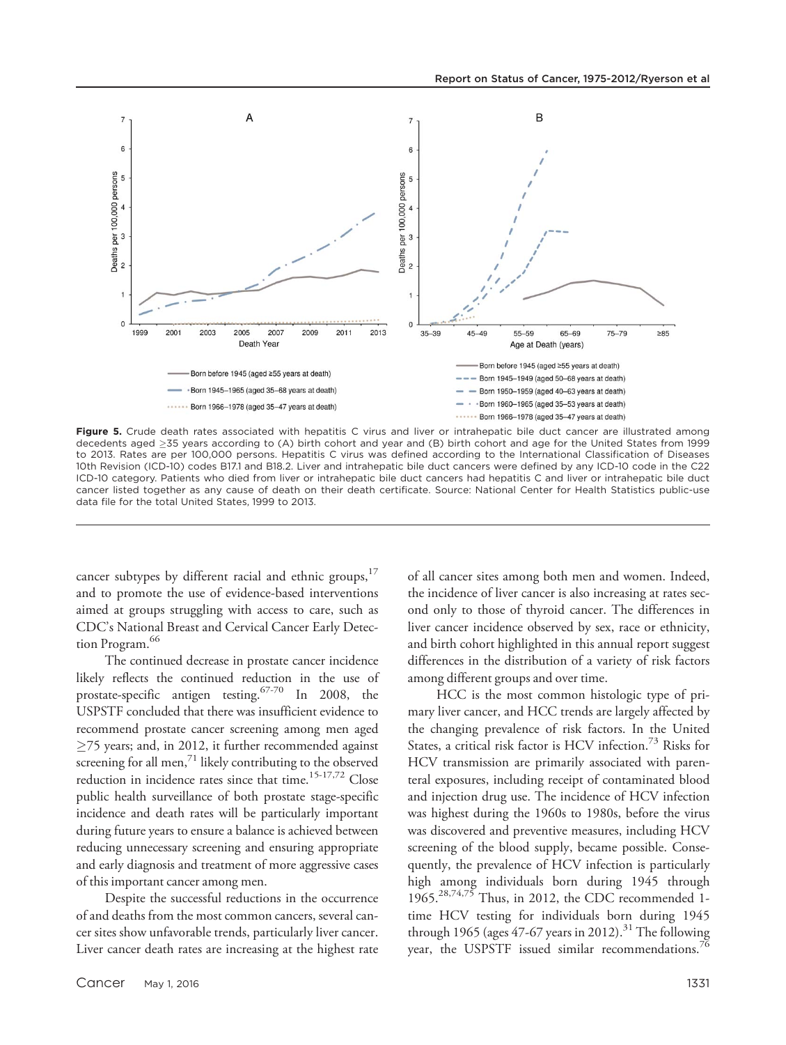Figure 5. Crude death rates associated with hepatitis C virus and liver or intrahepatic bile duct cancer are illustrated among decedents aged ≥35 years according to (A) birth cohort and year and (B) birth cohort and age for the United States from 1999 to 2013. Rates are per 100,000 persons. Hepatitis C virus was defined according to the International Classification of Diseases 10th Revision (ICD-10) codes B17.1 and B18.2. Liver and intrahepatic bile duct cancers were defined by any ICD-10 code in the C22 ICD-10 category. Patients who died from liver or intrahepatic bile duct cancers had hepatitis C and liver or intrahepatic bile duct cancer listed together as any cause of death on their death certificate. Source: National Center for Health Statistics public-use data file for the total United States, 1999 to 2013.

cancer subtypes by different racial and ethnic groups,[17] and to promote the use of evidence-based interventions aimed at groups struggling with access to care, such as CDC's National Breast and Cervical Cancer Early Detection Program.[66]

The continued decrease in prostate cancer incidence likely reflects the continued reduction in the use of prostate-specific antigen testing.[67-70] In 2008, the USPSTF concluded that there was insufficient evidence to recommend prostate cancer screening among men aged ≥75 years; and, in 2012, it further recommended against screening for all men,[71] likely contributing to the observed reduction in incidence rates since that time.[15-17,72] Close public health surveillance of both prostate stage-specific incidence and death rates will be particularly important during future years to ensure a balance is achieved between reducing unnecessary screening and ensuring appropriate and early diagnosis and treatment of more aggressive cases of this important cancer among men.

Despite the successful reductions in the occurrence of and deaths from the most common cancers, several cancer sites show unfavorable trends, particularly liver cancer. Liver cancer death rates are increasing at the highest rate of all cancer sites among both men and women. Indeed, the incidence of liver cancer is also increasing at rates second only to those of thyroid cancer. The differences in liver cancer incidence observed by sex, race or ethnicity, and birth cohort highlighted in this annual report suggest differences in the distribution of a variety of risk factors among different groups and over time.

HCC is the most common histologic type of primary liver cancer, and HCC trends are largely affected by the changing prevalence of risk factors. In the United States, a critical risk factor is HCV infection.[73] Risks for HCV transmission are primarily associated with parenteral exposures, including receipt of contaminated blood and injection drug use. The incidence of HCV infection was highest during the 1960s to 1980s, before the virus was discovered and preventive measures, including HCV screening of the blood supply, became possible. Consequently, the prevalence of HCV infection is particularly high among individuals born during 1945 through 1965.[28,74,75] Thus, in 2012, the CDC recommended 1-time HCV testing for individuals born during 1945 through 1965 (ages 47-67 years in 2012).[31] The following year, the USPSTF issued similar recommendations.[76]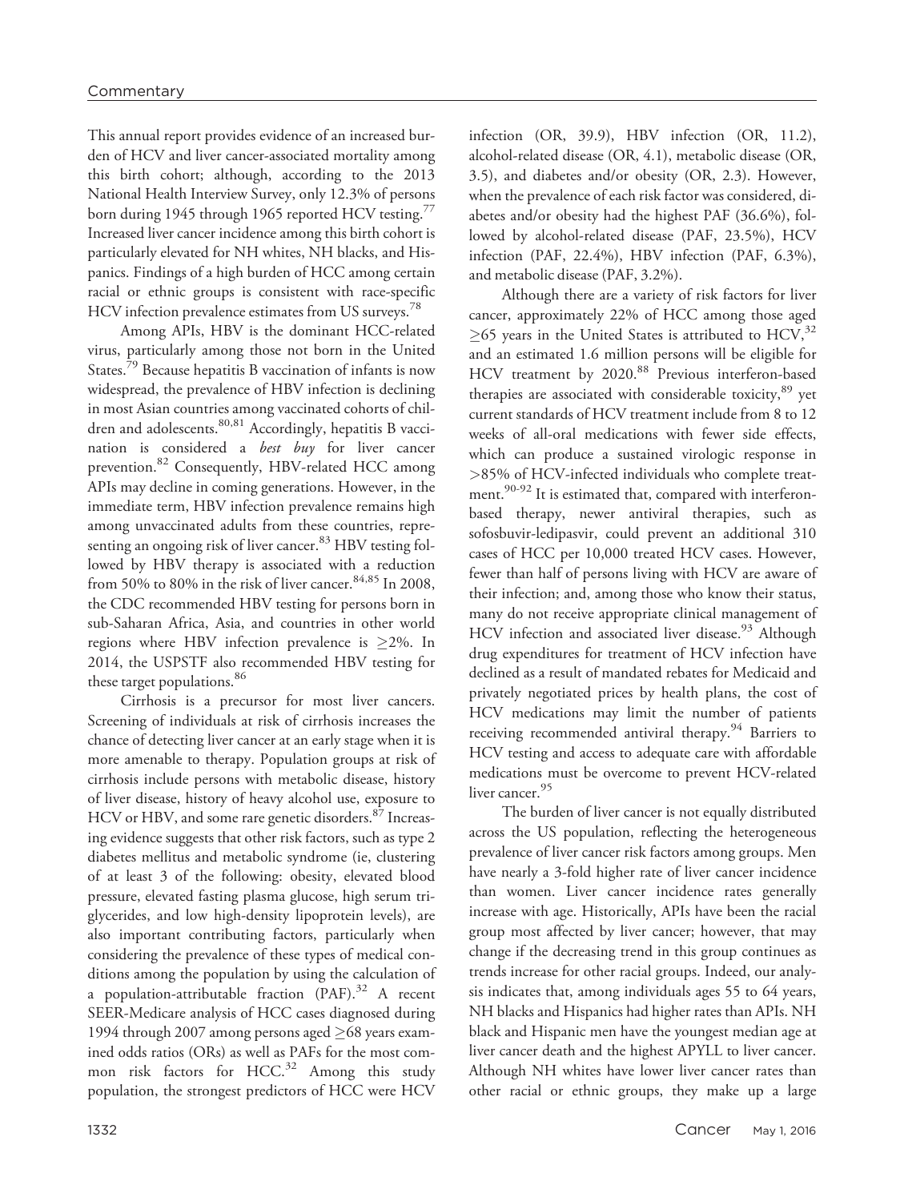This annual report provides evidence of an increased burden of HCV and liver cancer-associated mortality among this birth cohort; although, according to the 2013 National Health Interview Survey, only 12.3% of persons born during 1945 through 1965 reported HCV testing.[77] Increased liver cancer incidence among this birth cohort is particularly elevated for NH whites, NH blacks, and Hispanics. Findings of a high burden of HCC among certain racial or ethnic groups is consistent with race-specific HCV infection prevalence estimates from US surveys.[78]

Among APIs, HBV is the dominant HCC-related virus, particularly among those not born in the United States.[79] Because hepatitis B vaccination of infants is now widespread, the prevalence of HBV infection is declining in most Asian countries among vaccinated cohorts of children and adolescents.[80,81] Accordingly, hepatitis B vaccination is considered a *best buy* for liver cancer prevention.[82] Consequently, HBV-related HCC among APIs may decline in coming generations. However, in the immediate term, HBV infection prevalence remains high among unvaccinated adults from these countries, representing an ongoing risk of liver cancer.[83] HBV testing followed by HBV therapy is associated with a reduction from 50% to 80% in the risk of liver cancer.[84,85] In 2008, the CDC recommended HBV testing for persons born in sub-Saharan Africa, Asia, and countries in other world regions where HBV infection prevalence is $\geq$2%. In 2014, the USPSTF also recommended HBV testing for these target populations.[86]

Cirrhosis is a precursor for most liver cancers. Screening of individuals at risk of cirrhosis increases the chance of detecting liver cancer at an early stage when it is more amenable to therapy. Population groups at risk of cirrhosis include persons with metabolic disease, history of liver disease, history of heavy alcohol use, exposure to HCV or HBV, and some rare genetic disorders.[87] Increasing evidence suggests that other risk factors, such as type 2 diabetes mellitus and metabolic syndrome (ie, clustering of at least 3 of the following: obesity, elevated blood pressure, elevated fasting plasma glucose, high serum triglycerides, and low high-density lipoprotein levels), are also important contributing factors, particularly when considering the prevalence of these types of medical conditions among the population by using the calculation of a population-attributable fraction (PAF).[32] A recent SEER-Medicare analysis of HCC cases diagnosed during 1994 through 2007 among persons aged $\geq$68 years examined odds ratios (ORs) as well as PAFs for the most common risk factors for HCC.[32] Among this study population, the strongest predictors of HCC were HCV infection (OR, 39.9), HBV infection (OR, 11.2), alcohol-related disease (OR, 4.1), metabolic disease (OR, 3.5), and diabetes and/or obesity (OR, 2.3). However, when the prevalence of each risk factor was considered, diabetes and/or obesity had the highest PAF (36.6%), followed by alcohol-related disease (PAF, 23.5%), HCV infection (PAF, 22.4%), HBV infection (PAF, 6.3%), and metabolic disease (PAF, 3.2%).

Although there are a variety of risk factors for liver cancer, approximately 22% of HCC among those aged $\geq$65 years in the United States is attributed to HCV,[32] and an estimated 1.6 million persons will be eligible for HCV treatment by 2020.[88] Previous interferon-based therapies are associated with considerable toxicity,[89] yet current standards of HCV treatment include from 8 to 12 weeks of all-oral medications with fewer side effects, which can produce a sustained virologic response in >85% of HCV-infected individuals who complete treatment.[90-92] It is estimated that, compared with interferon-based therapy, newer antiviral therapies, such as sofosbuvir-ledipasvir, could prevent an additional 310 cases of HCC per 10,000 treated HCV cases. However, fewer than half of persons living with HCV are aware of their infection; and, among those who know their status, many do not receive appropriate clinical management of HCV infection and associated liver disease.[93] Although drug expenditures for treatment of HCV infection have declined as a result of mandated rebates for Medicaid and privately negotiated prices by health plans, the cost of HCV medications may limit the number of patients receiving recommended antiviral therapy.[94] Barriers to HCV testing and access to adequate care with affordable medications must be overcome to prevent HCV-related liver cancer.[95]

The burden of liver cancer is not equally distributed across the US population, reflecting the heterogeneous prevalence of liver cancer risk factors among groups. Men have nearly a 3-fold higher rate of liver cancer incidence than women. Liver cancer incidence rates generally increase with age. Historically, APIs have been the racial group most affected by liver cancer; however, that may change if the decreasing trend in this group continues as trends increase for other racial groups. Indeed, our analysis indicates that, among individuals ages 55 to 64 years, NH blacks and Hispanics had higher rates than APIs. NH black and Hispanic men have the youngest median age at liver cancer death and the highest APYLL to liver cancer. Although NH whites have lower liver cancer rates than other racial or ethnic groups, they make up a large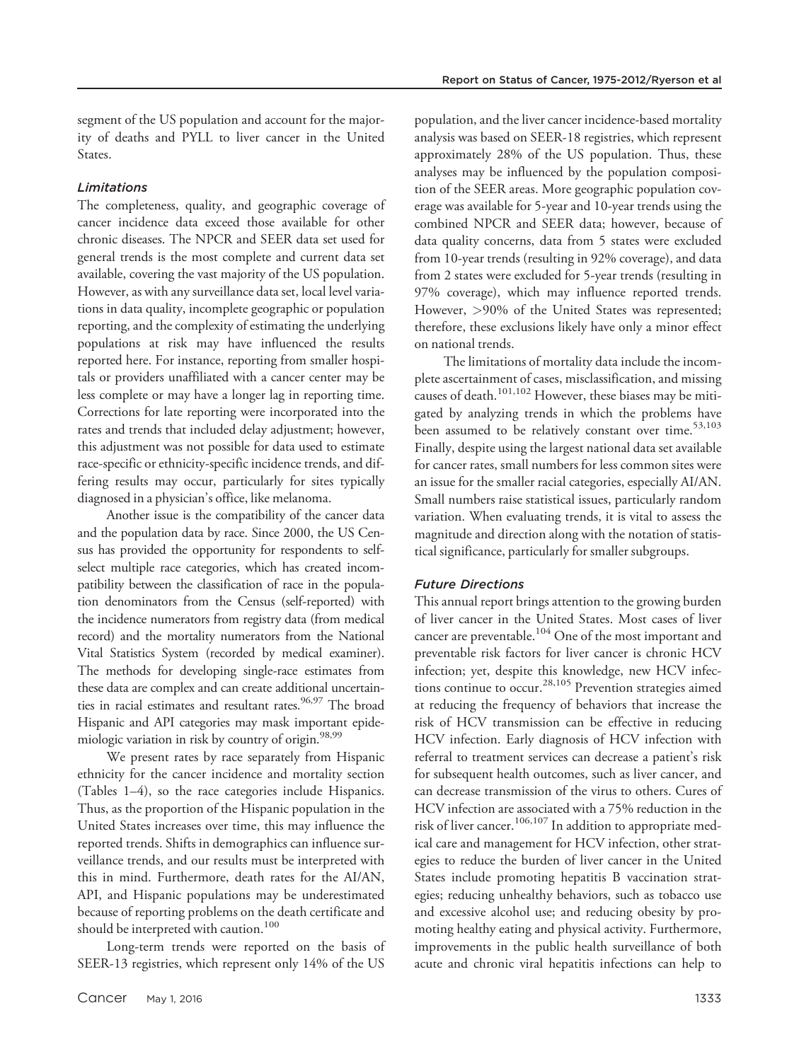segment of the US population and account for the majority of deaths and PYLL to liver cancer in the United States.

### *Limitations*

The completeness, quality, and geographic coverage of cancer incidence data exceed those available for other chronic diseases. The NPCR and SEER data set used for general trends is the most complete and current data set available, covering the vast majority of the US population. However, as with any surveillance data set, local level variations in data quality, incomplete geographic or population reporting, and the complexity of estimating the underlying populations at risk may have influenced the results reported here. For instance, reporting from smaller hospitals or providers unaffiliated with a cancer center may be less complete or may have a longer lag in reporting time. Corrections for late reporting were incorporated into the rates and trends that included delay adjustment; however, this adjustment was not possible for data used to estimate race-specific or ethnicity-specific incidence trends, and differing results may occur, particularly for sites typically diagnosed in a physician's office, like melanoma.

Another issue is the compatibility of the cancer data and the population data by race. Since 2000, the US Census has provided the opportunity for respondents to self-select multiple race categories, which has created incompatibility between the classification of race in the population denominators from the Census (self-reported) with the incidence numerators from registry data (from medical record) and the mortality numerators from the National Vital Statistics System (recorded by medical examiner). The methods for developing single-race estimates from these data are complex and can create additional uncertainties in racial estimates and resultant rates.[96,97] The broad Hispanic and API categories may mask important epidemiologic variation in risk by country of origin.[98,99]

We present rates by race separately from Hispanic ethnicity for the cancer incidence and mortality section (Tables 1–4), so the race categories include Hispanics. Thus, as the proportion of the Hispanic population in the United States increases over time, this may influence the reported trends. Shifts in demographics can influence surveillance trends, and our results must be interpreted with this in mind. Furthermore, death rates for the AI/AN, API, and Hispanic populations may be underestimated because of reporting problems on the death certificate and should be interpreted with caution.[100]

Long-term trends were reported on the basis of SEER-13 registries, which represent only 14% of the US population, and the liver cancer incidence-based mortality analysis was based on SEER-18 registries, which represent approximately 28% of the US population. Thus, these analyses may be influenced by the population composition of the SEER areas. More geographic population coverage was available for 5-year and 10-year trends using the combined NPCR and SEER data; however, because of data quality concerns, data from 5 states were excluded from 10-year trends (resulting in 92% coverage), and data from 2 states were excluded for 5-year trends (resulting in 97% coverage), which may influence reported trends. However, >90% of the United States was represented; therefore, these exclusions likely have only a minor effect on national trends.

The limitations of mortality data include the incomplete ascertainment of cases, misclassification, and missing causes of death.[101,102] However, these biases may be mitigated by analyzing trends in which the problems have been assumed to be relatively constant over time.[53,103] Finally, despite using the largest national data set available for cancer rates, small numbers for less common sites were an issue for the smaller racial categories, especially AI/AN. Small numbers raise statistical issues, particularly random variation. When evaluating trends, it is vital to assess the magnitude and direction along with the notation of statistical significance, particularly for smaller subgroups.

### *Future Directions*

This annual report brings attention to the growing burden of liver cancer in the United States. Most cases of liver cancer are preventable.[104] One of the most important and preventable risk factors for liver cancer is chronic HCV infection; yet, despite this knowledge, new HCV infections continue to occur.[28,105] Prevention strategies aimed at reducing the frequency of behaviors that increase the risk of HCV transmission can be effective in reducing HCV infection. Early diagnosis of HCV infection with referral to treatment services can decrease a patient's risk for subsequent health outcomes, such as liver cancer, and can decrease transmission of the virus to others. Cures of HCV infection are associated with a 75% reduction in the risk of liver cancer.[106,107] In addition to appropriate medical care and management for HCV infection, other strategies to reduce the burden of liver cancer in the United States include promoting hepatitis B vaccination strategies; reducing unhealthy behaviors, such as tobacco use and excessive alcohol use; and reducing obesity by promoting healthy eating and physical activity. Furthermore, improvements in the public health surveillance of both acute and chronic viral hepatitis infections can help to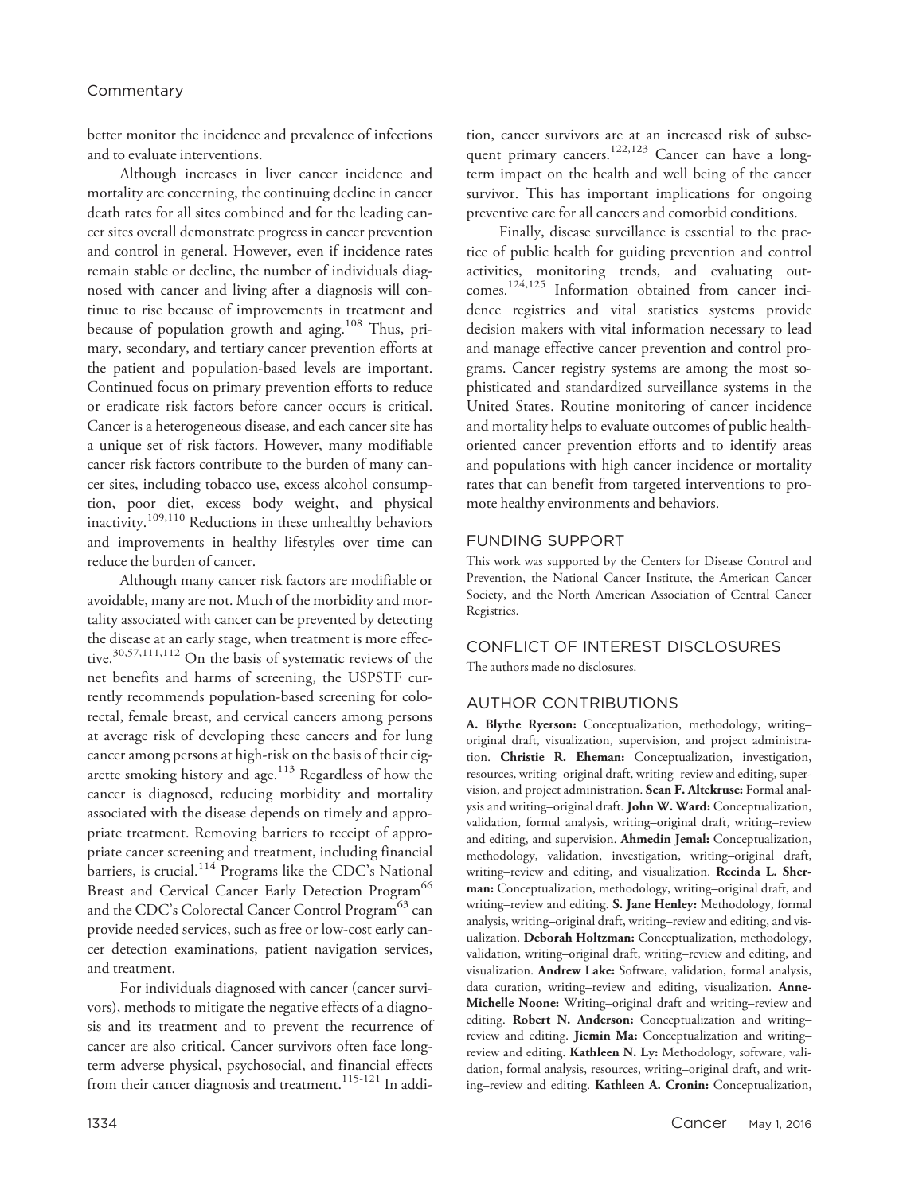better monitor the incidence and prevalence of infections and to evaluate interventions.

Although increases in liver cancer incidence and mortality are concerning, the continuing decline in cancer death rates for all sites combined and for the leading cancer sites overall demonstrate progress in cancer prevention and control in general. However, even if incidence rates remain stable or decline, the number of individuals diagnosed with cancer and living after a diagnosis will continue to rise because of improvements in treatment and because of population growth and aging.[108] Thus, primary, secondary, and tertiary cancer prevention efforts at the patient and population-based levels are important. Continued focus on primary prevention efforts to reduce or eradicate risk factors before cancer occurs is critical. Cancer is a heterogeneous disease, and each cancer site has a unique set of risk factors. However, many modifiable cancer risk factors contribute to the burden of many cancer sites, including tobacco use, excess alcohol consumption, poor diet, excess body weight, and physical inactivity.[109,110] Reductions in these unhealthy behaviors and improvements in healthy lifestyles over time can reduce the burden of cancer.

Although many cancer risk factors are modifiable or avoidable, many are not. Much of the morbidity and mortality associated with cancer can be prevented by detecting the disease at an early stage, when treatment is more effective.[30,57,111,112] On the basis of systematic reviews of the net benefits and harms of screening, the USPSTF currently recommends population-based screening for colorectal, female breast, and cervical cancers among persons at average risk of developing these cancers and for lung cancer among persons at high-risk on the basis of their cigarette smoking history and age.[113] Regardless of how the cancer is diagnosed, reducing morbidity and mortality associated with the disease depends on timely and appropriate treatment. Removing barriers to receipt of appropriate cancer screening and treatment, including financial barriers, is crucial.[114] Programs like the CDC's National Breast and Cervical Cancer Early Detection Program[66] and the CDC's Colorectal Cancer Control Program[63] can provide needed services, such as free or low-cost early cancer detection examinations, patient navigation services, and treatment.

For individuals diagnosed with cancer (cancer survivors), methods to mitigate the negative effects of a diagnosis and its treatment and to prevent the recurrence of cancer are also critical. Cancer survivors often face long-term adverse physical, psychosocial, and financial effects from their cancer diagnosis and treatment.[115-121] In addition, cancer survivors are at an increased risk of subsequent primary cancers.[122,123] Cancer can have a long-term impact on the health and well being of the cancer survivor. This has important implications for ongoing preventive care for all cancers and comorbid conditions.

Finally, disease surveillance is essential to the practice of public health for guiding prevention and control activities, monitoring trends, and evaluating outcomes.[124,125] Information obtained from cancer incidence registries and vital statistics systems provide decision makers with vital information necessary to lead and manage effective cancer prevention and control programs. Cancer registry systems are among the most sophisticated and standardized surveillance systems in the United States. Routine monitoring of cancer incidence and mortality helps to evaluate outcomes of public health-oriented cancer prevention efforts and to identify areas and populations with high cancer incidence or mortality rates that can benefit from targeted interventions to promote healthy environments and behaviors.

## FUNDING SUPPORT

This work was supported by the Centers for Disease Control and Prevention, the National Cancer Institute, the American Cancer Society, and the North American Association of Central Cancer Registries.

## CONFLICT OF INTEREST DISCLOSURES

The authors made no disclosures.

## AUTHOR CONTRIBUTIONS

**A. Blythe Ryerson:** Conceptualization, methodology, writing–original draft, visualization, supervision, and project administration. **Christie R. Eheman:** Conceptualization, investigation, resources, writing–original draft, writing–review and editing, supervision, and project administration. **Sean F. Altekruse:** Formal analysis and writing–original draft. **John W. Ward:** Conceptualization, validation, formal analysis, writing–original draft, writing–review and editing, and supervision. **Ahmedin Jemal:** Conceptualization, methodology, validation, investigation, writing–original draft, writing–review and editing, and visualization. **Recinda L. Sherman:** Conceptualization, methodology, writing–original draft, and writing–review and editing. **S. Jane Henley:** Methodology, formal analysis, writing–original draft, writing–review and editing, and visualization. **Deborah Holtzman:** Conceptualization, methodology, validation, writing–original draft, writing–review and editing, and visualization. **Andrew Lake:** Software, validation, formal analysis, data curation, writing–review and editing, visualization. **Anne-Michelle Noone:** Writing–original draft and writing–review and editing. **Robert N. Anderson:** Conceptualization and writing–review and editing. **Jiemin Ma:** Conceptualization and writing–review and editing. **Kathleen N. Ly:** Methodology, software, validation, formal analysis, resources, writing–original draft, and writing–review and editing. **Kathleen A. Cronin:** Conceptualization,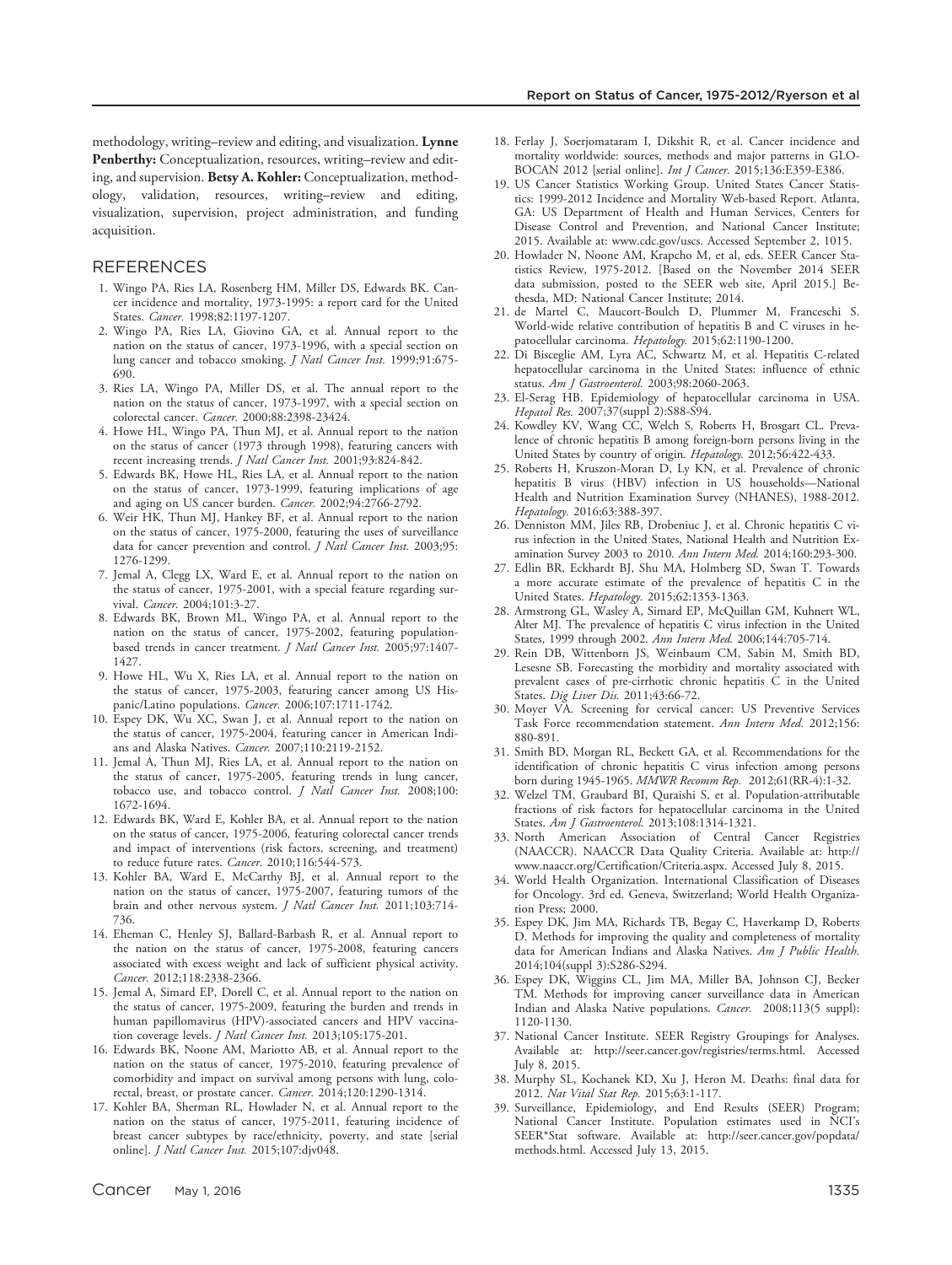methodology, writing–review and editing, and visualization. **Lynne Penberthy:** Conceptualization, resources, writing–review and editing, and supervision. **Betsy A. Kohler:** Conceptualization, methodology, validation, resources, writing–review and editing, visualization, supervision, project administration, and funding acquisition.

## REFERENCES

1. Wingo PA, Ries LA, Rosenberg HM, Miller DS, Edwards BK. Cancer incidence and mortality, 1973-1995: a report card for the United States. *Cancer.* 1998;82:1197-1207.
2. Wingo PA, Ries LA, Giovino GA, et al. Annual report to the nation on the status of cancer, 1973-1996, with a special section on lung cancer and tobacco smoking. *J Natl Cancer Inst.* 1999;91:675-690.
3. Ries LA, Wingo PA, Miller DS, et al. The annual report to the nation on the status of cancer, 1973-1997, with a special section on colorectal cancer. *Cancer.* 2000;88:2398-23424.
4. Howe HL, Wingo PA, Thun MJ, et al. Annual report to the nation on the status of cancer (1973 through 1998), featuring cancers with recent increasing trends. *J Natl Cancer Inst.* 2001;93:824-842.
5. Edwards BK, Howe HL, Ries LA, et al. Annual report to the nation on the status of cancer, 1973-1999, featuring implications of age and aging on US cancer burden. *Cancer.* 2002;94:2766-2792.
6. Weir HK, Thun MJ, Hankey BF, et al. Annual report to the nation on the status of cancer, 1975-2000, featuring the uses of surveillance data for cancer prevention and control. *J Natl Cancer Inst.* 2003;95:1276-1299.
7. Jemal A, Clegg LX, Ward E, et al. Annual report to the nation on the status of cancer, 1975-2001, with a special feature regarding survival. *Cancer.* 2004;101:3-27.
8. Edwards BK, Brown ML, Wingo PA, et al. Annual report to the nation on the status of cancer, 1975-2002, featuring population-based trends in cancer treatment. *J Natl Cancer Inst.* 2005;97:1407-1427.
9. Howe HL, Wu X, Ries LA, et al. Annual report to the nation on the status of cancer, 1975-2003, featuring cancer among US Hispanic/Latino populations. *Cancer.* 2006;107:1711-1742.
10. Espey DK, Wu XC, Swan J, et al. Annual report to the nation on the status of cancer, 1975-2004, featuring cancer in American Indians and Alaska Natives. *Cancer.* 2007;110:2119-2152.
11. Jemal A, Thun MJ, Ries LA, et al. Annual report to the nation on the status of cancer, 1975-2005, featuring trends in lung cancer, tobacco use, and tobacco control. *J Natl Cancer Inst.* 2008;100:1672-1694.
12. Edwards BK, Ward E, Kohler BA, et al. Annual report to the nation on the status of cancer, 1975-2006, featuring colorectal cancer trends and impact of interventions (risk factors, screening, and treatment) to reduce future rates. *Cancer.* 2010;116:544-573.
13. Kohler BA, Ward E, McCarthy BJ, et al. Annual report to the nation on the status of cancer, 1975-2007, featuring tumors of the brain and other nervous system. *J Natl Cancer Inst.* 2011;103:714-736.
14. Eheman C, Henley SJ, Ballard-Barbash R, et al. Annual report to the nation on the status of cancer, 1975-2008, featuring cancers associated with excess weight and lack of sufficient physical activity. *Cancer.* 2012;118:2338-2366.
15. Jemal A, Simard EP, Dorell C, et al. Annual report to the nation on the status of cancer, 1975-2009, featuring the burden and trends in human papillomavirus (HPV)-associated cancers and HPV vaccination coverage levels. *J Natl Cancer Inst.* 2013;105:175-201.
16. Edwards BK, Noone AM, Mariotto AB, et al. Annual report to the nation on the status of cancer, 1975-2010, featuring prevalence of comorbidity and impact on survival among persons with lung, colorectal, breast, or prostate cancer. *Cancer.* 2014;120:1290-1314.
17. Kohler BA, Sherman RL, Howlader N, et al. Annual report to the nation on the status of cancer, 1975-2011, featuring incidence of breast cancer subtypes by race/ethnicity, poverty, and state [serial online]. *J Natl Cancer Inst.* 2015;107:djv048.
18. Ferlay J, Soerjomataram I, Dikshit R, et al. Cancer incidence and mortality worldwide: sources, methods and major patterns in GLOBOCAN 2012 [serial online]. *Int J Cancer.* 2015;136:E359-E386.
19. US Cancer Statistics Working Group. United States Cancer Statistics: 1999-2012 Incidence and Mortality Web-based Report. Atlanta, GA: US Department of Health and Human Services, Centers for Disease Control and Prevention, and National Cancer Institute; 2015. Available at: www.cdc.gov/uscs. Accessed September 2, 1015.
20. Howlader N, Noone AM, Krapcho M, et al, eds. SEER Cancer Statistics Review, 1975-2012. [Based on the November 2014 SEER data submission, posted to the SEER web site, April 2015.] Bethesda, MD: National Cancer Institute; 2014.
21. de Martel C, Maucort-Boulch D, Plummer M, Franceschi S. World-wide relative contribution of hepatitis B and C viruses in hepatocellular carcinoma. *Hepatology.* 2015;62:1190-1200.
22. Di Bisceglie AM, Lyra AC, Schwartz M, et al. Hepatitis C-related hepatocellular carcinoma in the United States: influence of ethnic status. *Am J Gastroenterol.* 2003;98:2060-2063.
23. El-Serag HB. Epidemiology of hepatocellular carcinoma in USA. *Hepatol Res.* 2007;37(suppl 2):S88-S94.
24. Kowdley KV, Wang CC, Welch S, Roberts H, Brosgart CL. Prevalence of chronic hepatitis B among foreign-born persons living in the United States by country of origin. *Hepatology.* 2012;56:422-433.
25. Roberts H, Kruszon-Moran D, Ly KN, et al. Prevalence of chronic hepatitis B virus (HBV) infection in US households—National Health and Nutrition Examination Survey (NHANES), 1988-2012. *Hepatology.* 2016;63:388-397.
26. Denniston MM, Jiles RB, Drobeniuc J, et al. Chronic hepatitis C virus infection in the United States, National Health and Nutrition Examination Survey 2003 to 2010. *Ann Intern Med.* 2014;160:293-300.
27. Edlin BR, Eckhardt BJ, Shu MA, Holmberg SD, Swan T. Towards a more accurate estimate of the prevalence of hepatitis C in the United States. *Hepatology.* 2015;62:1353-1363.
28. Armstrong GL, Wasley A, Simard EP, McQuillan GM, Kuhnert WL, Alter MJ. The prevalence of hepatitis C virus infection in the United States, 1999 through 2002. *Ann Intern Med.* 2006;144:705-714.
29. Rein DB, Wittenborn JS, Weinbaum CM, Sabin M, Smith BD, Lesesne SB. Forecasting the morbidity and mortality associated with prevalent cases of pre-cirrhotic chronic hepatitis C in the United States. *Dig Liver Dis.* 2011;43:66-72.
30. Moyer VA. Screening for cervical cancer: US Preventive Services Task Force recommendation statement. *Ann Intern Med.* 2012;156:880-891.
31. Smith BD, Morgan RL, Beckett GA, et al. Recommendations for the identification of chronic hepatitis C virus infection among persons born during 1945-1965. *MMWR Recomm Rep.* 2012;61(RR-4):1-32.
32. Welzel TM, Graubard BI, Quraishi S, et al. Population-attributable fractions of risk factors for hepatocellular carcinoma in the United States. *Am J Gastroenterol.* 2013;108:1314-1321.
33. North American Association of Central Cancer Registries (NAACCR). NAACCR Data Quality Criteria. Available at: http://www.naaccr.org/Certification/Criteria.aspx. Accessed July 8, 2015.
34. World Health Organization. International Classification of Diseases for Oncology. 3rd ed. Geneva, Switzerland; World Health Organization Press; 2000.
35. Espey DK, Jim MA, Richards TB, Begay C, Haverkamp D, Roberts D. Methods for improving the quality and completeness of mortality data for American Indians and Alaska Natives. *Am J Public Health.* 2014;104(suppl 3):S286-S294.
36. Espey DK, Wiggins CL, Jim MA, Miller BA, Johnson CJ, Becker TM. Methods for improving cancer surveillance data in American Indian and Alaska Native populations. *Cancer.* 2008;113(5 suppl):1120-1130.
37. National Cancer Institute. SEER Registry Groupings for Analyses. Available at: http://seer.cancer.gov/registries/terms.html. Accessed July 8, 2015.
38. Murphy SL, Kochanek KD, Xu J, Heron M. Deaths: final data for 2012. *Nat Vital Stat Rep.* 2015;63:1-117.
39. Surveillance, Epidemiology, and End Results (SEER) Program; National Cancer Institute. Population estimates used in NCI's SEER*Stat software. Available at: http://seer.cancer.gov/popdata/methods.html. Accessed July 13, 2015.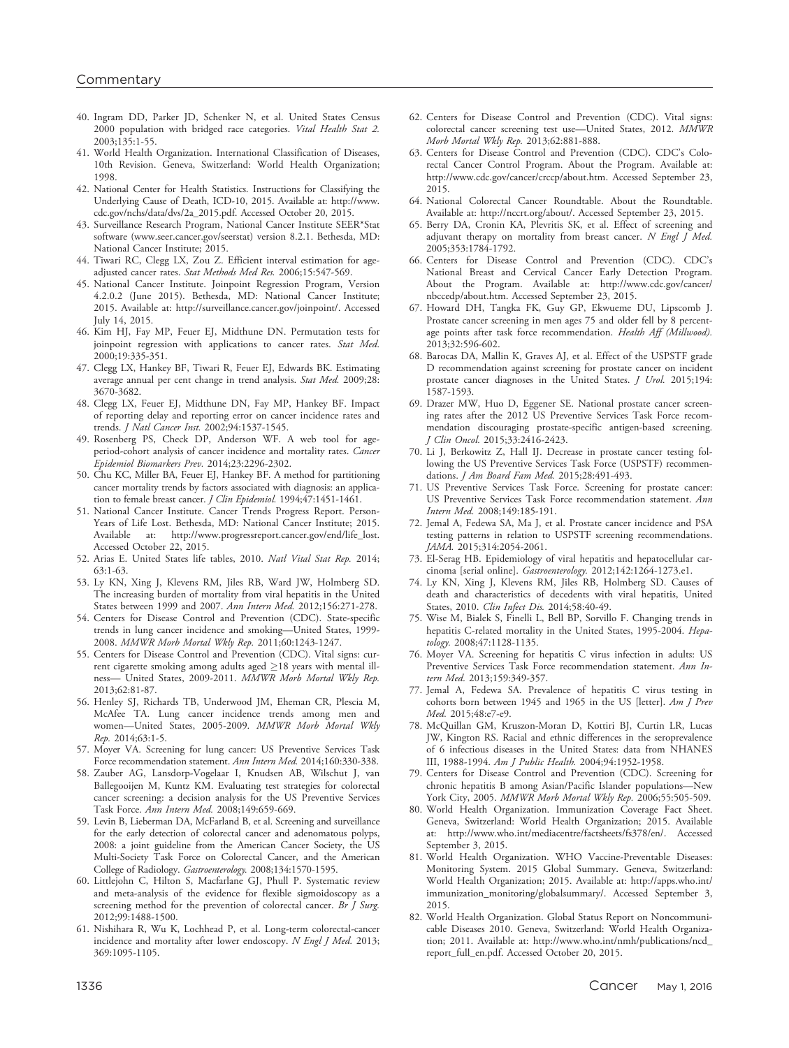40. Ingram DD, Parker JD, Schenker N, et al. United States Census 2000 population with bridged race categories. *Vital Health Stat 2.* 2003;135:1-55.
41. World Health Organization. International Classification of Diseases, 10th Revision. Geneva, Switzerland: World Health Organization; 1998.
42. National Center for Health Statistics. Instructions for Classifying the Underlying Cause of Death, ICD-10, 2015. Available at: http://www.cdc.gov/nchs/data/dvs/2a_2015.pdf. Accessed October 20, 2015.
43. Surveillance Research Program, National Cancer Institute SEER*Stat software (www.seer.cancer.gov/seerstat) version 8.2.1. Bethesda, MD: National Cancer Institute; 2015.
44. Tiwari RC, Clegg LX, Zou Z. Efficient interval estimation for age-adjusted cancer rates. *Stat Methods Med Res.* 2006;15:547-569.
45. National Cancer Institute. Joinpoint Regression Program, Version 4.2.0.2 (June 2015). Bethesda, MD: National Cancer Institute; 2015. Available at: http://surveillance.cancer.gov/joinpoint/. Accessed July 14, 2015.
46. Kim HJ, Fay MP, Feuer EJ, Midthune DN. Permutation tests for joinpoint regression with applications to cancer rates. *Stat Med.* 2000;19:335-351.
47. Clegg LX, Hankey BF, Tiwari R, Feuer EJ, Edwards BK. Estimating average annual per cent change in trend analysis. *Stat Med.* 2009;28:3670-3682.
48. Clegg LX, Feuer EJ, Midthune DN, Fay MP, Hankey BF. Impact of reporting delay and reporting error on cancer incidence rates and trends. *J Natl Cancer Inst.* 2002;94:1537-1545.
49. Rosenberg PS, Check DP, Anderson WF. A web tool for age-period-cohort analysis of cancer incidence and mortality rates. *Cancer Epidemiol Biomarkers Prev.* 2014;23:2296-2302.
50. Chu KC, Miller BA, Feuer EJ, Hankey BF. A method for partitioning cancer mortality trends by factors associated with diagnosis: an application to female breast cancer. *J Clin Epidemiol.* 1994;47:1451-1461.
51. National Cancer Institute. Cancer Trends Progress Report. Person-Years of Life Lost. Bethesda, MD: National Cancer Institute; 2015. Available at: http://www.progressreport.cancer.gov/end/life_lost. Accessed October 22, 2015.
52. Arias E. United States life tables, 2010. *Natl Vital Stat Rep.* 2014;63:1-63.
53. Ly KN, Xing J, Klevens RM, Jiles RB, Ward JW, Holmberg SD. The increasing burden of mortality from viral hepatitis in the United States between 1999 and 2007. *Ann Intern Med.* 2012;156:271-278.
54. Centers for Disease Control and Prevention (CDC). State-specific trends in lung cancer incidence and smoking—United States, 1999-2008. *MMWR Morb Mortal Wkly Rep.* 2011;60:1243-1247.
55. Centers for Disease Control and Prevention (CDC). Vital signs: current cigarette smoking among adults aged ≥18 years with mental illness— United States, 2009-2011. *MMWR Morb Mortal Wkly Rep.* 2013;62:81-87.
56. Henley SJ, Richards TB, Underwood JM, Eheman CR, Plescia M, McAfee TA. Lung cancer incidence trends among men and women—United States, 2005-2009. *MMWR Morb Mortal Wkly Rep.* 2014;63:1-5.
57. Moyer VA. Screening for lung cancer: US Preventive Services Task Force recommendation statement. *Ann Intern Med.* 2014;160:330-338.
58. Zauber AG, Lansdorp-Vogelaar I, Knudsen AB, Wilschut J, van Ballegooijen M, Kuntz KM. Evaluating test strategies for colorectal cancer screening: a decision analysis for the US Preventive Services Task Force. *Ann Intern Med.* 2008;149:659-669.
59. Levin B, Lieberman DA, McFarland B, et al. Screening and surveillance for the early detection of colorectal cancer and adenomatous polyps, 2008: a joint guideline from the American Cancer Society, the US Multi-Society Task Force on Colorectal Cancer, and the American College of Radiology. *Gastroenterology.* 2008;134:1570-1595.
60. Littlejohn C, Hilton S, Macfarlane GJ, Phull P. Systematic review and meta-analysis of the evidence for flexible sigmoidoscopy as a screening method for the prevention of colorectal cancer. *Br J Surg.* 2012;99:1488-1500.
61. Nishihara R, Wu K, Lochhead P, et al. Long-term colorectal-cancer incidence and mortality after lower endoscopy. *N Engl J Med.* 2013;369:1095-1105.
62. Centers for Disease Control and Prevention (CDC). Vital signs: colorectal cancer screening test use—United States, 2012. *MMWR Morb Mortal Wkly Rep.* 2013;62:881-888.
63. Centers for Disease Control and Prevention (CDC). CDC's Colorectal Cancer Control Program. About the Program. Available at: http://www.cdc.gov/cancer/crccp/about.htm. Accessed September 23, 2015.
64. National Colorectal Cancer Roundtable. About the Roundtable. Available at: http://nccrt.org/about/. Accessed September 23, 2015.
65. Berry DA, Cronin KA, Plevritis SK, et al. Effect of screening and adjuvant therapy on mortality from breast cancer. *N Engl J Med.* 2005;353:1784-1792.
66. Centers for Disease Control and Prevention (CDC). CDC's National Breast and Cervical Cancer Early Detection Program. About the Program. Available at: http://www.cdc.gov/cancer/nbccedp/about.htm. Accessed September 23, 2015.
67. Howard DH, Tangka FK, Guy GP, Ekwueme DU, Lipscomb J. Prostate cancer screening in men ages 75 and older fell by 8 percentage points after task force recommendation. *Health Aff (Millwood).* 2013;32:596-602.
68. Barocas DA, Mallin K, Graves AJ, et al. Effect of the USPSTF grade D recommendation against screening for prostate cancer on incident prostate cancer diagnoses in the United States. *J Urol.* 2015;194:1587-1593.
69. Drazer MW, Huo D, Eggener SE. National prostate cancer screening rates after the 2012 US Preventive Services Task Force recommendation discouraging prostate-specific antigen-based screening. *J Clin Oncol.* 2015;33:2416-2423.
70. Li J, Berkowitz Z, Hall IJ. Decrease in prostate cancer testing following the US Preventive Services Task Force (USPSTF) recommendations. *J Am Board Fam Med.* 2015;28:491-493.
71. US Preventive Services Task Force. Screening for prostate cancer: US Preventive Services Task Force recommendation statement. *Ann Intern Med.* 2008;149:185-191.
72. Jemal A, Fedewa SA, Ma J, et al. Prostate cancer incidence and PSA testing patterns in relation to USPSTF screening recommendations. *JAMA.* 2015;314:2054-2061.
73. El-Serag HB. Epidemiology of viral hepatitis and hepatocellular carcinoma [serial online]. *Gastroenterology.* 2012;142:1264-1273.e1.
74. Ly KN, Xing J, Klevens RM, Jiles RB, Holmberg SD. Causes of death and characteristics of decedents with viral hepatitis, United States, 2010. *Clin Infect Dis.* 2014;58:40-49.
75. Wise M, Bialek S, Finelli L, Bell BP, Sorvillo F. Changing trends in hepatitis C-related mortality in the United States, 1995-2004. *Hepatology.* 2008;47:1128-1135.
76. Moyer VA. Screening for hepatitis C virus infection in adults: US Preventive Services Task Force recommendation statement. *Ann Intern Med.* 2013;159:349-357.
77. Jemal A, Fedewa SA. Prevalence of hepatitis C virus testing in cohorts born between 1945 and 1965 in the US [letter]. *Am J Prev Med.* 2015;48:e7-e9.
78. McQuillan GM, Kruszon-Moran D, Kottiri BJ, Curtin LR, Lucas JW, Kington RS. Racial and ethnic differences in the seroprevalence of 6 infectious diseases in the United States: data from NHANES III, 1988-1994. *Am J Public Health.* 2004;94:1952-1958.
79. Centers for Disease Control and Prevention (CDC). Screening for chronic hepatitis B among Asian/Pacific Islander populations—New York City, 2005. *MMWR Morb Mortal Wkly Rep.* 2006;55:505-509.
80. World Health Organization. Immunization Coverage Fact Sheet. Geneva, Switzerland: World Health Organization; 2015. Available at: http://www.who.int/mediacentre/factsheets/fs378/en/. Accessed September 3, 2015.
81. World Health Organization. WHO Vaccine-Preventable Diseases: Monitoring System. 2015 Global Summary. Geneva, Switzerland: World Health Organization; 2015. Available at: http://apps.who.int/immunization_monitoring/globalsummary/. Accessed September 3, 2015.
82. World Health Organization. Global Status Report on Noncommunicable Diseases 2010. Geneva, Switzerland: World Health Organization; 2011. Available at: http://www.who.int/nmh/publications/ncd_report_full_en.pdf. Accessed October 20, 2015.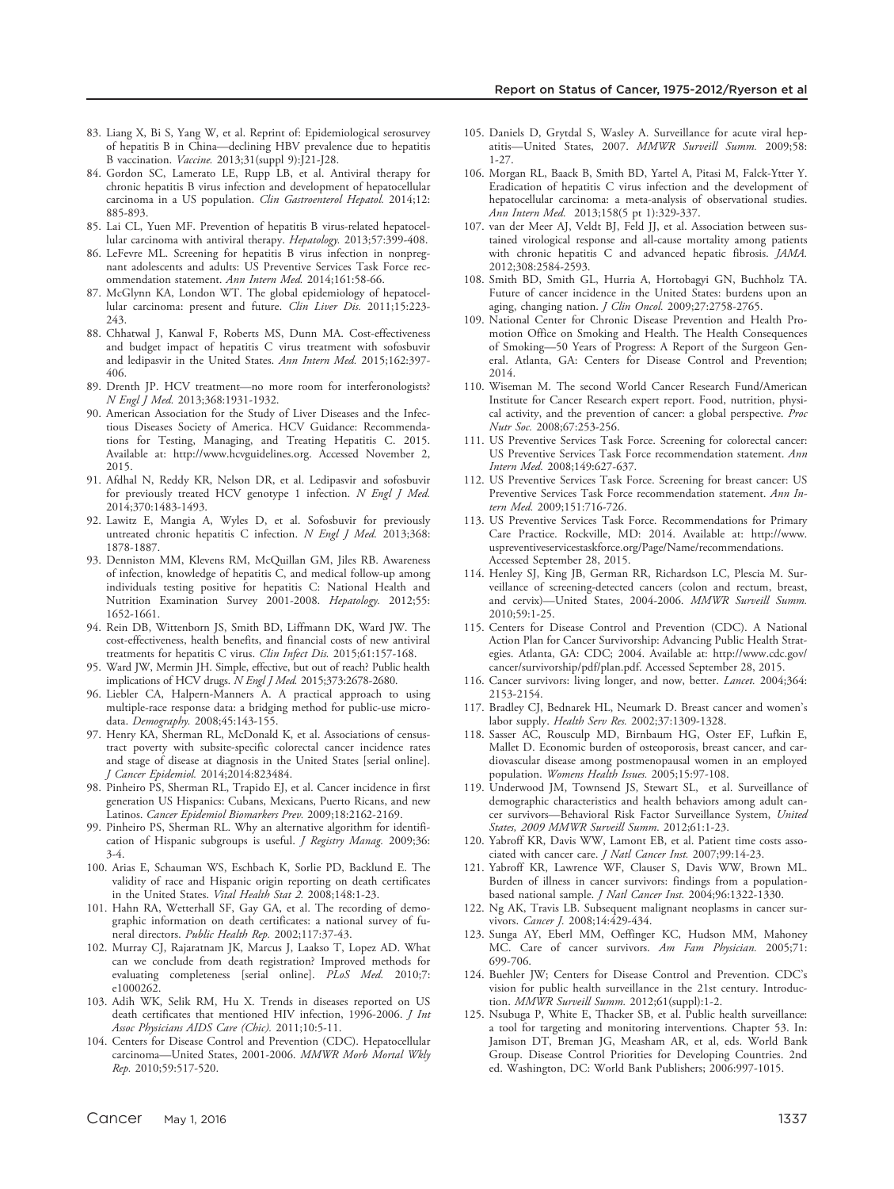83. Liang X, Bi S, Yang W, et al. Reprint of: Epidemiological serosurvey of hepatitis B in China—declining HBV prevalence due to hepatitis B vaccination. *Vaccine.* 2013;31(suppl 9):J21-J28.
84. Gordon SC, Lamerato LE, Rupp LB, et al. Antiviral therapy for chronic hepatitis B virus infection and development of hepatocellular carcinoma in a US population. *Clin Gastroenterol Hepatol.* 2014;12: 885-893.
85. Lai CL, Yuen MF. Prevention of hepatitis B virus-related hepatocellular carcinoma with antiviral therapy. *Hepatology.* 2013;57:399-408.
86. LeFevre ML. Screening for hepatitis B virus infection in nonpregnant adolescents and adults: US Preventive Services Task Force recommendation statement. *Ann Intern Med.* 2014;161:58-66.
87. McGlynn KA, London WT. The global epidemiology of hepatocellular carcinoma: present and future. *Clin Liver Dis.* 2011;15:223-243.
88. Chhatwal J, Kanwal F, Roberts MS, Dunn MA. Cost-effectiveness and budget impact of hepatitis C virus treatment with sofosbuvir and ledipasvir in the United States. *Ann Intern Med.* 2015;162:397-406.
89. Drenth JP. HCV treatment—no more room for interferonologists? *N Engl J Med.* 2013;368:1931-1932.
90. American Association for the Study of Liver Diseases and the Infectious Diseases Society of America. HCV Guidance: Recommendations for Testing, Managing, and Treating Hepatitis C. 2015. Available at: http://www.hcvguidelines.org. Accessed November 2, 2015.
91. Afdhal N, Reddy KR, Nelson DR, et al. Ledipasvir and sofosbuvir for previously treated HCV genotype 1 infection. *N Engl J Med.* 2014;370:1483-1493.
92. Lawitz E, Mangia A, Wyles D, et al. Sofosbuvir for previously untreated chronic hepatitis C infection. *N Engl J Med.* 2013;368: 1878-1887.
93. Denniston MM, Klevens RM, McQuillan GM, Jiles RB. Awareness of infection, knowledge of hepatitis C, and medical follow-up among individuals testing positive for hepatitis C: National Health and Nutrition Examination Survey 2001-2008. *Hepatology.* 2012;55: 1652-1661.
94. Rein DB, Wittenborn JS, Smith BD, Liffmann DK, Ward JW. The cost-effectiveness, health benefits, and financial costs of new antiviral treatments for hepatitis C virus. *Clin Infect Dis.* 2015;61:157-168.
95. Ward JW, Mermin JH. Simple, effective, but out of reach? Public health implications of HCV drugs. *N Engl J Med.* 2015;373:2678-2680.
96. Liebler CA, Halpern-Manners A. A practical approach to using multiple-race response data: a bridging method for public-use microdata. *Demography.* 2008;45:143-155.
97. Henry KA, Sherman RL, McDonald K, et al. Associations of census-tract poverty with subsite-specific colorectal cancer incidence rates and stage of disease at diagnosis in the United States [serial online]. *J Cancer Epidemiol.* 2014;2014:823484.
98. Pinheiro PS, Sherman RL, Trapido EJ, et al. Cancer incidence in first generation US Hispanics: Cubans, Mexicans, Puerto Ricans, and new Latinos. *Cancer Epidemiol Biomarkers Prev.* 2009;18:2162-2169.
99. Pinheiro PS, Sherman RL. Why an alternative algorithm for identification of Hispanic subgroups is useful. *J Registry Manag.* 2009;36: 3-4.
100. Arias E, Schauman WS, Eschbach K, Sorlie PD, Backlund E. The validity of race and Hispanic origin reporting on death certificates in the United States. *Vital Health Stat 2.* 2008;148:1-23.
101. Hahn RA, Wetterhall SF, Gay GA, et al. The recording of demographic information on death certificates: a national survey of funeral directors. *Public Health Rep.* 2002;117:37-43.
102. Murray CJ, Rajaratnam JK, Marcus J, Laakso T, Lopez AD. What can we conclude from death registration? Improved methods for evaluating completeness [serial online]. *PLoS Med.* 2010;7: e1000262.
103. Adih WK, Selik RM, Hu X. Trends in diseases reported on US death certificates that mentioned HIV infection, 1996-2006. *J Int Assoc Physicians AIDS Care (Chic).* 2011;10:5-11.
104. Centers for Disease Control and Prevention (CDC). Hepatocellular carcinoma—United States, 2001-2006. *MMWR Morb Mortal Wkly Rep.* 2010;59:517-520.
105. Daniels D, Grytdal S, Wasley A. Surveillance for acute viral hepatitis—United States, 2007. *MMWR Surveill Summ.* 2009;58: 1-27.
106. Morgan RL, Baack B, Smith BD, Yartel A, Pitasi M, Falck-Ytter Y. Eradication of hepatitis C virus infection and the development of hepatocellular carcinoma: a meta-analysis of observational studies. *Ann Intern Med.* 2013;158(5 pt 1):329-337.
107. van der Meer AJ, Veldt BJ, Feld JJ, et al. Association between sustained virological response and all-cause mortality among patients with chronic hepatitis C and advanced hepatic fibrosis. *JAMA.* 2012;308:2584-2593.
108. Smith BD, Smith GL, Hurria A, Hortobagyi GN, Buchholz TA. Future of cancer incidence in the United States: burdens upon an aging, changing nation. *J Clin Oncol.* 2009;27:2758-2765.
109. National Center for Chronic Disease Prevention and Health Promotion Office on Smoking and Health. The Health Consequences of Smoking—50 Years of Progress: A Report of the Surgeon General. Atlanta, GA: Centers for Disease Control and Prevention; 2014.
110. Wiseman M. The second World Cancer Research Fund/American Institute for Cancer Research expert report. Food, nutrition, physical activity, and the prevention of cancer: a global perspective. *Proc Nutr Soc.* 2008;67:253-256.
111. US Preventive Services Task Force. Screening for colorectal cancer: US Preventive Services Task Force recommendation statement. *Ann Intern Med.* 2008;149:627-637.
112. US Preventive Services Task Force. Screening for breast cancer: US Preventive Services Task Force recommendation statement. *Ann Intern Med.* 2009;151:716-726.
113. US Preventive Services Task Force. Recommendations for Primary Care Practice. Rockville, MD: 2014. Available at: http://www.uspreventiveservicestaskforce.org/Page/Name/recommendations. Accessed September 28, 2015.
114. Henley SJ, King JB, German RR, Richardson LC, Plescia M. Surveillance of screening-detected cancers (colon and rectum, breast, and cervix)—United States, 2004-2006. *MMWR Surveill Summ.* 2010;59:1-25.
115. Centers for Disease Control and Prevention (CDC). A National Action Plan for Cancer Survivorship: Advancing Public Health Strategies. Atlanta, GA: CDC; 2004. Available at: http://www.cdc.gov/cancer/survivorship/pdf/plan.pdf. Accessed September 28, 2015.
116. Cancer survivors: living longer, and now, better. *Lancet.* 2004;364: 2153-2154.
117. Bradley CJ, Bednarek HL, Neumark D. Breast cancer and women's labor supply. *Health Serv Res.* 2002;37:1309-1328.
118. Sasser AC, Rousculp MD, Birnbaum HG, Oster EF, Lufkin E, Mallet D. Economic burden of osteoporosis, breast cancer, and cardiovascular disease among postmenopausal women in an employed population. *Womens Health Issues.* 2005;15:97-108.
119. Underwood JM, Townsend JS, Stewart SL, et al. Surveillance of demographic characteristics and health behaviors among adult cancer survivors—Behavioral Risk Factor Surveillance System, *United States, 2009 MMWR Surveill Summ.* 2012;61:1-23.
120. Yabroff KR, Davis WW, Lamont EB, et al. Patient time costs associated with cancer care. *J Natl Cancer Inst.* 2007;99:14-23.
121. Yabroff KR, Lawrence WF, Clauser S, Davis WW, Brown ML. Burden of illness in cancer survivors: findings from a population-based national sample. *J Natl Cancer Inst.* 2004;96:1322-1330.
122. Ng AK, Travis LB. Subsequent malignant neoplasms in cancer survivors. *Cancer J.* 2008;14:429-434.
123. Sunga AY, Eberl MM, Oeffinger KC, Hudson MM, Mahoney MC. Care of cancer survivors. *Am Fam Physician.* 2005;71: 699-706.
124. Buehler JW; Centers for Disease Control and Prevention. CDC's vision for public health surveillance in the 21st century. Introduction. *MMWR Surveill Summ.* 2012;61(suppl):1-2.
125. Nsubuga P, White E, Thacker SB, et al. Public health surveillance: a tool for targeting and monitoring interventions. Chapter 53. In: Jamison DT, Breman JG, Measham AR, et al, eds. World Bank Group. Disease Control Priorities for Developing Countries. 2nd ed. Washington, DC: World Bank Publishers; 2006:997-1015.